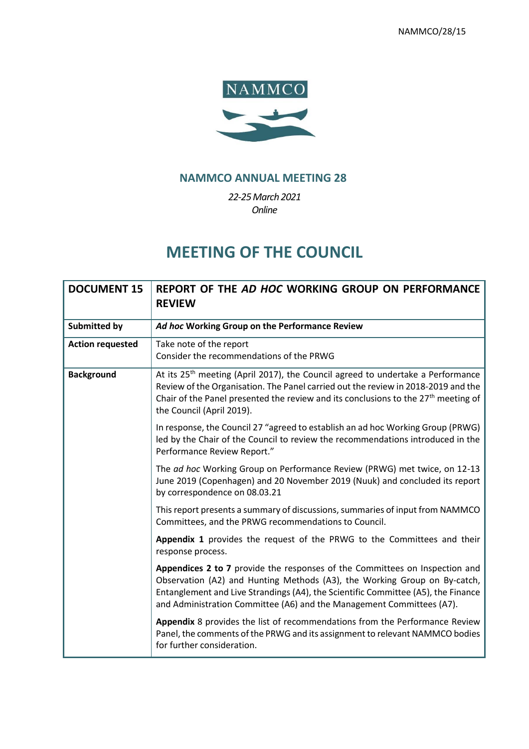NAMMCO/28/15

NAMMCO

## NAMMCO ANNUAL MEETING 28

*22-25 March 2021*
*Online*

# MEETING OF THE COUNCIL

| **DOCUMENT 15** | **REPORT OF THE *AD HOC* WORKING GROUP ON PERFORMANCE REVIEW** |
|---|---|
| **Submitted by** | ***Ad hoc* Working Group on the Performance Review** |
| **Action requested** | Take note of the report<br>Consider the recommendations of the PRWG |
| **Background** | At its 25th meeting (April 2017), the Council agreed to undertake a Performance Review of the Organisation. The Panel carried out the review in 2018-2019 and the Chair of the Panel presented the review and its conclusions to the 27th meeting of the Council (April 2019).<br><br>In response, the Council 27 "agreed to establish an ad hoc Working Group (PRWG) led by the Chair of the Council to review the recommendations introduced in the Performance Review Report."<br><br>The *ad hoc* Working Group on Performance Review (PRWG) met twice, on 12-13 June 2019 (Copenhagen) and 20 November 2019 (Nuuk) and concluded its report by correspondence on 08.03.21<br><br>This report presents a summary of discussions, summaries of input from NAMMCO Committees, and the PRWG recommendations to Council.<br><br>**Appendix 1** provides the request of the PRWG to the Committees and their response process.<br><br>**Appendices 2 to 7** provide the responses of the Committees on Inspection and Observation (A2) and Hunting Methods (A3), the Working Group on By-catch, Entanglement and Live Strandings (A4), the Scientific Committee (A5), the Finance and Administration Committee (A6) and the Management Committees (A7).<br><br>**Appendix** 8 provides the list of recommendations from the Performance Review Panel, the comments of the PRWG and its assignment to relevant NAMMCO bodies for further consideration. |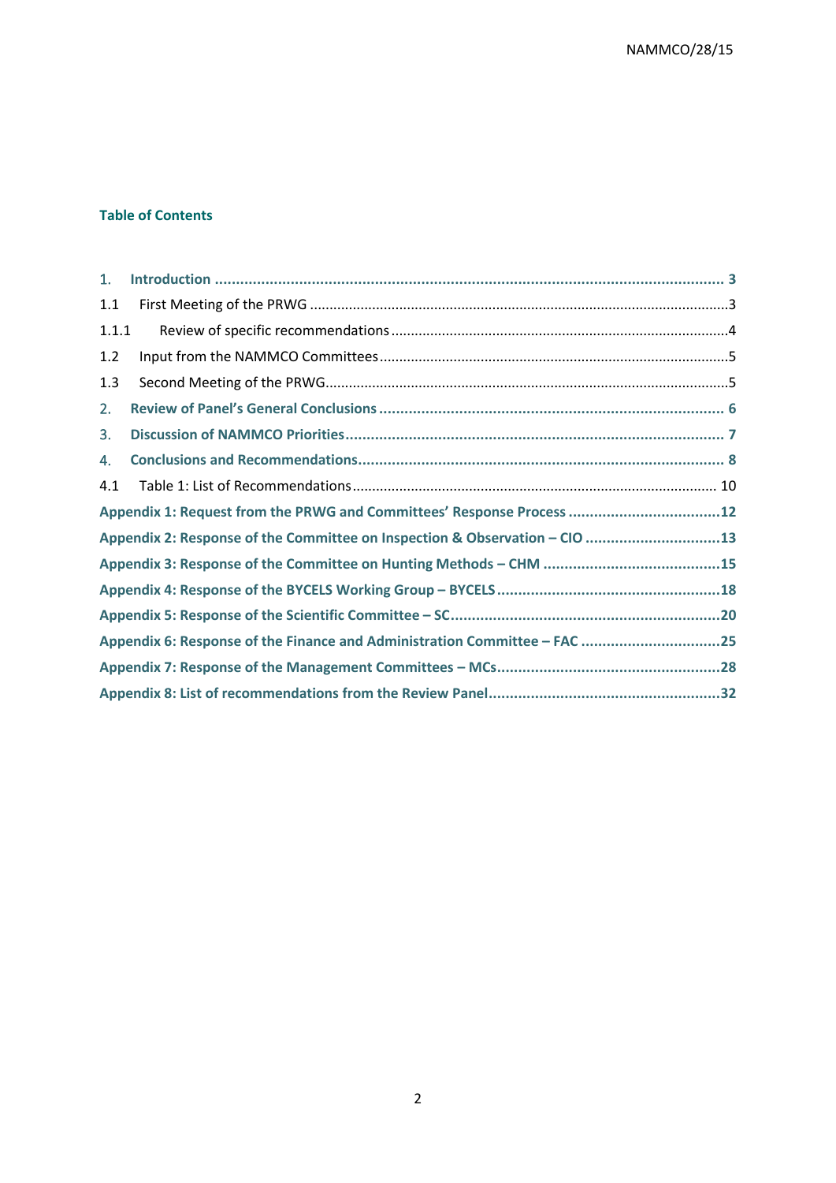## Table of Contents

1. **Introduction** ..... 3
1.1 First Meeting of the PRWG ..... 3
1.1.1 Review of specific recommendations ..... 4
1.2 Input from the NAMMCO Committees ..... 5
1.3 Second Meeting of the PRWG ..... 5
2. **Review of Panel's General Conclusions** ..... 6
3. **Discussion of NAMMCO Priorities** ..... 7
4. **Conclusions and Recommendations** ..... 8
4.1 Table 1: List of Recommendations ..... 10
**Appendix 1: Request from the PRWG and Committees' Response Process** ..... 12
**Appendix 2: Response of the Committee on Inspection & Observation – CIO** ..... 13
**Appendix 3: Response of the Committee on Hunting Methods – CHM** ..... 15
**Appendix 4: Response of the BYCELS Working Group – BYCELS** ..... 18
**Appendix 5: Response of the Scientific Committee – SC** ..... 20
**Appendix 6: Response of the Finance and Administration Committee – FAC** ..... 25
**Appendix 7: Response of the Management Committees – MCs** ..... 28
**Appendix 8: List of recommendations from the Review Panel** ..... 32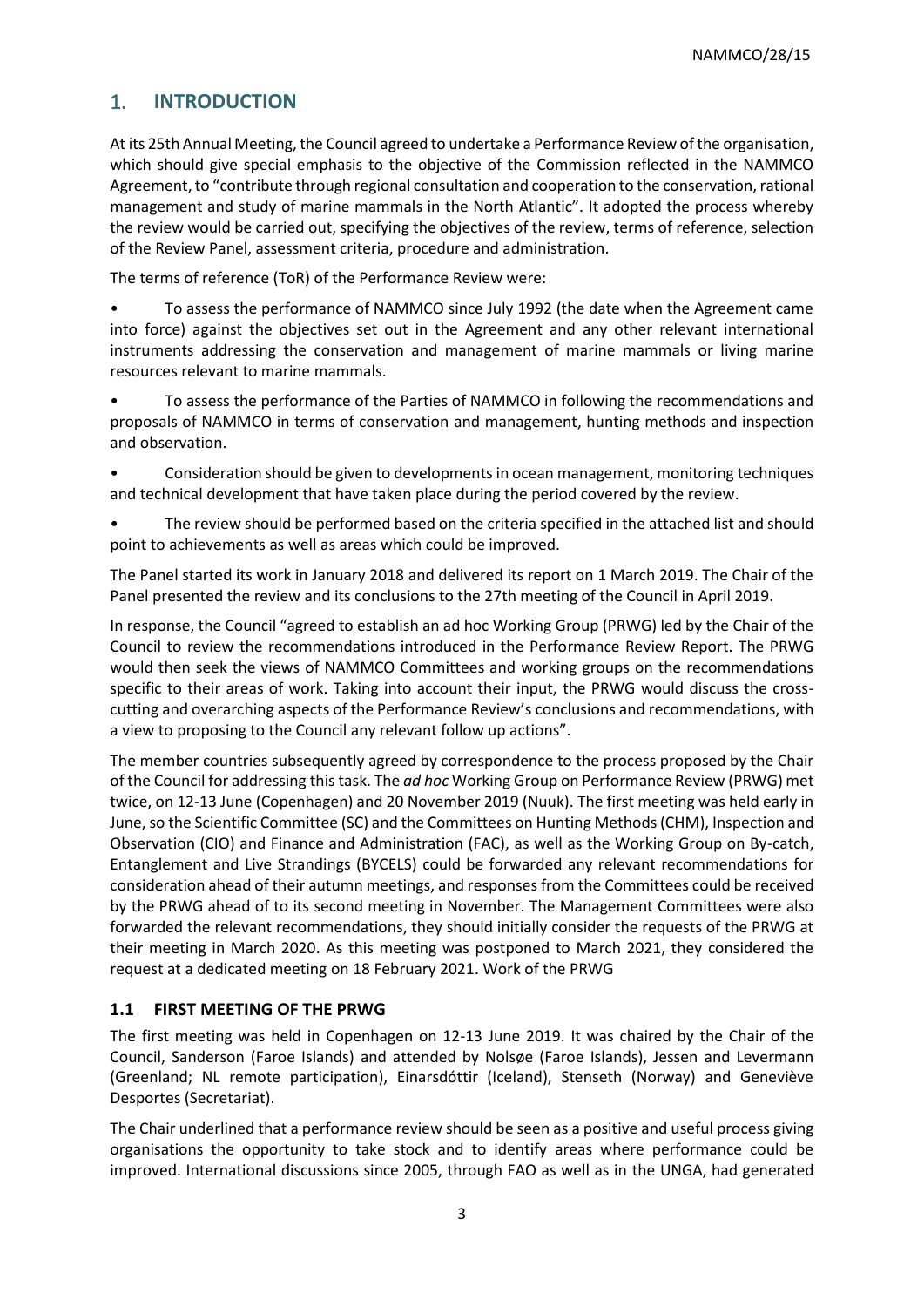## 1. INTRODUCTION

At its 25th Annual Meeting, the Council agreed to undertake a Performance Review of the organisation, which should give special emphasis to the objective of the Commission reflected in the NAMMCO Agreement, to "contribute through regional consultation and cooperation to the conservation, rational management and study of marine mammals in the North Atlantic". It adopted the process whereby the review would be carried out, specifying the objectives of the review, terms of reference, selection of the Review Panel, assessment criteria, procedure and administration.

The terms of reference (ToR) of the Performance Review were:

- To assess the performance of NAMMCO since July 1992 (the date when the Agreement came into force) against the objectives set out in the Agreement and any other relevant international instruments addressing the conservation and management of marine mammals or living marine resources relevant to marine mammals.
- To assess the performance of the Parties of NAMMCO in following the recommendations and proposals of NAMMCO in terms of conservation and management, hunting methods and inspection and observation.
- Consideration should be given to developments in ocean management, monitoring techniques and technical development that have taken place during the period covered by the review.
- The review should be performed based on the criteria specified in the attached list and should point to achievements as well as areas which could be improved.

The Panel started its work in January 2018 and delivered its report on 1 March 2019. The Chair of the Panel presented the review and its conclusions to the 27th meeting of the Council in April 2019.

In response, the Council "agreed to establish an ad hoc Working Group (PRWG) led by the Chair of the Council to review the recommendations introduced in the Performance Review Report. The PRWG would then seek the views of NAMMCO Committees and working groups on the recommendations specific to their areas of work. Taking into account their input, the PRWG would discuss the cross-cutting and overarching aspects of the Performance Review's conclusions and recommendations, with a view to proposing to the Council any relevant follow up actions".

The member countries subsequently agreed by correspondence to the process proposed by the Chair of the Council for addressing this task. The *ad hoc* Working Group on Performance Review (PRWG) met twice, on 12-13 June (Copenhagen) and 20 November 2019 (Nuuk). The first meeting was held early in June, so the Scientific Committee (SC) and the Committees on Hunting Methods (CHM), Inspection and Observation (CIO) and Finance and Administration (FAC), as well as the Working Group on By-catch, Entanglement and Live Strandings (BYCELS) could be forwarded any relevant recommendations for consideration ahead of their autumn meetings, and responses from the Committees could be received by the PRWG ahead of to its second meeting in November. The Management Committees were also forwarded the relevant recommendations, they should initially consider the requests of the PRWG at their meeting in March 2020. As this meeting was postponed to March 2021, they considered the request at a dedicated meeting on 18 February 2021. Work of the PRWG

### 1.1 FIRST MEETING OF THE PRWG

The first meeting was held in Copenhagen on 12-13 June 2019. It was chaired by the Chair of the Council, Sanderson (Faroe Islands) and attended by Nolsøe (Faroe Islands), Jessen and Levermann (Greenland; NL remote participation), Einarsdóttir (Iceland), Stenseth (Norway) and Geneviève Desportes (Secretariat).

The Chair underlined that a performance review should be seen as a positive and useful process giving organisations the opportunity to take stock and to identify areas where performance could be improved. International discussions since 2005, through FAO as well as in the UNGA, had generated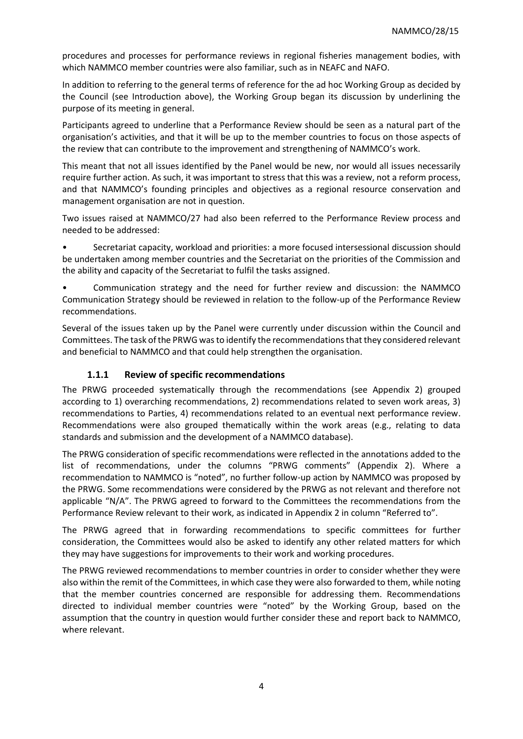procedures and processes for performance reviews in regional fisheries management bodies, with which NAMMCO member countries were also familiar, such as in NEAFC and NAFO.

In addition to referring to the general terms of reference for the ad hoc Working Group as decided by the Council (see Introduction above), the Working Group began its discussion by underlining the purpose of its meeting in general.

Participants agreed to underline that a Performance Review should be seen as a natural part of the organisation's activities, and that it will be up to the member countries to focus on those aspects of the review that can contribute to the improvement and strengthening of NAMMCO's work.

This meant that not all issues identified by the Panel would be new, nor would all issues necessarily require further action. As such, it was important to stress that this was a review, not a reform process, and that NAMMCO's founding principles and objectives as a regional resource conservation and management organisation are not in question.

Two issues raised at NAMMCO/27 had also been referred to the Performance Review process and needed to be addressed:

- Secretariat capacity, workload and priorities: a more focused intersessional discussion should be undertaken among member countries and the Secretariat on the priorities of the Commission and the ability and capacity of the Secretariat to fulfil the tasks assigned.
- Communication strategy and the need for further review and discussion: the NAMMCO Communication Strategy should be reviewed in relation to the follow-up of the Performance Review recommendations.

Several of the issues taken up by the Panel were currently under discussion within the Council and Committees. The task of the PRWG was to identify the recommendations that they considered relevant and beneficial to NAMMCO and that could help strengthen the organisation.

### 1.1.1 Review of specific recommendations

The PRWG proceeded systematically through the recommendations (see Appendix 2) grouped according to 1) overarching recommendations, 2) recommendations related to seven work areas, 3) recommendations to Parties, 4) recommendations related to an eventual next performance review. Recommendations were also grouped thematically within the work areas (e.g., relating to data standards and submission and the development of a NAMMCO database).

The PRWG consideration of specific recommendations were reflected in the annotations added to the list of recommendations, under the columns "PRWG comments" (Appendix 2). Where a recommendation to NAMMCO is "noted", no further follow-up action by NAMMCO was proposed by the PRWG. Some recommendations were considered by the PRWG as not relevant and therefore not applicable "N/A". The PRWG agreed to forward to the Committees the recommendations from the Performance Review relevant to their work, as indicated in Appendix 2 in column "Referred to".

The PRWG agreed that in forwarding recommendations to specific committees for further consideration, the Committees would also be asked to identify any other related matters for which they may have suggestions for improvements to their work and working procedures.

The PRWG reviewed recommendations to member countries in order to consider whether they were also within the remit of the Committees, in which case they were also forwarded to them, while noting that the member countries concerned are responsible for addressing them. Recommendations directed to individual member countries were "noted" by the Working Group, based on the assumption that the country in question would further consider these and report back to NAMMCO, where relevant.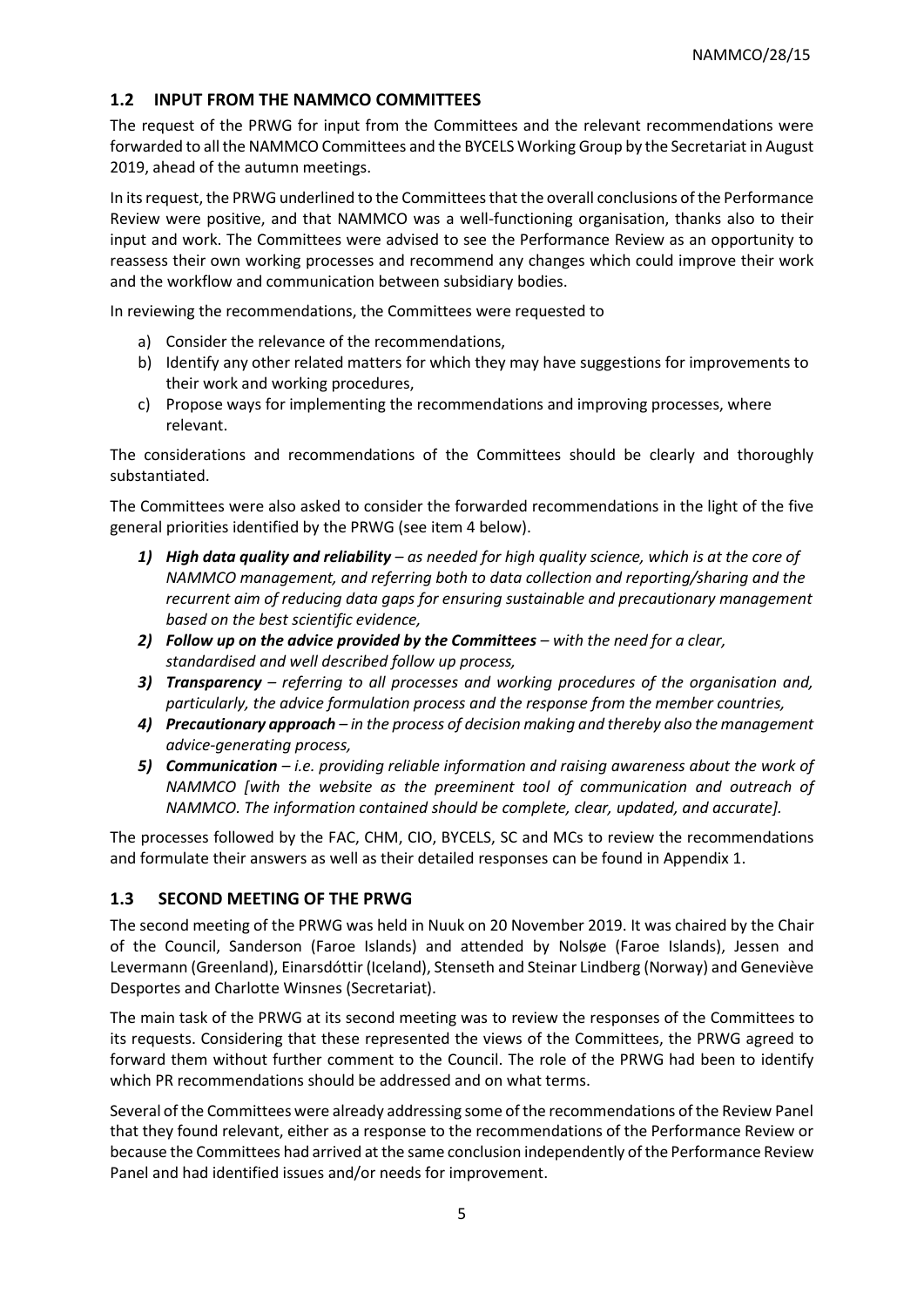## 1.2 INPUT FROM THE NAMMCO COMMITTEES

The request of the PRWG for input from the Committees and the relevant recommendations were forwarded to all the NAMMCO Committees and the BYCELS Working Group by the Secretariat in August 2019, ahead of the autumn meetings.

In its request, the PRWG underlined to the Committees that the overall conclusions of the Performance Review were positive, and that NAMMCO was a well-functioning organisation, thanks also to their input and work. The Committees were advised to see the Performance Review as an opportunity to reassess their own working processes and recommend any changes which could improve their work and the workflow and communication between subsidiary bodies.

In reviewing the recommendations, the Committees were requested to

a) Consider the relevance of the recommendations,
b) Identify any other related matters for which they may have suggestions for improvements to their work and working procedures,
c) Propose ways for implementing the recommendations and improving processes, where relevant.

The considerations and recommendations of the Committees should be clearly and thoroughly substantiated.

The Committees were also asked to consider the forwarded recommendations in the light of the five general priorities identified by the PRWG (see item 4 below).

1) ***High data quality and reliability*** *– as needed for high quality science, which is at the core of NAMMCO management, and referring both to data collection and reporting/sharing and the recurrent aim of reducing data gaps for ensuring sustainable and precautionary management based on the best scientific evidence,*
2) ***Follow up on the advice provided by the Committees*** *– with the need for a clear, standardised and well described follow up process,*
3) ***Transparency*** *– referring to all processes and working procedures of the organisation and, particularly, the advice formulation process and the response from the member countries,*
4) ***Precautionary approach*** *– in the process of decision making and thereby also the management advice-generating process,*
5) ***Communication*** *– i.e. providing reliable information and raising awareness about the work of NAMMCO [with the website as the preeminent tool of communication and outreach of NAMMCO. The information contained should be complete, clear, updated, and accurate].*

The processes followed by the FAC, CHM, CIO, BYCELS, SC and MCs to review the recommendations and formulate their answers as well as their detailed responses can be found in Appendix 1.

## 1.3 SECOND MEETING OF THE PRWG

The second meeting of the PRWG was held in Nuuk on 20 November 2019. It was chaired by the Chair of the Council, Sanderson (Faroe Islands) and attended by Nolsøe (Faroe Islands), Jessen and Levermann (Greenland), Einarsdóttir (Iceland), Stenseth and Steinar Lindberg (Norway) and Geneviève Desportes and Charlotte Winsnes (Secretariat).

The main task of the PRWG at its second meeting was to review the responses of the Committees to its requests. Considering that these represented the views of the Committees, the PRWG agreed to forward them without further comment to the Council. The role of the PRWG had been to identify which PR recommendations should be addressed and on what terms.

Several of the Committees were already addressing some of the recommendations of the Review Panel that they found relevant, either as a response to the recommendations of the Performance Review or because the Committees had arrived at the same conclusion independently of the Performance Review Panel and had identified issues and/or needs for improvement.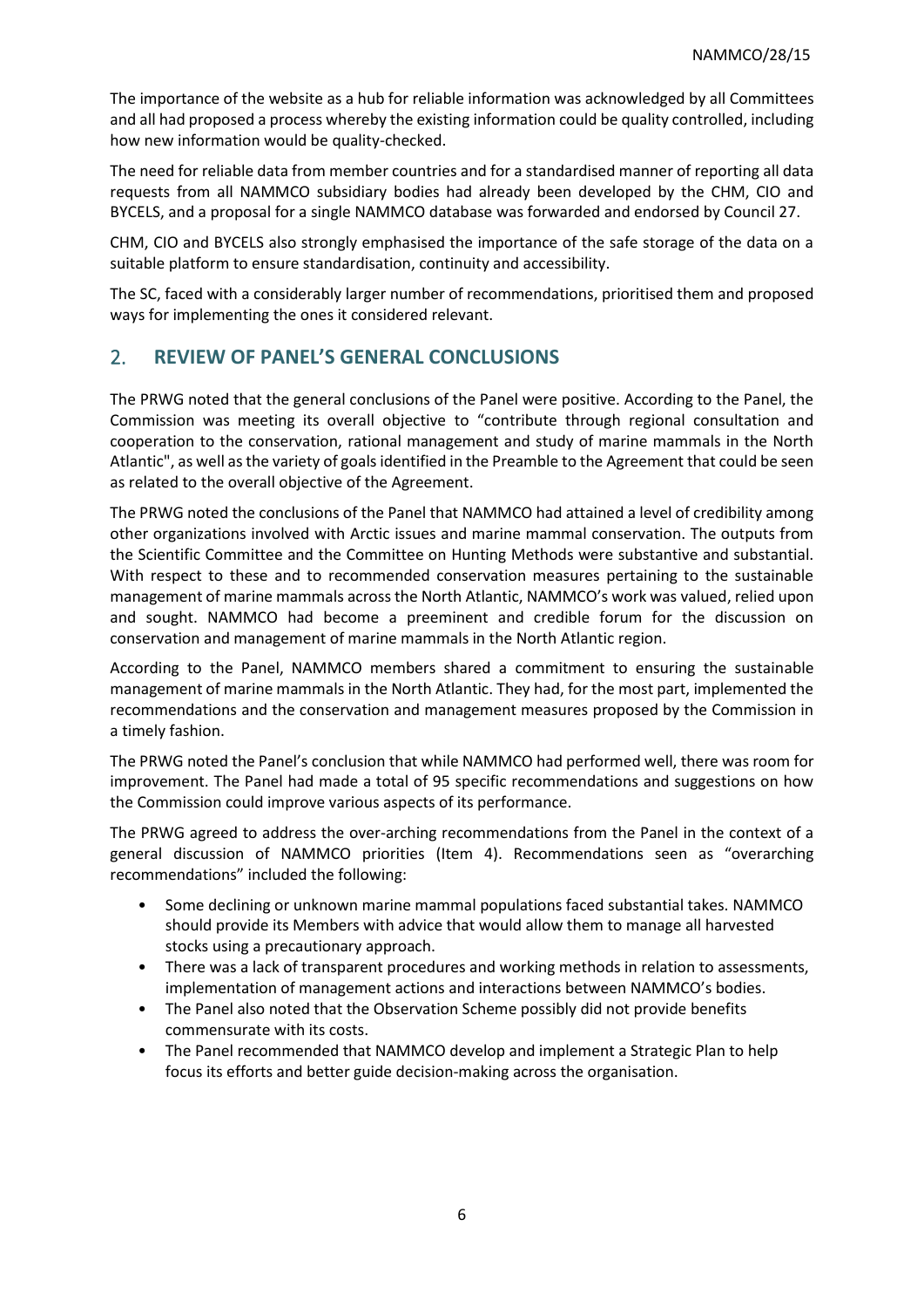The importance of the website as a hub for reliable information was acknowledged by all Committees and all had proposed a process whereby the existing information could be quality controlled, including how new information would be quality-checked.

The need for reliable data from member countries and for a standardised manner of reporting all data requests from all NAMMCO subsidiary bodies had already been developed by the CHM, CIO and BYCELS, and a proposal for a single NAMMCO database was forwarded and endorsed by Council 27.

CHM, CIO and BYCELS also strongly emphasised the importance of the safe storage of the data on a suitable platform to ensure standardisation, continuity and accessibility.

The SC, faced with a considerably larger number of recommendations, prioritised them and proposed ways for implementing the ones it considered relevant.

## 2. REVIEW OF PANEL'S GENERAL CONCLUSIONS

The PRWG noted that the general conclusions of the Panel were positive. According to the Panel, the Commission was meeting its overall objective to "contribute through regional consultation and cooperation to the conservation, rational management and study of marine mammals in the North Atlantic", as well as the variety of goals identified in the Preamble to the Agreement that could be seen as related to the overall objective of the Agreement.

The PRWG noted the conclusions of the Panel that NAMMCO had attained a level of credibility among other organizations involved with Arctic issues and marine mammal conservation. The outputs from the Scientific Committee and the Committee on Hunting Methods were substantive and substantial. With respect to these and to recommended conservation measures pertaining to the sustainable management of marine mammals across the North Atlantic, NAMMCO's work was valued, relied upon and sought. NAMMCO had become a preeminent and credible forum for the discussion on conservation and management of marine mammals in the North Atlantic region.

According to the Panel, NAMMCO members shared a commitment to ensuring the sustainable management of marine mammals in the North Atlantic. They had, for the most part, implemented the recommendations and the conservation and management measures proposed by the Commission in a timely fashion.

The PRWG noted the Panel's conclusion that while NAMMCO had performed well, there was room for improvement. The Panel had made a total of 95 specific recommendations and suggestions on how the Commission could improve various aspects of its performance.

The PRWG agreed to address the over-arching recommendations from the Panel in the context of a general discussion of NAMMCO priorities (Item 4). Recommendations seen as "overarching recommendations" included the following:

- Some declining or unknown marine mammal populations faced substantial takes. NAMMCO should provide its Members with advice that would allow them to manage all harvested stocks using a precautionary approach.
- There was a lack of transparent procedures and working methods in relation to assessments, implementation of management actions and interactions between NAMMCO's bodies.
- The Panel also noted that the Observation Scheme possibly did not provide benefits commensurate with its costs.
- The Panel recommended that NAMMCO develop and implement a Strategic Plan to help focus its efforts and better guide decision-making across the organisation.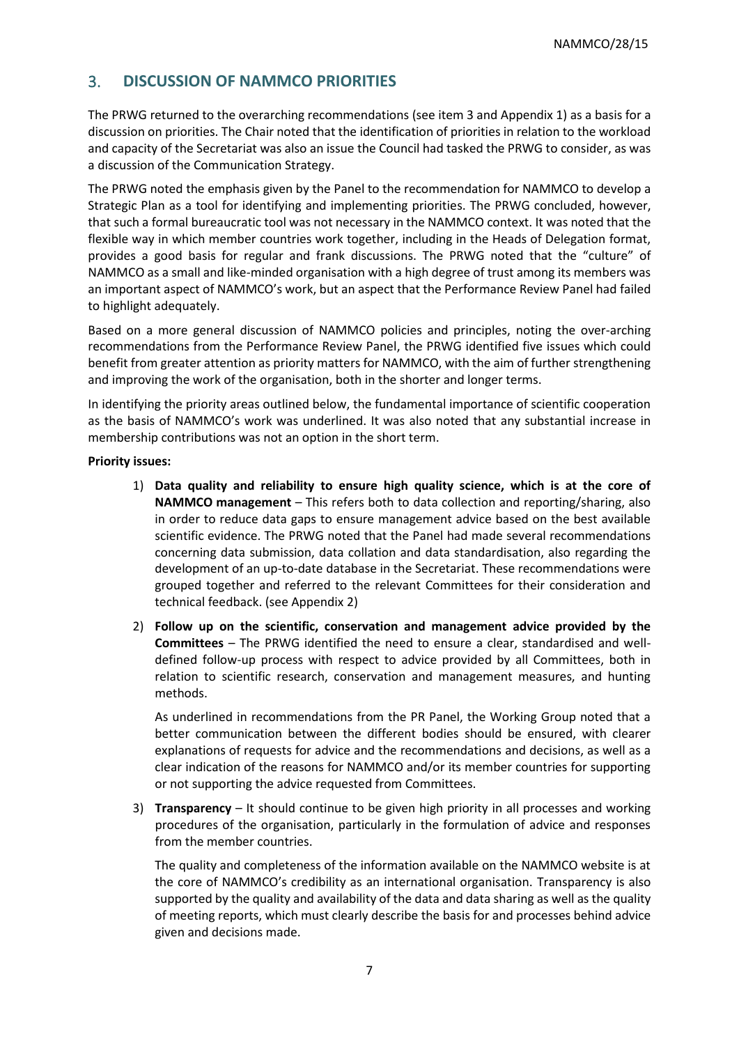## 3. DISCUSSION OF NAMMCO PRIORITIES

The PRWG returned to the overarching recommendations (see item 3 and Appendix 1) as a basis for a discussion on priorities. The Chair noted that the identification of priorities in relation to the workload and capacity of the Secretariat was also an issue the Council had tasked the PRWG to consider, as was a discussion of the Communication Strategy.

The PRWG noted the emphasis given by the Panel to the recommendation for NAMMCO to develop a Strategic Plan as a tool for identifying and implementing priorities. The PRWG concluded, however, that such a formal bureaucratic tool was not necessary in the NAMMCO context. It was noted that the flexible way in which member countries work together, including in the Heads of Delegation format, provides a good basis for regular and frank discussions. The PRWG noted that the "culture" of NAMMCO as a small and like-minded organisation with a high degree of trust among its members was an important aspect of NAMMCO's work, but an aspect that the Performance Review Panel had failed to highlight adequately.

Based on a more general discussion of NAMMCO policies and principles, noting the over-arching recommendations from the Performance Review Panel, the PRWG identified five issues which could benefit from greater attention as priority matters for NAMMCO, with the aim of further strengthening and improving the work of the organisation, both in the shorter and longer terms.

In identifying the priority areas outlined below, the fundamental importance of scientific cooperation as the basis of NAMMCO's work was underlined. It was also noted that any substantial increase in membership contributions was not an option in the short term.

**Priority issues:**

1) **Data quality and reliability to ensure high quality science, which is at the core of NAMMCO management** – This refers both to data collection and reporting/sharing, also in order to reduce data gaps to ensure management advice based on the best available scientific evidence. The PRWG noted that the Panel had made several recommendations concerning data submission, data collation and data standardisation, also regarding the development of an up-to-date database in the Secretariat. These recommendations were grouped together and referred to the relevant Committees for their consideration and technical feedback. (see Appendix 2)

2) **Follow up on the scientific, conservation and management advice provided by the Committees** – The PRWG identified the need to ensure a clear, standardised and well-defined follow-up process with respect to advice provided by all Committees, both in relation to scientific research, conservation and management measures, and hunting methods.

   As underlined in recommendations from the PR Panel, the Working Group noted that a better communication between the different bodies should be ensured, with clearer explanations of requests for advice and the recommendations and decisions, as well as a clear indication of the reasons for NAMMCO and/or its member countries for supporting or not supporting the advice requested from Committees.

3) **Transparency** – It should continue to be given high priority in all processes and working procedures of the organisation, particularly in the formulation of advice and responses from the member countries.

   The quality and completeness of the information available on the NAMMCO website is at the core of NAMMCO's credibility as an international organisation. Transparency is also supported by the quality and availability of the data and data sharing as well as the quality of meeting reports, which must clearly describe the basis for and processes behind advice given and decisions made.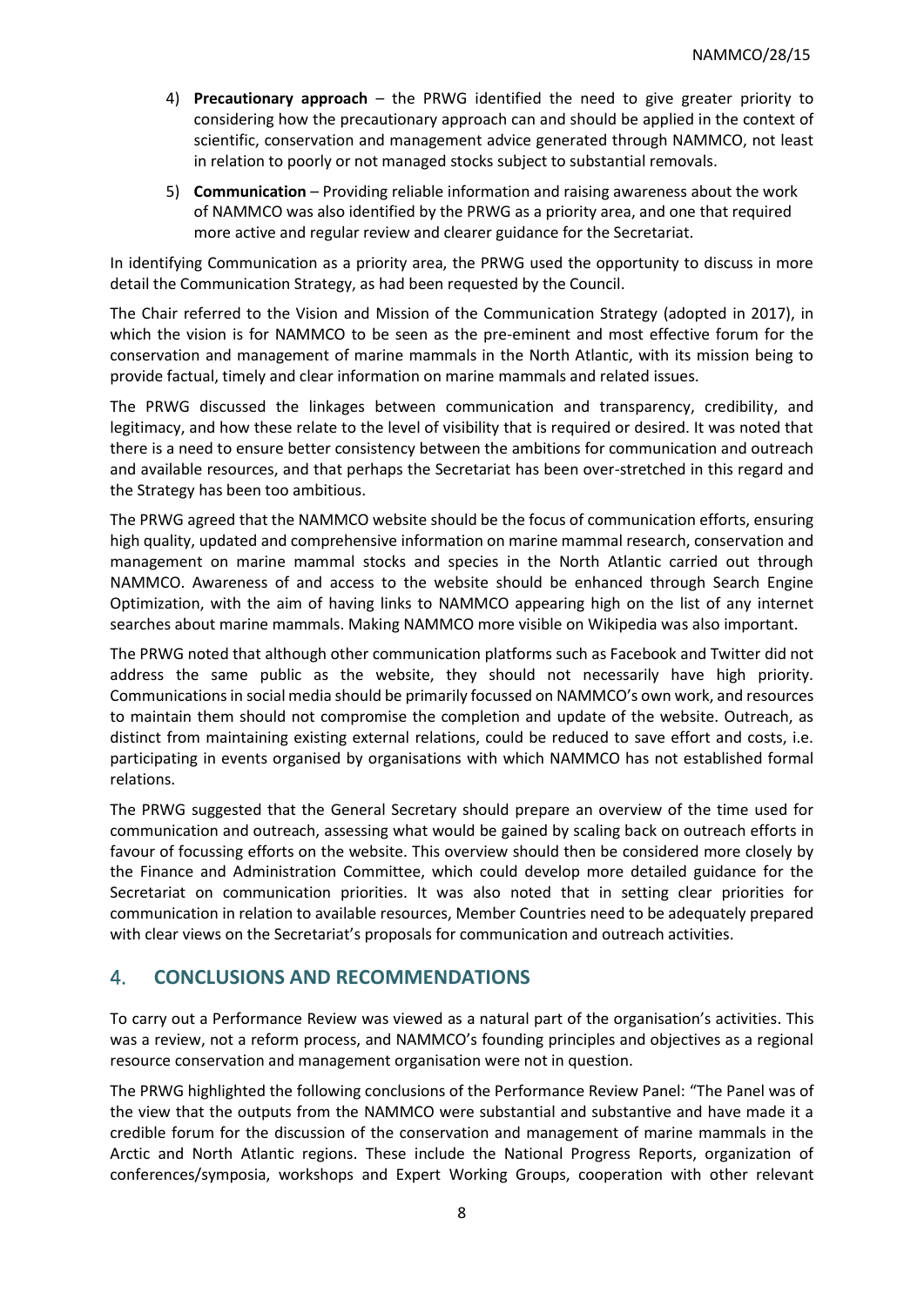4) **Precautionary approach** – the PRWG identified the need to give greater priority to considering how the precautionary approach can and should be applied in the context of scientific, conservation and management advice generated through NAMMCO, not least in relation to poorly or not managed stocks subject to substantial removals.

5) **Communication** – Providing reliable information and raising awareness about the work of NAMMCO was also identified by the PRWG as a priority area, and one that required more active and regular review and clearer guidance for the Secretariat.

In identifying Communication as a priority area, the PRWG used the opportunity to discuss in more detail the Communication Strategy, as had been requested by the Council.

The Chair referred to the Vision and Mission of the Communication Strategy (adopted in 2017), in which the vision is for NAMMCO to be seen as the pre-eminent and most effective forum for the conservation and management of marine mammals in the North Atlantic, with its mission being to provide factual, timely and clear information on marine mammals and related issues.

The PRWG discussed the linkages between communication and transparency, credibility, and legitimacy, and how these relate to the level of visibility that is required or desired. It was noted that there is a need to ensure better consistency between the ambitions for communication and outreach and available resources, and that perhaps the Secretariat has been over-stretched in this regard and the Strategy has been too ambitious.

The PRWG agreed that the NAMMCO website should be the focus of communication efforts, ensuring high quality, updated and comprehensive information on marine mammal research, conservation and management on marine mammal stocks and species in the North Atlantic carried out through NAMMCO. Awareness of and access to the website should be enhanced through Search Engine Optimization, with the aim of having links to NAMMCO appearing high on the list of any internet searches about marine mammals. Making NAMMCO more visible on Wikipedia was also important.

The PRWG noted that although other communication platforms such as Facebook and Twitter did not address the same public as the website, they should not necessarily have high priority. Communications in social media should be primarily focussed on NAMMCO's own work, and resources to maintain them should not compromise the completion and update of the website. Outreach, as distinct from maintaining existing external relations, could be reduced to save effort and costs, i.e. participating in events organised by organisations with which NAMMCO has not established formal relations.

The PRWG suggested that the General Secretary should prepare an overview of the time used for communication and outreach, assessing what would be gained by scaling back on outreach efforts in favour of focussing efforts on the website. This overview should then be considered more closely by the Finance and Administration Committee, which could develop more detailed guidance for the Secretariat on communication priorities. It was also noted that in setting clear priorities for communication in relation to available resources, Member Countries need to be adequately prepared with clear views on the Secretariat's proposals for communication and outreach activities.

## 4. CONCLUSIONS AND RECOMMENDATIONS

To carry out a Performance Review was viewed as a natural part of the organisation's activities. This was a review, not a reform process, and NAMMCO's founding principles and objectives as a regional resource conservation and management organisation were not in question.

The PRWG highlighted the following conclusions of the Performance Review Panel: "The Panel was of the view that the outputs from the NAMMCO were substantial and substantive and have made it a credible forum for the discussion of the conservation and management of marine mammals in the Arctic and North Atlantic regions. These include the National Progress Reports, organization of conferences/symposia, workshops and Expert Working Groups, cooperation with other relevant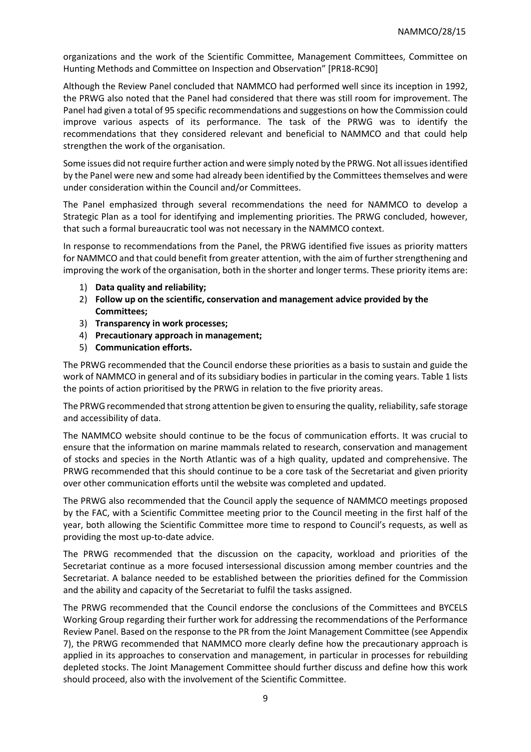organizations and the work of the Scientific Committee, Management Committees, Committee on Hunting Methods and Committee on Inspection and Observation" [PR18-RC90]

Although the Review Panel concluded that NAMMCO had performed well since its inception in 1992, the PRWG also noted that the Panel had considered that there was still room for improvement. The Panel had given a total of 95 specific recommendations and suggestions on how the Commission could improve various aspects of its performance. The task of the PRWG was to identify the recommendations that they considered relevant and beneficial to NAMMCO and that could help strengthen the work of the organisation.

Some issues did not require further action and were simply noted by the PRWG. Not all issues identified by the Panel were new and some had already been identified by the Committees themselves and were under consideration within the Council and/or Committees.

The Panel emphasized through several recommendations the need for NAMMCO to develop a Strategic Plan as a tool for identifying and implementing priorities. The PRWG concluded, however, that such a formal bureaucratic tool was not necessary in the NAMMCO context.

In response to recommendations from the Panel, the PRWG identified five issues as priority matters for NAMMCO and that could benefit from greater attention, with the aim of further strengthening and improving the work of the organisation, both in the shorter and longer terms. These priority items are:

1) **Data quality and reliability;**
2) **Follow up on the scientific, conservation and management advice provided by the Committees;**
3) **Transparency in work processes;**
4) **Precautionary approach in management;**
5) **Communication efforts.**

The PRWG recommended that the Council endorse these priorities as a basis to sustain and guide the work of NAMMCO in general and of its subsidiary bodies in particular in the coming years. Table 1 lists the points of action prioritised by the PRWG in relation to the five priority areas.

The PRWG recommended that strong attention be given to ensuring the quality, reliability, safe storage and accessibility of data.

The NAMMCO website should continue to be the focus of communication efforts. It was crucial to ensure that the information on marine mammals related to research, conservation and management of stocks and species in the North Atlantic was of a high quality, updated and comprehensive. The PRWG recommended that this should continue to be a core task of the Secretariat and given priority over other communication efforts until the website was completed and updated.

The PRWG also recommended that the Council apply the sequence of NAMMCO meetings proposed by the FAC, with a Scientific Committee meeting prior to the Council meeting in the first half of the year, both allowing the Scientific Committee more time to respond to Council's requests, as well as providing the most up-to-date advice.

The PRWG recommended that the discussion on the capacity, workload and priorities of the Secretariat continue as a more focused intersessional discussion among member countries and the Secretariat. A balance needed to be established between the priorities defined for the Commission and the ability and capacity of the Secretariat to fulfil the tasks assigned.

The PRWG recommended that the Council endorse the conclusions of the Committees and BYCELS Working Group regarding their further work for addressing the recommendations of the Performance Review Panel. Based on the response to the PR from the Joint Management Committee (see Appendix 7), the PRWG recommended that NAMMCO more clearly define how the precautionary approach is applied in its approaches to conservation and management, in particular in processes for rebuilding depleted stocks. The Joint Management Committee should further discuss and define how this work should proceed, also with the involvement of the Scientific Committee.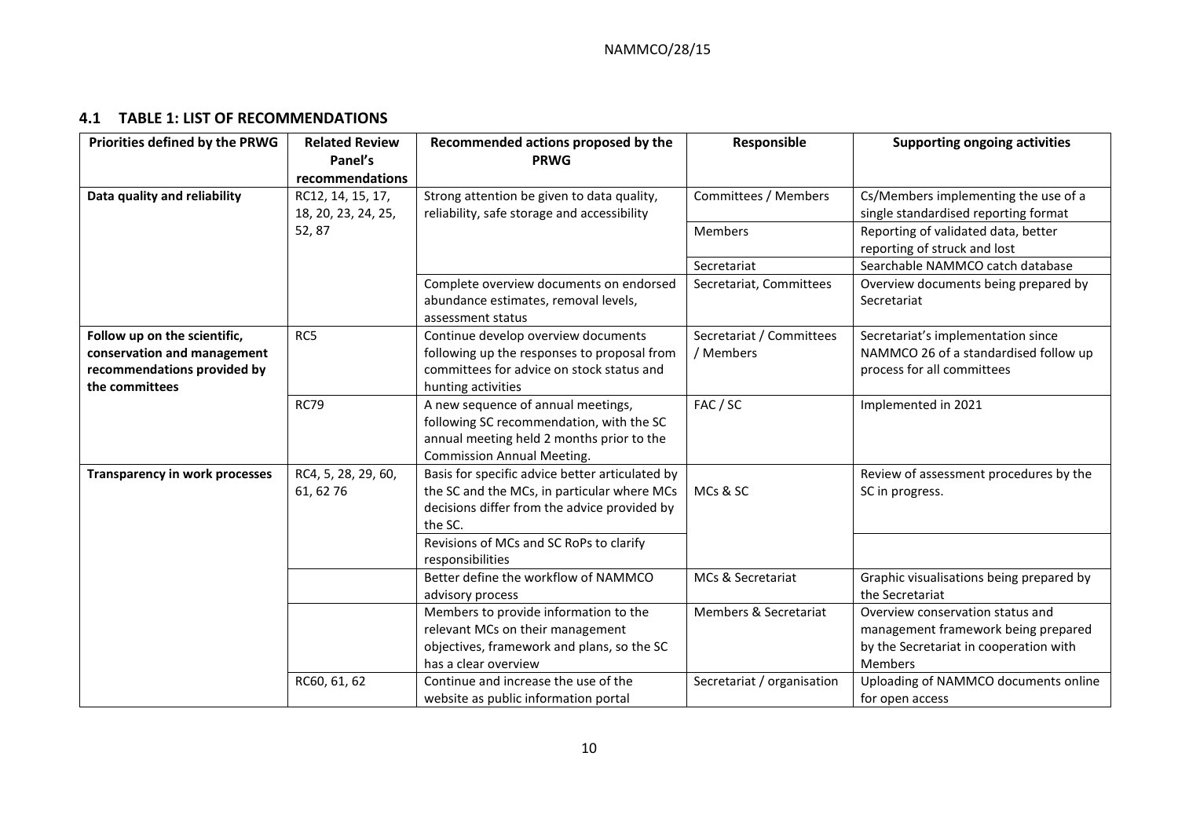## 4.1 TABLE 1: LIST OF RECOMMENDATIONS

| Priorities defined by the PRWG | Related Review Panel's recommendations | Recommended actions proposed by the PRWG | Responsible | Supporting ongoing activities |
|---|---|---|---|---|
| **Data quality and reliability** | RC12, 14, 15, 17, 18, 20, 23, 24, 25, 52, 87 | Strong attention be given to data quality, reliability, safe storage and accessibility | Committees / Members | Cs/Members implementing the use of a single standardised reporting format |
| | | | Members | Reporting of validated data, better reporting of struck and lost |
| | | | Secretariat | Searchable NAMMCO catch database |
| | | Complete overview documents on endorsed abundance estimates, removal levels, assessment status | Secretariat, Committees | Overview documents being prepared by Secretariat |
| **Follow up on the scientific, conservation and management recommendations provided by the committees** | RC5 | Continue develop overview documents following up the responses to proposal from committees for advice on stock status and hunting activities | Secretariat / Committees / Members | Secretariat's implementation since NAMMCO 26 of a standardised follow up process for all committees |
| | RC79 | A new sequence of annual meetings, following SC recommendation, with the SC annual meeting held 2 months prior to the Commission Annual Meeting. | FAC / SC | Implemented in 2021 |
| **Transparency in work processes** | RC4, 5, 28, 29, 60, 61, 62 76 | Basis for specific advice better articulated by the SC and the MCs, in particular where MCs decisions differ from the advice provided by the SC. | MCs & SC | Review of assessment procedures by the SC in progress. |
| | | Revisions of MCs and SC RoPs to clarify responsibilities | | |
| | | Better define the workflow of NAMMCO advisory process | MCs & Secretariat | Graphic visualisations being prepared by the Secretariat |
| | | Members to provide information to the relevant MCs on their management objectives, framework and plans, so the SC has a clear overview | Members & Secretariat | Overview conservation status and management framework being prepared by the Secretariat in cooperation with Members |
| | RC60, 61, 62 | Continue and increase the use of the website as public information portal | Secretariat / organisation | Uploading of NAMMCO documents online for open access |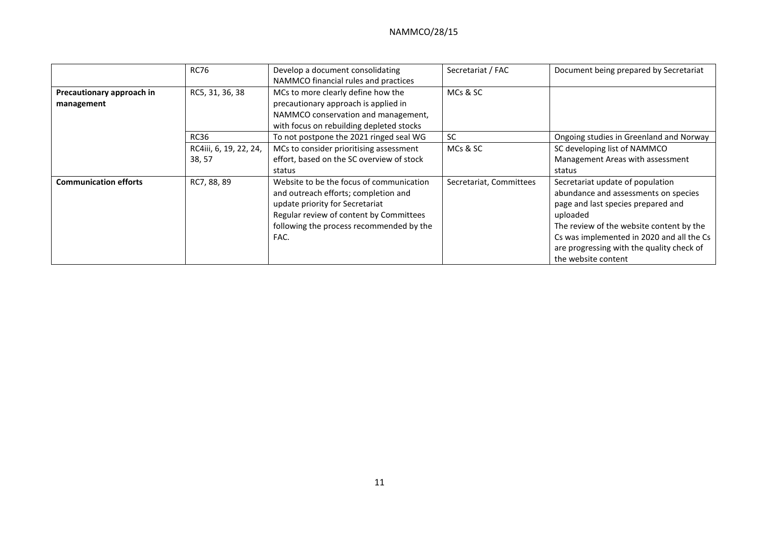| | | | | |
|---|---|---|---|---|
| | RC76 | Develop a document consolidating NAMMCO financial rules and practices | Secretariat / FAC | Document being prepared by Secretariat |
| **Precautionary approach in management** | RC5, 31, 36, 38 | MCs to more clearly define how the precautionary approach is applied in NAMMCO conservation and management, with focus on rebuilding depleted stocks | MCs & SC | |
| | RC36 | To not postpone the 2021 ringed seal WG | SC | Ongoing studies in Greenland and Norway |
| | RC4iii, 6, 19, 22, 24, 38, 57 | MCs to consider prioritising assessment effort, based on the SC overview of stock status | MCs & SC | SC developing list of NAMMCO Management Areas with assessment status |
| **Communication efforts** | RC7, 88, 89 | Website to be the focus of communication and outreach efforts; completion and update priority for Secretariat<br>Regular review of content by Committees following the process recommended by the FAC. | Secretariat, Committees | Secretariat update of population abundance and assessments on species page and last species prepared and uploaded<br>The review of the website content by the Cs was implemented in 2020 and all the Cs are progressing with the quality check of the website content |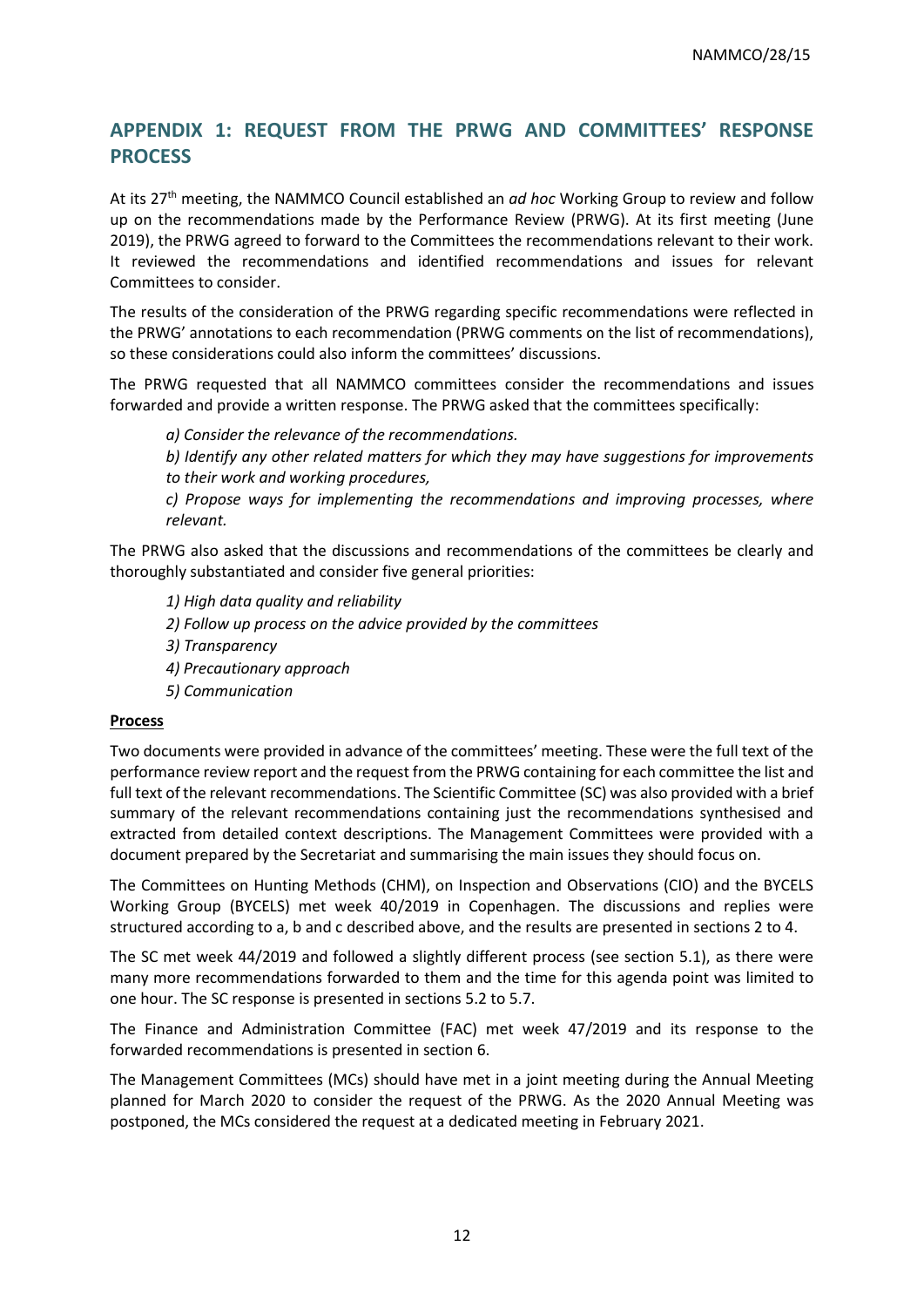## APPENDIX 1: REQUEST FROM THE PRWG AND COMMITTEES' RESPONSE PROCESS

At its 27th meeting, the NAMMCO Council established an *ad hoc* Working Group to review and follow up on the recommendations made by the Performance Review (PRWG). At its first meeting (June 2019), the PRWG agreed to forward to the Committees the recommendations relevant to their work. It reviewed the recommendations and identified recommendations and issues for relevant Committees to consider.

The results of the consideration of the PRWG regarding specific recommendations were reflected in the PRWG' annotations to each recommendation (PRWG comments on the list of recommendations), so these considerations could also inform the committees' discussions.

The PRWG requested that all NAMMCO committees consider the recommendations and issues forwarded and provide a written response. The PRWG asked that the committees specifically:

> *a) Consider the relevance of the recommendations.*
>
> *b) Identify any other related matters for which they may have suggestions for improvements to their work and working procedures,*
>
> *c) Propose ways for implementing the recommendations and improving processes, where relevant.*

The PRWG also asked that the discussions and recommendations of the committees be clearly and thoroughly substantiated and consider five general priorities:

> *1) High data quality and reliability*
>
> *2) Follow up process on the advice provided by the committees*
>
> *3) Transparency*
>
> *4) Precautionary approach*
>
> *5) Communication*

**Process**

Two documents were provided in advance of the committees' meeting. These were the full text of the performance review report and the request from the PRWG containing for each committee the list and full text of the relevant recommendations. The Scientific Committee (SC) was also provided with a brief summary of the relevant recommendations containing just the recommendations synthesised and extracted from detailed context descriptions. The Management Committees were provided with a document prepared by the Secretariat and summarising the main issues they should focus on.

The Committees on Hunting Methods (CHM), on Inspection and Observations (CIO) and the BYCELS Working Group (BYCELS) met week 40/2019 in Copenhagen. The discussions and replies were structured according to a, b and c described above, and the results are presented in sections 2 to 4.

The SC met week 44/2019 and followed a slightly different process (see section 5.1), as there were many more recommendations forwarded to them and the time for this agenda point was limited to one hour. The SC response is presented in sections 5.2 to 5.7.

The Finance and Administration Committee (FAC) met week 47/2019 and its response to the forwarded recommendations is presented in section 6.

The Management Committees (MCs) should have met in a joint meeting during the Annual Meeting planned for March 2020 to consider the request of the PRWG. As the 2020 Annual Meeting was postponed, the MCs considered the request at a dedicated meeting in February 2021.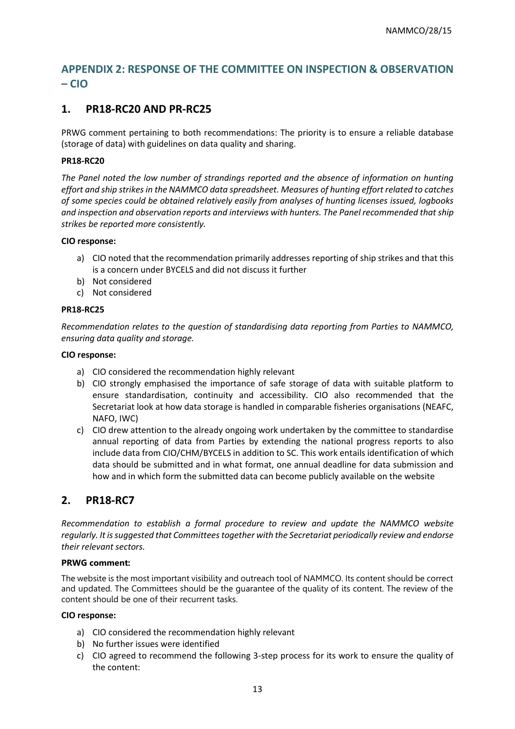## APPENDIX 2: RESPONSE OF THE COMMITTEE ON INSPECTION & OBSERVATION – CIO

### 1. PR18-RC20 AND PR-RC25

PRWG comment pertaining to both recommendations: The priority is to ensure a reliable database (storage of data) with guidelines on data quality and sharing.

**PR18-RC20**

*The Panel noted the low number of strandings reported and the absence of information on hunting effort and ship strikes in the NAMMCO data spreadsheet. Measures of hunting effort related to catches of some species could be obtained relatively easily from analyses of hunting licenses issued, logbooks and inspection and observation reports and interviews with hunters. The Panel recommended that ship strikes be reported more consistently.*

**CIO response:**

a) CIO noted that the recommendation primarily addresses reporting of ship strikes and that this is a concern under BYCELS and did not discuss it further
b) Not considered
c) Not considered

**PR18-RC25**

*Recommendation relates to the question of standardising data reporting from Parties to NAMMCO, ensuring data quality and storage.*

**CIO response:**

a) CIO considered the recommendation highly relevant
b) CIO strongly emphasised the importance of safe storage of data with suitable platform to ensure standardisation, continuity and accessibility. CIO also recommended that the Secretariat look at how data storage is handled in comparable fisheries organisations (NEAFC, NAFO, IWC)
c) CIO drew attention to the already ongoing work undertaken by the committee to standardise annual reporting of data from Parties by extending the national progress reports to also include data from CIO/CHM/BYCELS in addition to SC. This work entails identification of which data should be submitted and in what format, one annual deadline for data submission and how and in which form the submitted data can become publicly available on the website

### 2. PR18-RC7

*Recommendation to establish a formal procedure to review and update the NAMMCO website regularly. It is suggested that Committees together with the Secretariat periodically review and endorse their relevant sectors.*

**PRWG comment:**

The website is the most important visibility and outreach tool of NAMMCO. Its content should be correct and updated. The Committees should be the guarantee of the quality of its content. The review of the content should be one of their recurrent tasks.

**CIO response:**

a) CIO considered the recommendation highly relevant
b) No further issues were identified
c) CIO agreed to recommend the following 3-step process for its work to ensure the quality of the content: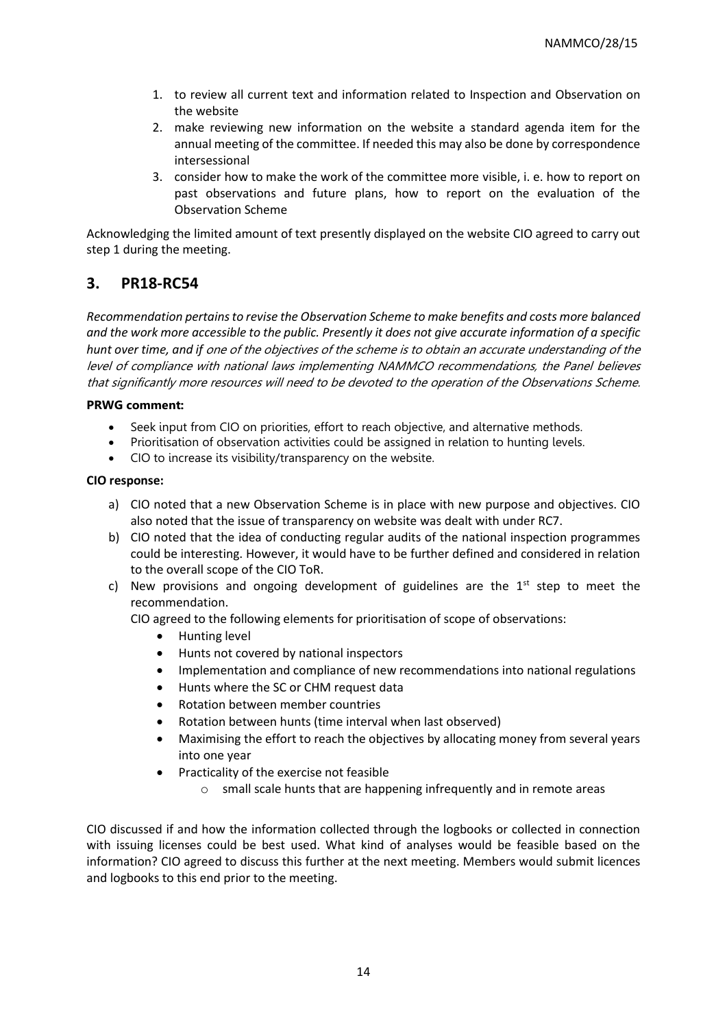1. to review all current text and information related to Inspection and Observation on the website
2. make reviewing new information on the website a standard agenda item for the annual meeting of the committee. If needed this may also be done by correspondence intersessional
3. consider how to make the work of the committee more visible, i. e. how to report on past observations and future plans, how to report on the evaluation of the Observation Scheme

Acknowledging the limited amount of text presently displayed on the website CIO agreed to carry out step 1 during the meeting.

## 3. PR18-RC54

*Recommendation pertains to revise the Observation Scheme to make benefits and costs more balanced and the work more accessible to the public. Presently it does not give accurate information of a specific hunt over time, and if one of the objectives of the scheme is to obtain an accurate understanding of the level of compliance with national laws implementing NAMMCO recommendations, the Panel believes that significantly more resources will need to be devoted to the operation of the Observations Scheme.*

**PRWG comment:**

- Seek input from CIO on priorities, effort to reach objective, and alternative methods.
- Prioritisation of observation activities could be assigned in relation to hunting levels.
- CIO to increase its visibility/transparency on the website.

**CIO response:**

a) CIO noted that a new Observation Scheme is in place with new purpose and objectives. CIO also noted that the issue of transparency on website was dealt with under RC7.
b) CIO noted that the idea of conducting regular audits of the national inspection programmes could be interesting. However, it would have to be further defined and considered in relation to the overall scope of the CIO ToR.
c) New provisions and ongoing development of guidelines are the 1st step to meet the recommendation.

   CIO agreed to the following elements for prioritisation of scope of observations:

   - Hunting level
   - Hunts not covered by national inspectors
   - Implementation and compliance of new recommendations into national regulations
   - Hunts where the SC or CHM request data
   - Rotation between member countries
   - Rotation between hunts (time interval when last observed)
   - Maximising the effort to reach the objectives by allocating money from several years into one year
   - Practicality of the exercise not feasible
     - small scale hunts that are happening infrequently and in remote areas

CIO discussed if and how the information collected through the logbooks or collected in connection with issuing licenses could be best used. What kind of analyses would be feasible based on the information? CIO agreed to discuss this further at the next meeting. Members would submit licences and logbooks to this end prior to the meeting.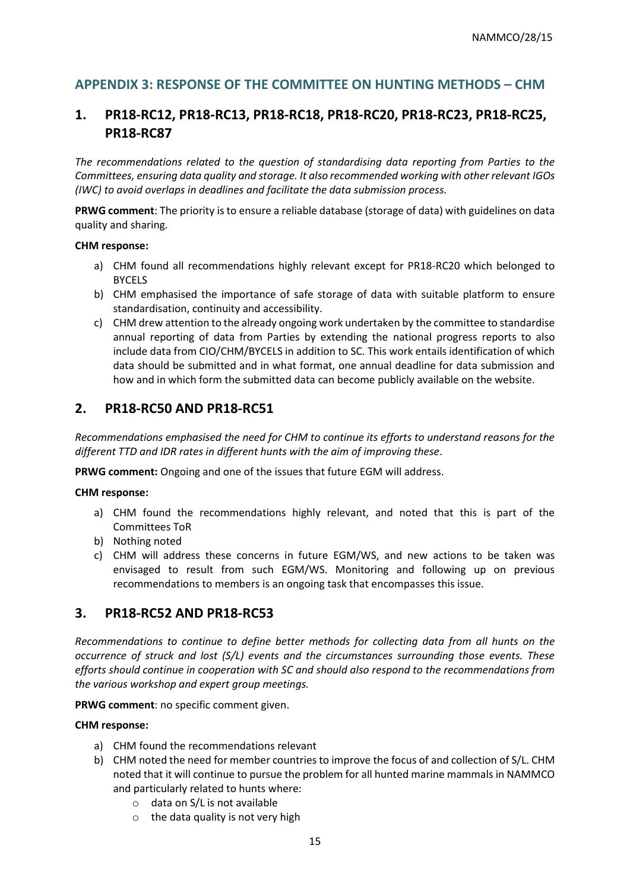## APPENDIX 3: RESPONSE OF THE COMMITTEE ON HUNTING METHODS – CHM

### 1. PR18-RC12, PR18-RC13, PR18-RC18, PR18-RC20, PR18-RC23, PR18-RC25, PR18-RC87

*The recommendations related to the question of standardising data reporting from Parties to the Committees, ensuring data quality and storage. It also recommended working with other relevant IGOs (IWC) to avoid overlaps in deadlines and facilitate the data submission process.*

**PRWG comment**: The priority is to ensure a reliable database (storage of data) with guidelines on data quality and sharing.

**CHM response:**

a) CHM found all recommendations highly relevant except for PR18-RC20 which belonged to BYCELS
b) CHM emphasised the importance of safe storage of data with suitable platform to ensure standardisation, continuity and accessibility.
c) CHM drew attention to the already ongoing work undertaken by the committee to standardise annual reporting of data from Parties by extending the national progress reports to also include data from CIO/CHM/BYCELS in addition to SC. This work entails identification of which data should be submitted and in what format, one annual deadline for data submission and how and in which form the submitted data can become publicly available on the website.

### 2. PR18-RC50 AND PR18-RC51

*Recommendations emphasised the need for CHM to continue its efforts to understand reasons for the different TTD and IDR rates in different hunts with the aim of improving these*.

**PRWG comment:** Ongoing and one of the issues that future EGM will address.

**CHM response:**

a) CHM found the recommendations highly relevant, and noted that this is part of the Committees ToR
b) Nothing noted
c) CHM will address these concerns in future EGM/WS, and new actions to be taken was envisaged to result from such EGM/WS. Monitoring and following up on previous recommendations to members is an ongoing task that encompasses this issue.

### 3. PR18-RC52 AND PR18-RC53

*Recommendations to continue to define better methods for collecting data from all hunts on the occurrence of struck and lost (S/L) events and the circumstances surrounding those events. These efforts should continue in cooperation with SC and should also respond to the recommendations from the various workshop and expert group meetings.*

**PRWG comment**: no specific comment given.

**CHM response:**

a) CHM found the recommendations relevant
b) CHM noted the need for member countries to improve the focus of and collection of S/L. CHM noted that it will continue to pursue the problem for all hunted marine mammals in NAMMCO and particularly related to hunts where:
    - data on S/L is not available
    - the data quality is not very high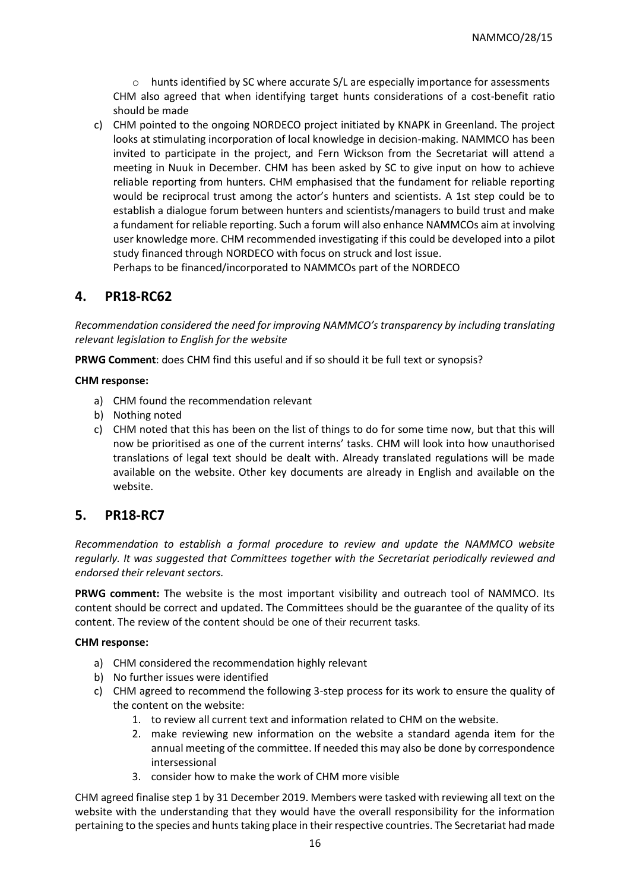- hunts identified by SC where accurate S/L are especially importance for assessments

CHM also agreed that when identifying target hunts considerations of a cost-benefit ratio should be made

c) CHM pointed to the ongoing NORDECO project initiated by KNAPK in Greenland. The project looks at stimulating incorporation of local knowledge in decision-making. NAMMCO has been invited to participate in the project, and Fern Wickson from the Secretariat will attend a meeting in Nuuk in December. CHM has been asked by SC to give input on how to achieve reliable reporting from hunters. CHM emphasised that the fundament for reliable reporting would be reciprocal trust among the actor's hunters and scientists. A 1st step could be to establish a dialogue forum between hunters and scientists/managers to build trust and make a fundament for reliable reporting. Such a forum will also enhance NAMMCOs aim at involving user knowledge more. CHM recommended investigating if this could be developed into a pilot study financed through NORDECO with focus on struck and lost issue.
Perhaps to be financed/incorporated to NAMMCOs part of the NORDECO

## 4. PR18-RC62

*Recommendation considered the need for improving NAMMCO's transparency by including translating relevant legislation to English for the website*

**PRWG Comment**: does CHM find this useful and if so should it be full text or synopsis?

**CHM response:**

a) CHM found the recommendation relevant
b) Nothing noted
c) CHM noted that this has been on the list of things to do for some time now, but that this will now be prioritised as one of the current interns' tasks. CHM will look into how unauthorised translations of legal text should be dealt with. Already translated regulations will be made available on the website. Other key documents are already in English and available on the website.

## 5. PR18-RC7

*Recommendation to establish a formal procedure to review and update the NAMMCO website regularly. It was suggested that Committees together with the Secretariat periodically reviewed and endorsed their relevant sectors.*

**PRWG comment:** The website is the most important visibility and outreach tool of NAMMCO. Its content should be correct and updated. The Committees should be the guarantee of the quality of its content. The review of the content should be one of their recurrent tasks.

**CHM response:**

a) CHM considered the recommendation highly relevant
b) No further issues were identified
c) CHM agreed to recommend the following 3-step process for its work to ensure the quality of the content on the website:
    1. to review all current text and information related to CHM on the website.
    2. make reviewing new information on the website a standard agenda item for the annual meeting of the committee. If needed this may also be done by correspondence intersessional
    3. consider how to make the work of CHM more visible

CHM agreed finalise step 1 by 31 December 2019. Members were tasked with reviewing all text on the website with the understanding that they would have the overall responsibility for the information pertaining to the species and hunts taking place in their respective countries. The Secretariat had made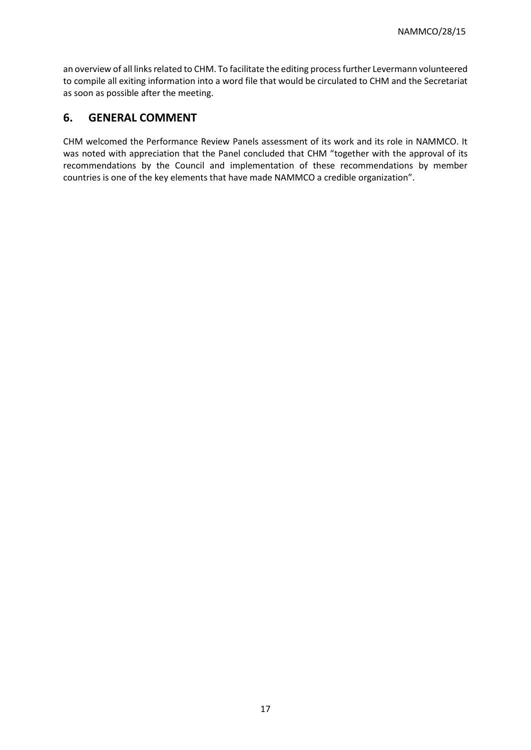an overview of all links related to CHM. To facilitate the editing process further Levermann volunteered to compile all exiting information into a word file that would be circulated to CHM and the Secretariat as soon as possible after the meeting.

## 6. GENERAL COMMENT

CHM welcomed the Performance Review Panels assessment of its work and its role in NAMMCO. It was noted with appreciation that the Panel concluded that CHM "together with the approval of its recommendations by the Council and implementation of these recommendations by member countries is one of the key elements that have made NAMMCO a credible organization".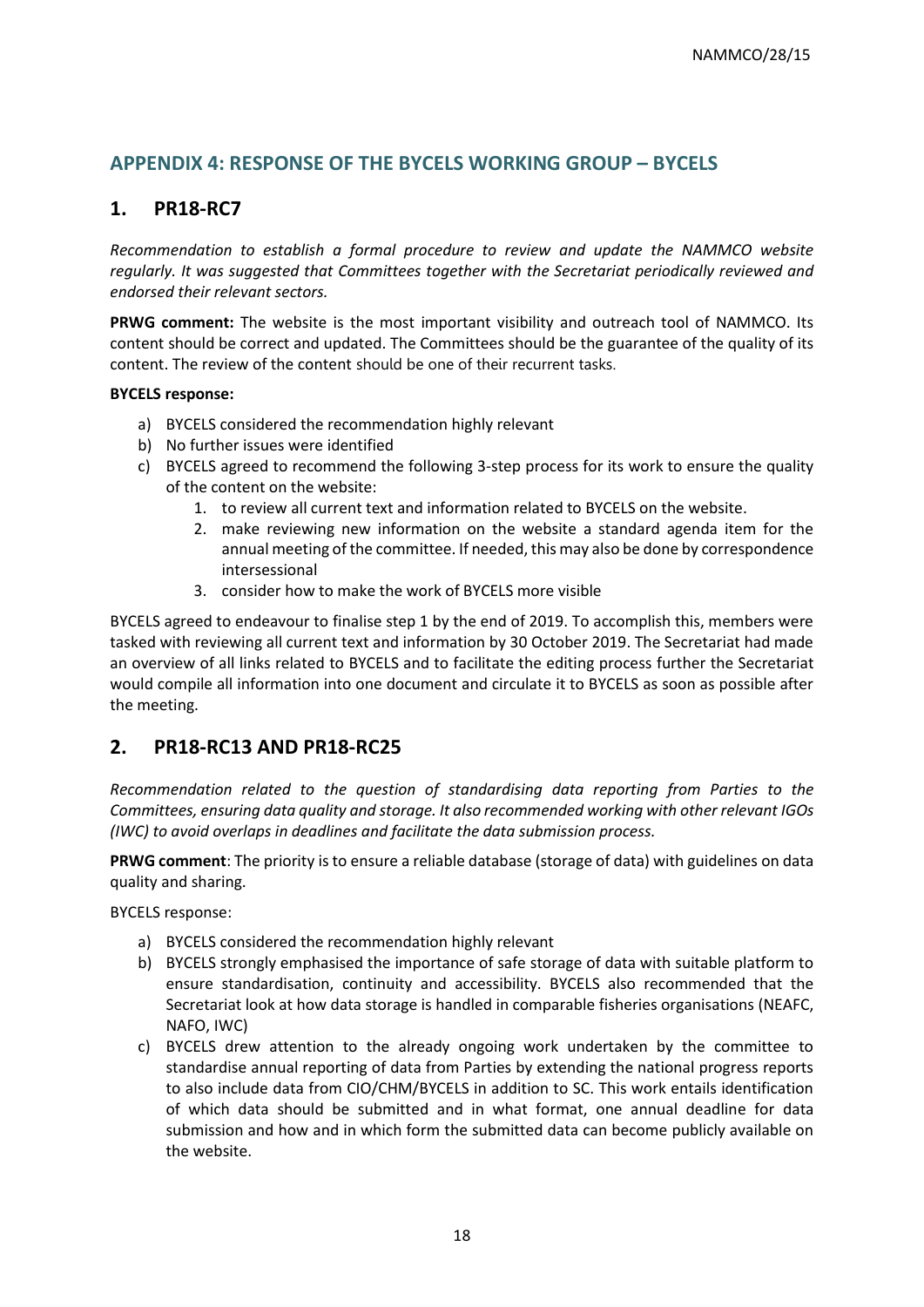## APPENDIX 4: RESPONSE OF THE BYCELS WORKING GROUP – BYCELS

### 1. PR18-RC7

*Recommendation to establish a formal procedure to review and update the NAMMCO website regularly. It was suggested that Committees together with the Secretariat periodically reviewed and endorsed their relevant sectors.*

**PRWG comment:** The website is the most important visibility and outreach tool of NAMMCO. Its content should be correct and updated. The Committees should be the guarantee of the quality of its content. The review of the content should be one of their recurrent tasks.

**BYCELS response:**

a) BYCELS considered the recommendation highly relevant
b) No further issues were identified
c) BYCELS agreed to recommend the following 3-step process for its work to ensure the quality of the content on the website:
    1. to review all current text and information related to BYCELS on the website.
    2. make reviewing new information on the website a standard agenda item for the annual meeting of the committee. If needed, this may also be done by correspondence intersessional
    3. consider how to make the work of BYCELS more visible

BYCELS agreed to endeavour to finalise step 1 by the end of 2019. To accomplish this, members were tasked with reviewing all current text and information by 30 October 2019. The Secretariat had made an overview of all links related to BYCELS and to facilitate the editing process further the Secretariat would compile all information into one document and circulate it to BYCELS as soon as possible after the meeting.

### 2. PR18-RC13 AND PR18-RC25

*Recommendation related to the question of standardising data reporting from Parties to the Committees, ensuring data quality and storage. It also recommended working with other relevant IGOs (IWC) to avoid overlaps in deadlines and facilitate the data submission process.*

**PRWG comment**: The priority is to ensure a reliable database (storage of data) with guidelines on data quality and sharing.

BYCELS response:

a) BYCELS considered the recommendation highly relevant
b) BYCELS strongly emphasised the importance of safe storage of data with suitable platform to ensure standardisation, continuity and accessibility. BYCELS also recommended that the Secretariat look at how data storage is handled in comparable fisheries organisations (NEAFC, NAFO, IWC)
c) BYCELS drew attention to the already ongoing work undertaken by the committee to standardise annual reporting of data from Parties by extending the national progress reports to also include data from CIO/CHM/BYCELS in addition to SC. This work entails identification of which data should be submitted and in what format, one annual deadline for data submission and how and in which form the submitted data can become publicly available on the website.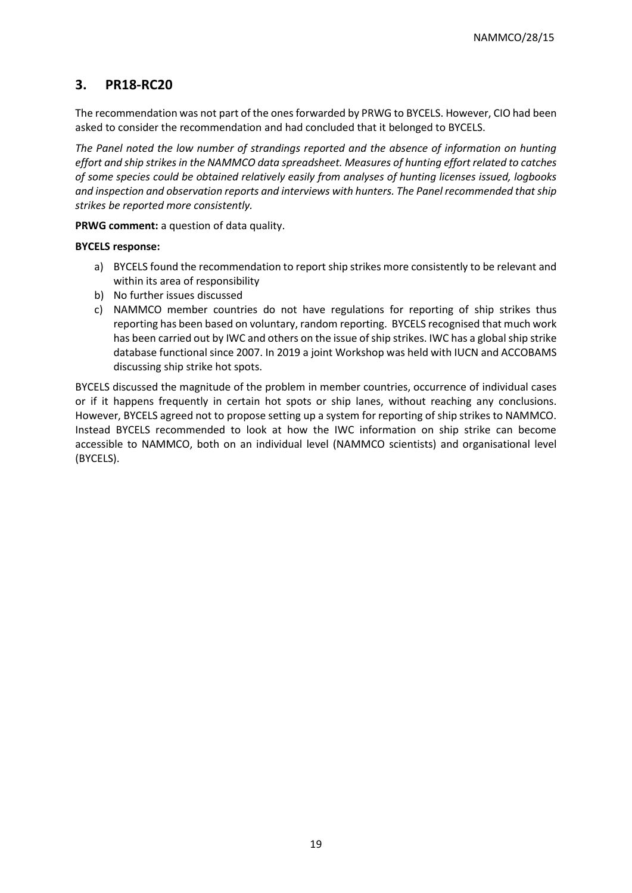## 3. PR18-RC20

The recommendation was not part of the ones forwarded by PRWG to BYCELS. However, CIO had been asked to consider the recommendation and had concluded that it belonged to BYCELS.

*The Panel noted the low number of strandings reported and the absence of information on hunting effort and ship strikes in the NAMMCO data spreadsheet. Measures of hunting effort related to catches of some species could be obtained relatively easily from analyses of hunting licenses issued, logbooks and inspection and observation reports and interviews with hunters. The Panel recommended that ship strikes be reported more consistently.*

**PRWG comment:** a question of data quality.

**BYCELS response:**

a) BYCELS found the recommendation to report ship strikes more consistently to be relevant and within its area of responsibility
b) No further issues discussed
c) NAMMCO member countries do not have regulations for reporting of ship strikes thus reporting has been based on voluntary, random reporting. BYCELS recognised that much work has been carried out by IWC and others on the issue of ship strikes. IWC has a global ship strike database functional since 2007. In 2019 a joint Workshop was held with IUCN and ACCOBAMS discussing ship strike hot spots.

BYCELS discussed the magnitude of the problem in member countries, occurrence of individual cases or if it happens frequently in certain hot spots or ship lanes, without reaching any conclusions. However, BYCELS agreed not to propose setting up a system for reporting of ship strikes to NAMMCO. Instead BYCELS recommended to look at how the IWC information on ship strike can become accessible to NAMMCO, both on an individual level (NAMMCO scientists) and organisational level (BYCELS).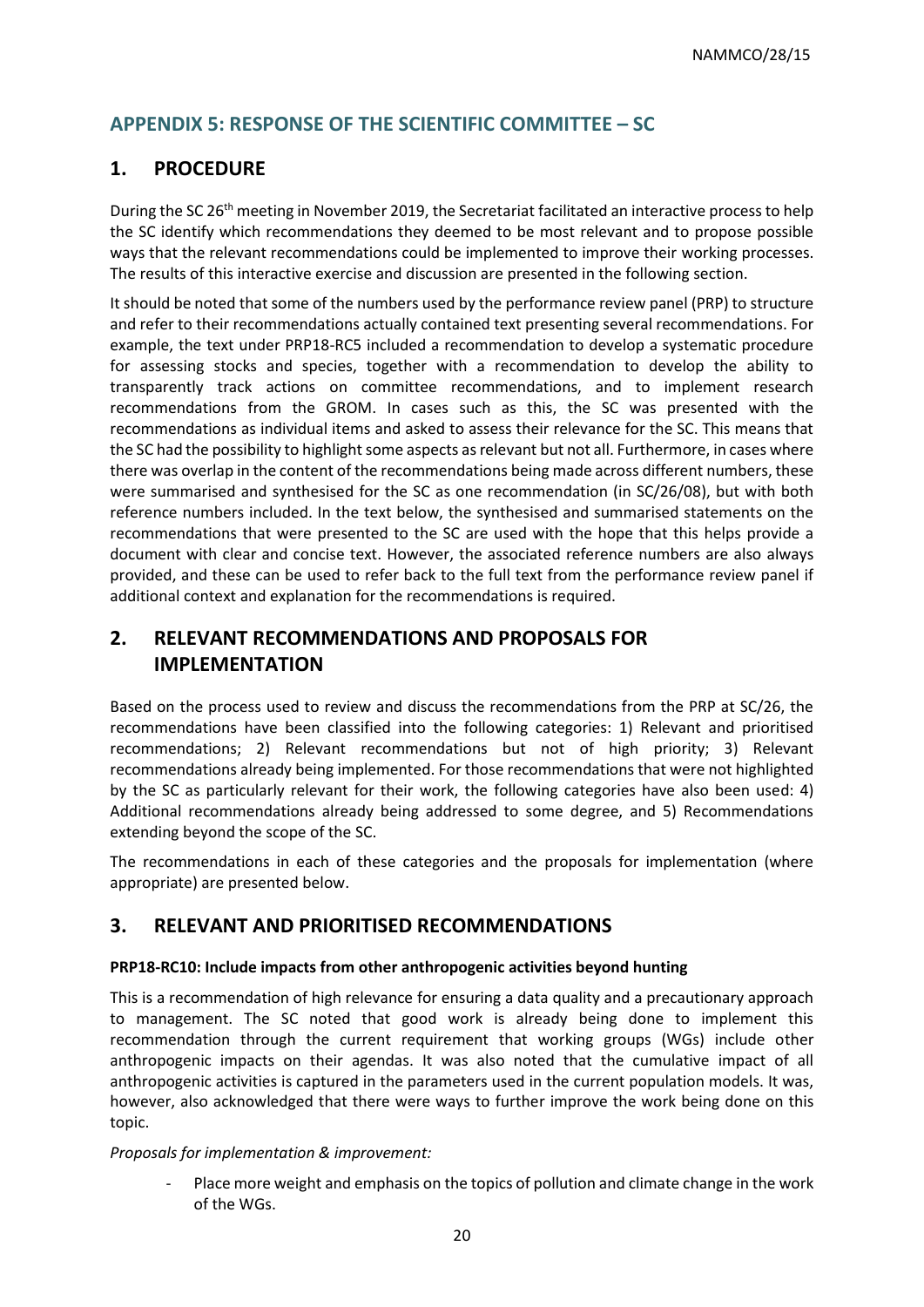## APPENDIX 5: RESPONSE OF THE SCIENTIFIC COMMITTEE – SC

## 1. PROCEDURE

During the SC 26th meeting in November 2019, the Secretariat facilitated an interactive process to help the SC identify which recommendations they deemed to be most relevant and to propose possible ways that the relevant recommendations could be implemented to improve their working processes. The results of this interactive exercise and discussion are presented in the following section.

It should be noted that some of the numbers used by the performance review panel (PRP) to structure and refer to their recommendations actually contained text presenting several recommendations. For example, the text under PRP18-RC5 included a recommendation to develop a systematic procedure for assessing stocks and species, together with a recommendation to develop the ability to transparently track actions on committee recommendations, and to implement research recommendations from the GROM. In cases such as this, the SC was presented with the recommendations as individual items and asked to assess their relevance for the SC. This means that the SC had the possibility to highlight some aspects as relevant but not all. Furthermore, in cases where there was overlap in the content of the recommendations being made across different numbers, these were summarised and synthesised for the SC as one recommendation (in SC/26/08), but with both reference numbers included. In the text below, the synthesised and summarised statements on the recommendations that were presented to the SC are used with the hope that this helps provide a document with clear and concise text. However, the associated reference numbers are also always provided, and these can be used to refer back to the full text from the performance review panel if additional context and explanation for the recommendations is required.

## 2. RELEVANT RECOMMENDATIONS AND PROPOSALS FOR IMPLEMENTATION

Based on the process used to review and discuss the recommendations from the PRP at SC/26, the recommendations have been classified into the following categories: 1) Relevant and prioritised recommendations; 2) Relevant recommendations but not of high priority; 3) Relevant recommendations already being implemented. For those recommendations that were not highlighted by the SC as particularly relevant for their work, the following categories have also been used: 4) Additional recommendations already being addressed to some degree, and 5) Recommendations extending beyond the scope of the SC.

The recommendations in each of these categories and the proposals for implementation (where appropriate) are presented below.

## 3. RELEVANT AND PRIORITISED RECOMMENDATIONS

**PRP18-RC10: Include impacts from other anthropogenic activities beyond hunting**

This is a recommendation of high relevance for ensuring a data quality and a precautionary approach to management. The SC noted that good work is already being done to implement this recommendation through the current requirement that working groups (WGs) include other anthropogenic impacts on their agendas. It was also noted that the cumulative impact of all anthropogenic activities is captured in the parameters used in the current population models. It was, however, also acknowledged that there were ways to further improve the work being done on this topic.

*Proposals for implementation & improvement:*

- Place more weight and emphasis on the topics of pollution and climate change in the work of the WGs.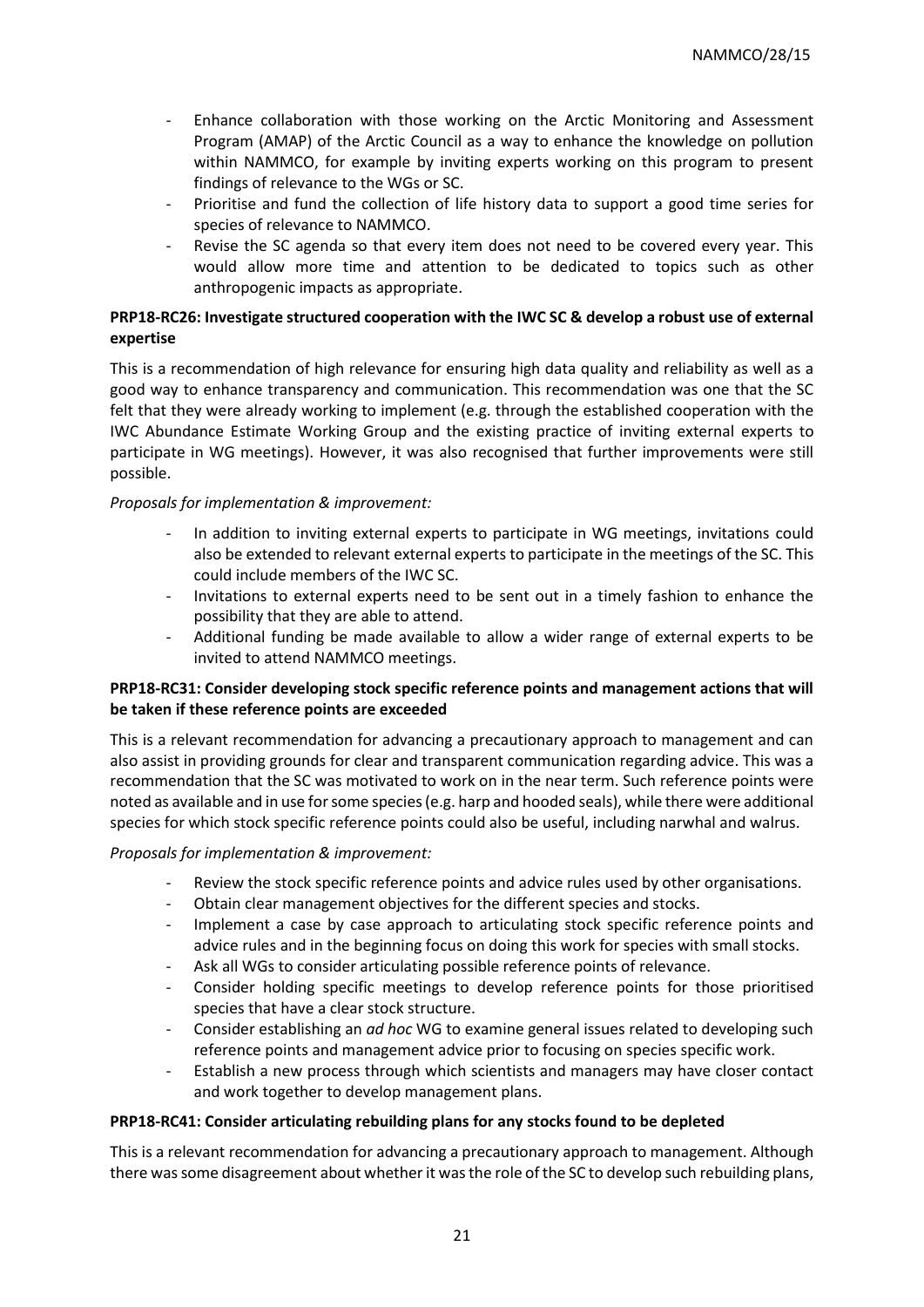- Enhance collaboration with those working on the Arctic Monitoring and Assessment Program (AMAP) of the Arctic Council as a way to enhance the knowledge on pollution within NAMMCO, for example by inviting experts working on this program to present findings of relevance to the WGs or SC.
- Prioritise and fund the collection of life history data to support a good time series for species of relevance to NAMMCO.
- Revise the SC agenda so that every item does not need to be covered every year. This would allow more time and attention to be dedicated to topics such as other anthropogenic impacts as appropriate.

**PRP18-RC26: Investigate structured cooperation with the IWC SC & develop a robust use of external expertise**

This is a recommendation of high relevance for ensuring high data quality and reliability as well as a good way to enhance transparency and communication. This recommendation was one that the SC felt that they were already working to implement (e.g. through the established cooperation with the IWC Abundance Estimate Working Group and the existing practice of inviting external experts to participate in WG meetings). However, it was also recognised that further improvements were still possible.

*Proposals for implementation & improvement:*

- In addition to inviting external experts to participate in WG meetings, invitations could also be extended to relevant external experts to participate in the meetings of the SC. This could include members of the IWC SC.
- Invitations to external experts need to be sent out in a timely fashion to enhance the possibility that they are able to attend.
- Additional funding be made available to allow a wider range of external experts to be invited to attend NAMMCO meetings.

**PRP18-RC31: Consider developing stock specific reference points and management actions that will be taken if these reference points are exceeded**

This is a relevant recommendation for advancing a precautionary approach to management and can also assist in providing grounds for clear and transparent communication regarding advice. This was a recommendation that the SC was motivated to work on in the near term. Such reference points were noted as available and in use for some species (e.g. harp and hooded seals), while there were additional species for which stock specific reference points could also be useful, including narwhal and walrus.

*Proposals for implementation & improvement:*

- Review the stock specific reference points and advice rules used by other organisations.
- Obtain clear management objectives for the different species and stocks.
- Implement a case by case approach to articulating stock specific reference points and advice rules and in the beginning focus on doing this work for species with small stocks.
- Ask all WGs to consider articulating possible reference points of relevance.
- Consider holding specific meetings to develop reference points for those prioritised species that have a clear stock structure.
- Consider establishing an *ad hoc* WG to examine general issues related to developing such reference points and management advice prior to focusing on species specific work.
- Establish a new process through which scientists and managers may have closer contact and work together to develop management plans.

**PRP18-RC41: Consider articulating rebuilding plans for any stocks found to be depleted**

This is a relevant recommendation for advancing a precautionary approach to management. Although there was some disagreement about whether it was the role of the SC to develop such rebuilding plans,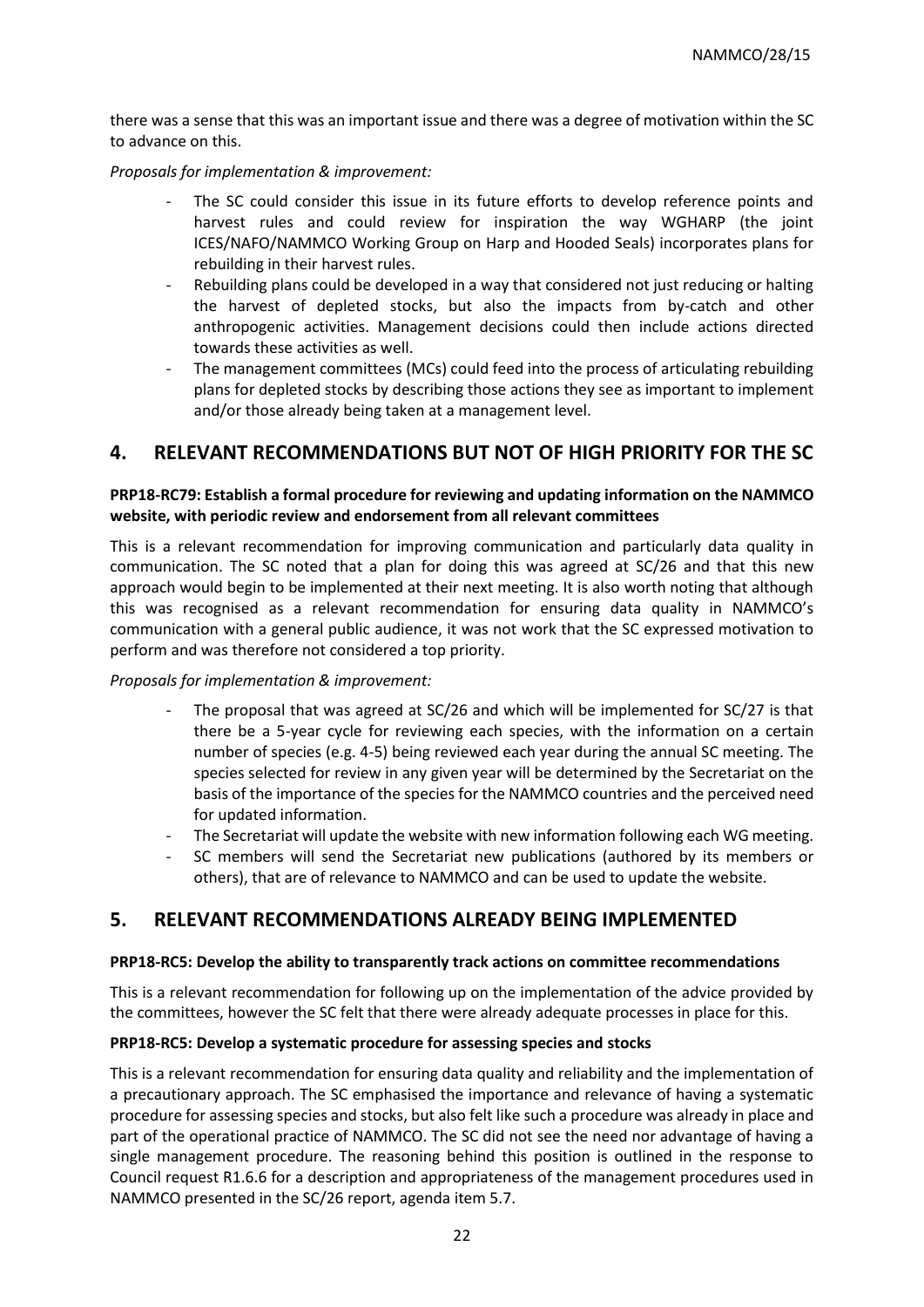there was a sense that this was an important issue and there was a degree of motivation within the SC to advance on this.

*Proposals for implementation & improvement:*

- The SC could consider this issue in its future efforts to develop reference points and harvest rules and could review for inspiration the way WGHARP (the joint ICES/NAFO/NAMMCO Working Group on Harp and Hooded Seals) incorporates plans for rebuilding in their harvest rules.
- Rebuilding plans could be developed in a way that considered not just reducing or halting the harvest of depleted stocks, but also the impacts from by-catch and other anthropogenic activities. Management decisions could then include actions directed towards these activities as well.
- The management committees (MCs) could feed into the process of articulating rebuilding plans for depleted stocks by describing those actions they see as important to implement and/or those already being taken at a management level.

## 4. RELEVANT RECOMMENDATIONS BUT NOT OF HIGH PRIORITY FOR THE SC

**PRP18-RC79: Establish a formal procedure for reviewing and updating information on the NAMMCO website, with periodic review and endorsement from all relevant committees**

This is a relevant recommendation for improving communication and particularly data quality in communication. The SC noted that a plan for doing this was agreed at SC/26 and that this new approach would begin to be implemented at their next meeting. It is also worth noting that although this was recognised as a relevant recommendation for ensuring data quality in NAMMCO's communication with a general public audience, it was not work that the SC expressed motivation to perform and was therefore not considered a top priority.

*Proposals for implementation & improvement:*

- The proposal that was agreed at SC/26 and which will be implemented for SC/27 is that there be a 5-year cycle for reviewing each species, with the information on a certain number of species (e.g. 4-5) being reviewed each year during the annual SC meeting. The species selected for review in any given year will be determined by the Secretariat on the basis of the importance of the species for the NAMMCO countries and the perceived need for updated information.
- The Secretariat will update the website with new information following each WG meeting.
- SC members will send the Secretariat new publications (authored by its members or others), that are of relevance to NAMMCO and can be used to update the website.

## 5. RELEVANT RECOMMENDATIONS ALREADY BEING IMPLEMENTED

**PRP18-RC5: Develop the ability to transparently track actions on committee recommendations**

This is a relevant recommendation for following up on the implementation of the advice provided by the committees, however the SC felt that there were already adequate processes in place for this.

**PRP18-RC5: Develop a systematic procedure for assessing species and stocks**

This is a relevant recommendation for ensuring data quality and reliability and the implementation of a precautionary approach. The SC emphasised the importance and relevance of having a systematic procedure for assessing species and stocks, but also felt like such a procedure was already in place and part of the operational practice of NAMMCO. The SC did not see the need nor advantage of having a single management procedure. The reasoning behind this position is outlined in the response to Council request R1.6.6 for a description and appropriateness of the management procedures used in NAMMCO presented in the SC/26 report, agenda item 5.7.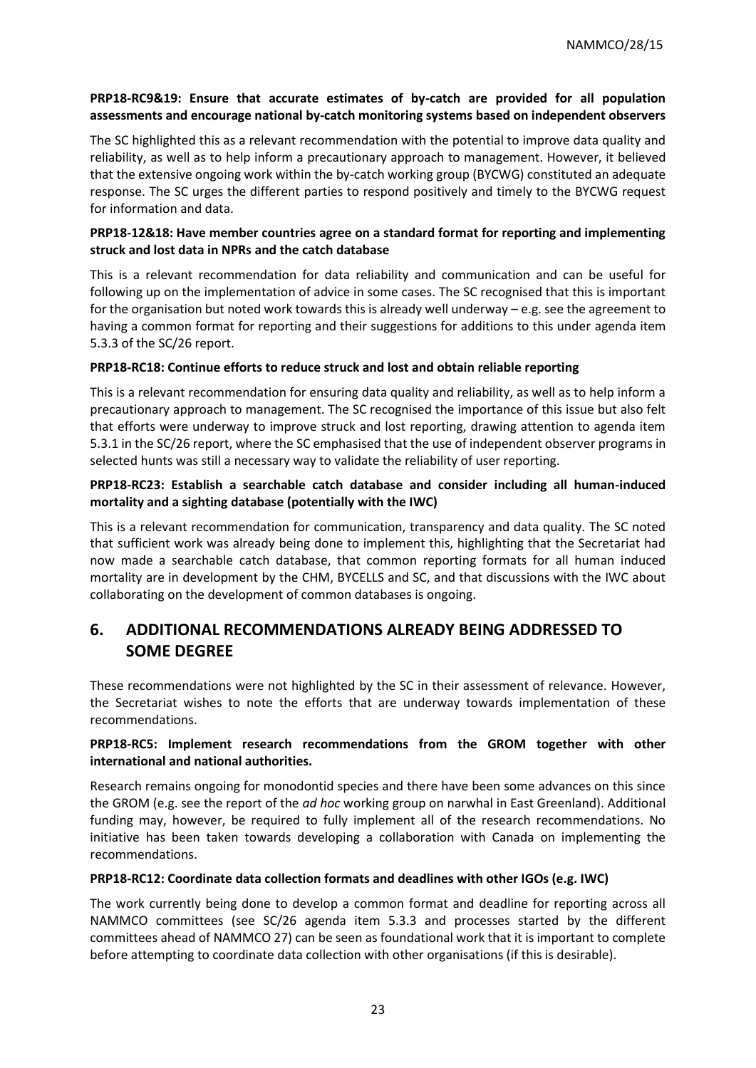**PRP18-RC9&19: Ensure that accurate estimates of by-catch are provided for all population assessments and encourage national by-catch monitoring systems based on independent observers**

The SC highlighted this as a relevant recommendation with the potential to improve data quality and reliability, as well as to help inform a precautionary approach to management. However, it believed that the extensive ongoing work within the by-catch working group (BYCWG) constituted an adequate response. The SC urges the different parties to respond positively and timely to the BYCWG request for information and data.

**PRP18-12&18: Have member countries agree on a standard format for reporting and implementing struck and lost data in NPRs and the catch database**

This is a relevant recommendation for data reliability and communication and can be useful for following up on the implementation of advice in some cases. The SC recognised that this is important for the organisation but noted work towards this is already well underway – e.g. see the agreement to having a common format for reporting and their suggestions for additions to this under agenda item 5.3.3 of the SC/26 report.

**PRP18-RC18: Continue efforts to reduce struck and lost and obtain reliable reporting**

This is a relevant recommendation for ensuring data quality and reliability, as well as to help inform a precautionary approach to management. The SC recognised the importance of this issue but also felt that efforts were underway to improve struck and lost reporting, drawing attention to agenda item 5.3.1 in the SC/26 report, where the SC emphasised that the use of independent observer programs in selected hunts was still a necessary way to validate the reliability of user reporting.

**PRP18-RC23: Establish a searchable catch database and consider including all human-induced mortality and a sighting database (potentially with the IWC)**

This is a relevant recommendation for communication, transparency and data quality. The SC noted that sufficient work was already being done to implement this, highlighting that the Secretariat had now made a searchable catch database, that common reporting formats for all human induced mortality are in development by the CHM, BYCELLS and SC, and that discussions with the IWC about collaborating on the development of common databases is ongoing.

## 6. ADDITIONAL RECOMMENDATIONS ALREADY BEING ADDRESSED TO SOME DEGREE

These recommendations were not highlighted by the SC in their assessment of relevance. However, the Secretariat wishes to note the efforts that are underway towards implementation of these recommendations.

**PRP18-RC5: Implement research recommendations from the GROM together with other international and national authorities.**

Research remains ongoing for monodontid species and there have been some advances on this since the GROM (e.g. see the report of the *ad hoc* working group on narwhal in East Greenland). Additional funding may, however, be required to fully implement all of the research recommendations. No initiative has been taken towards developing a collaboration with Canada on implementing the recommendations.

**PRP18-RC12: Coordinate data collection formats and deadlines with other IGOs (e.g. IWC)**

The work currently being done to develop a common format and deadline for reporting across all NAMMCO committees (see SC/26 agenda item 5.3.3 and processes started by the different committees ahead of NAMMCO 27) can be seen as foundational work that it is important to complete before attempting to coordinate data collection with other organisations (if this is desirable).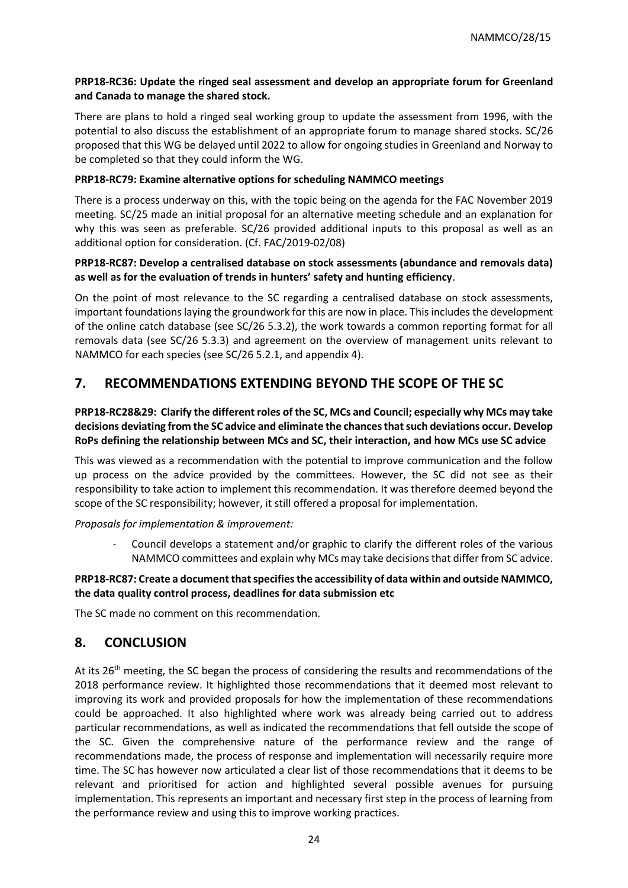**PRP18-RC36: Update the ringed seal assessment and develop an appropriate forum for Greenland and Canada to manage the shared stock.**

There are plans to hold a ringed seal working group to update the assessment from 1996, with the potential to also discuss the establishment of an appropriate forum to manage shared stocks. SC/26 proposed that this WG be delayed until 2022 to allow for ongoing studies in Greenland and Norway to be completed so that they could inform the WG.

**PRP18-RC79: Examine alternative options for scheduling NAMMCO meetings**

There is a process underway on this, with the topic being on the agenda for the FAC November 2019 meeting. SC/25 made an initial proposal for an alternative meeting schedule and an explanation for why this was seen as preferable. SC/26 provided additional inputs to this proposal as well as an additional option for consideration. (Cf. FAC/2019-02/08)

**PRP18-RC87: Develop a centralised database on stock assessments (abundance and removals data) as well as for the evaluation of trends in hunters' safety and hunting efficiency**.

On the point of most relevance to the SC regarding a centralised database on stock assessments, important foundations laying the groundwork for this are now in place. This includes the development of the online catch database (see SC/26 5.3.2), the work towards a common reporting format for all removals data (see SC/26 5.3.3) and agreement on the overview of management units relevant to NAMMCO for each species (see SC/26 5.2.1, and appendix 4).

## 7. RECOMMENDATIONS EXTENDING BEYOND THE SCOPE OF THE SC

**PRP18-RC28&29: Clarify the different roles of the SC, MCs and Council; especially why MCs may take decisions deviating from the SC advice and eliminate the chances that such deviations occur. Develop RoPs defining the relationship between MCs and SC, their interaction, and how MCs use SC advice**

This was viewed as a recommendation with the potential to improve communication and the follow up process on the advice provided by the committees. However, the SC did not see as their responsibility to take action to implement this recommendation. It was therefore deemed beyond the scope of the SC responsibility; however, it still offered a proposal for implementation.

*Proposals for implementation & improvement:*

- Council develops a statement and/or graphic to clarify the different roles of the various NAMMCO committees and explain why MCs may take decisions that differ from SC advice.

**PRP18-RC87: Create a document that specifies the accessibility of data within and outside NAMMCO, the data quality control process, deadlines for data submission etc**

The SC made no comment on this recommendation.

## 8. CONCLUSION

At its 26th meeting, the SC began the process of considering the results and recommendations of the 2018 performance review. It highlighted those recommendations that it deemed most relevant to improving its work and provided proposals for how the implementation of these recommendations could be approached. It also highlighted where work was already being carried out to address particular recommendations, as well as indicated the recommendations that fell outside the scope of the SC. Given the comprehensive nature of the performance review and the range of recommendations made, the process of response and implementation will necessarily require more time. The SC has however now articulated a clear list of those recommendations that it deems to be relevant and prioritised for action and highlighted several possible avenues for pursuing implementation. This represents an important and necessary first step in the process of learning from the performance review and using this to improve working practices.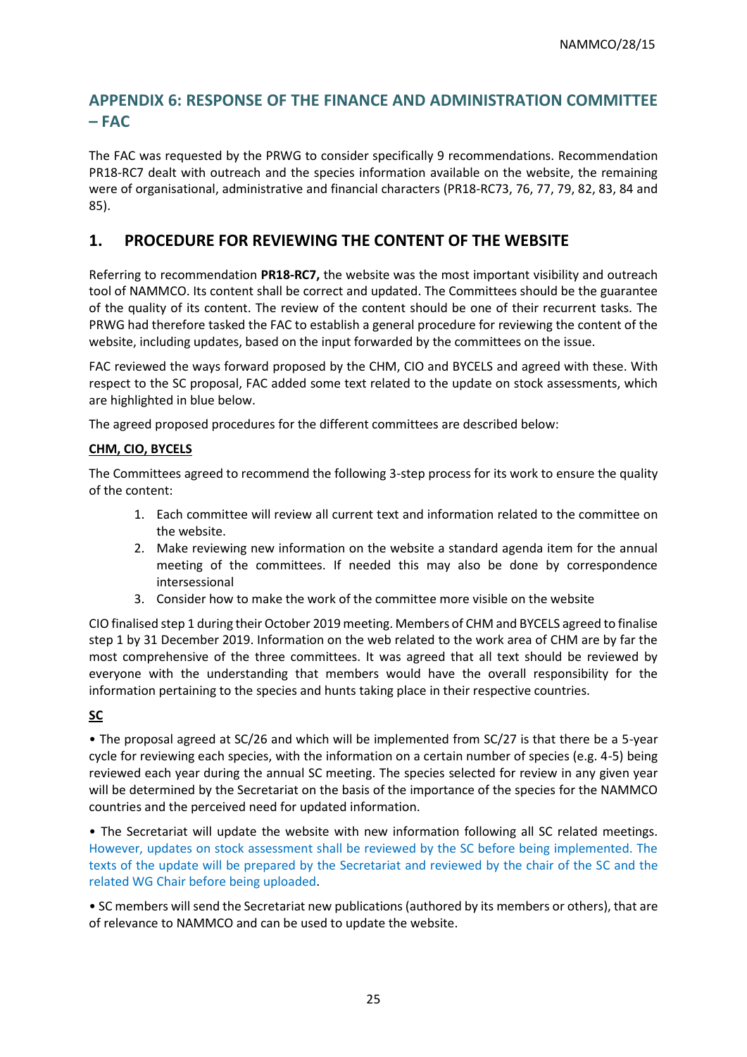## APPENDIX 6: RESPONSE OF THE FINANCE AND ADMINISTRATION COMMITTEE – FAC

The FAC was requested by the PRWG to consider specifically 9 recommendations. Recommendation PR18-RC7 dealt with outreach and the species information available on the website, the remaining were of organisational, administrative and financial characters (PR18-RC73, 76, 77, 79, 82, 83, 84 and 85).

## 1. PROCEDURE FOR REVIEWING THE CONTENT OF THE WEBSITE

Referring to recommendation **PR18-RC7,** the website was the most important visibility and outreach tool of NAMMCO. Its content shall be correct and updated. The Committees should be the guarantee of the quality of its content. The review of the content should be one of their recurrent tasks. The PRWG had therefore tasked the FAC to establish a general procedure for reviewing the content of the website, including updates, based on the input forwarded by the committees on the issue.

FAC reviewed the ways forward proposed by the CHM, CIO and BYCELS and agreed with these. With respect to the SC proposal, FAC added some text related to the update on stock assessments, which are highlighted in blue below.

The agreed proposed procedures for the different committees are described below:

**CHM, CIO, BYCELS**

The Committees agreed to recommend the following 3-step process for its work to ensure the quality of the content:

1. Each committee will review all current text and information related to the committee on the website.
2. Make reviewing new information on the website a standard agenda item for the annual meeting of the committees. If needed this may also be done by correspondence intersessional
3. Consider how to make the work of the committee more visible on the website

CIO finalised step 1 during their October 2019 meeting. Members of CHM and BYCELS agreed to finalise step 1 by 31 December 2019. Information on the web related to the work area of CHM are by far the most comprehensive of the three committees. It was agreed that all text should be reviewed by everyone with the understanding that members would have the overall responsibility for the information pertaining to the species and hunts taking place in their respective countries.

**SC**

• The proposal agreed at SC/26 and which will be implemented from SC/27 is that there be a 5-year cycle for reviewing each species, with the information on a certain number of species (e.g. 4-5) being reviewed each year during the annual SC meeting. The species selected for review in any given year will be determined by the Secretariat on the basis of the importance of the species for the NAMMCO countries and the perceived need for updated information.

• The Secretariat will update the website with new information following all SC related meetings. However, updates on stock assessment shall be reviewed by the SC before being implemented. The texts of the update will be prepared by the Secretariat and reviewed by the chair of the SC and the related WG Chair before being uploaded.

• SC members will send the Secretariat new publications (authored by its members or others), that are of relevance to NAMMCO and can be used to update the website.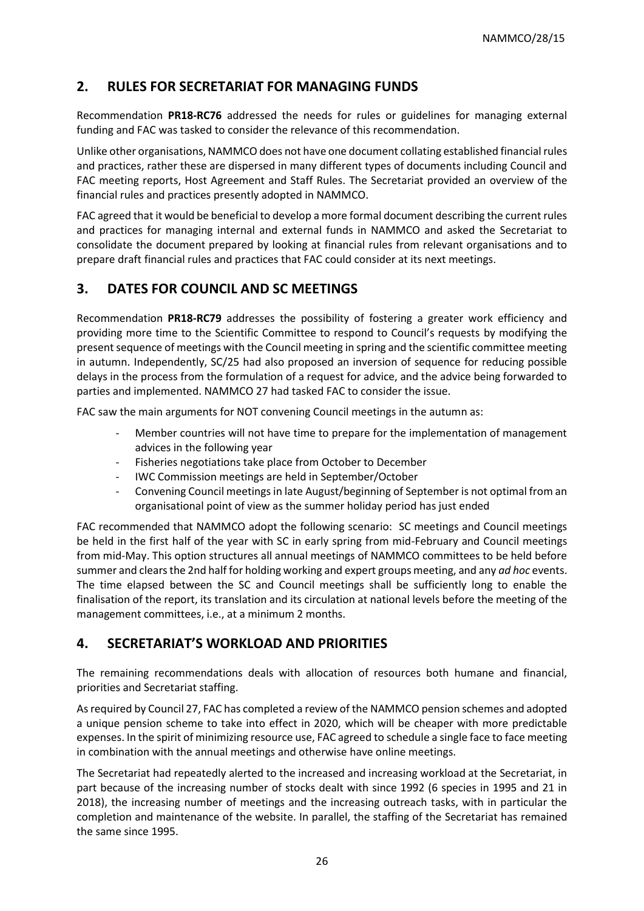## 2. RULES FOR SECRETARIAT FOR MANAGING FUNDS

Recommendation **PR18-RC76** addressed the needs for rules or guidelines for managing external funding and FAC was tasked to consider the relevance of this recommendation.

Unlike other organisations, NAMMCO does not have one document collating established financial rules and practices, rather these are dispersed in many different types of documents including Council and FAC meeting reports, Host Agreement and Staff Rules. The Secretariat provided an overview of the financial rules and practices presently adopted in NAMMCO.

FAC agreed that it would be beneficial to develop a more formal document describing the current rules and practices for managing internal and external funds in NAMMCO and asked the Secretariat to consolidate the document prepared by looking at financial rules from relevant organisations and to prepare draft financial rules and practices that FAC could consider at its next meetings.

## 3. DATES FOR COUNCIL AND SC MEETINGS

Recommendation **PR18-RC79** addresses the possibility of fostering a greater work efficiency and providing more time to the Scientific Committee to respond to Council's requests by modifying the present sequence of meetings with the Council meeting in spring and the scientific committee meeting in autumn. Independently, SC/25 had also proposed an inversion of sequence for reducing possible delays in the process from the formulation of a request for advice, and the advice being forwarded to parties and implemented. NAMMCO 27 had tasked FAC to consider the issue.

FAC saw the main arguments for NOT convening Council meetings in the autumn as:

- Member countries will not have time to prepare for the implementation of management advices in the following year
- Fisheries negotiations take place from October to December
- IWC Commission meetings are held in September/October
- Convening Council meetings in late August/beginning of September is not optimal from an organisational point of view as the summer holiday period has just ended

FAC recommended that NAMMCO adopt the following scenario: SC meetings and Council meetings be held in the first half of the year with SC in early spring from mid-February and Council meetings from mid-May. This option structures all annual meetings of NAMMCO committees to be held before summer and clears the 2nd half for holding working and expert groups meeting, and any *ad hoc* events. The time elapsed between the SC and Council meetings shall be sufficiently long to enable the finalisation of the report, its translation and its circulation at national levels before the meeting of the management committees, i.e., at a minimum 2 months.

## 4. SECRETARIAT'S WORKLOAD AND PRIORITIES

The remaining recommendations deals with allocation of resources both humane and financial, priorities and Secretariat staffing.

As required by Council 27, FAC has completed a review of the NAMMCO pension schemes and adopted a unique pension scheme to take into effect in 2020, which will be cheaper with more predictable expenses. In the spirit of minimizing resource use, FAC agreed to schedule a single face to face meeting in combination with the annual meetings and otherwise have online meetings.

The Secretariat had repeatedly alerted to the increased and increasing workload at the Secretariat, in part because of the increasing number of stocks dealt with since 1992 (6 species in 1995 and 21 in 2018), the increasing number of meetings and the increasing outreach tasks, with in particular the completion and maintenance of the website. In parallel, the staffing of the Secretariat has remained the same since 1995.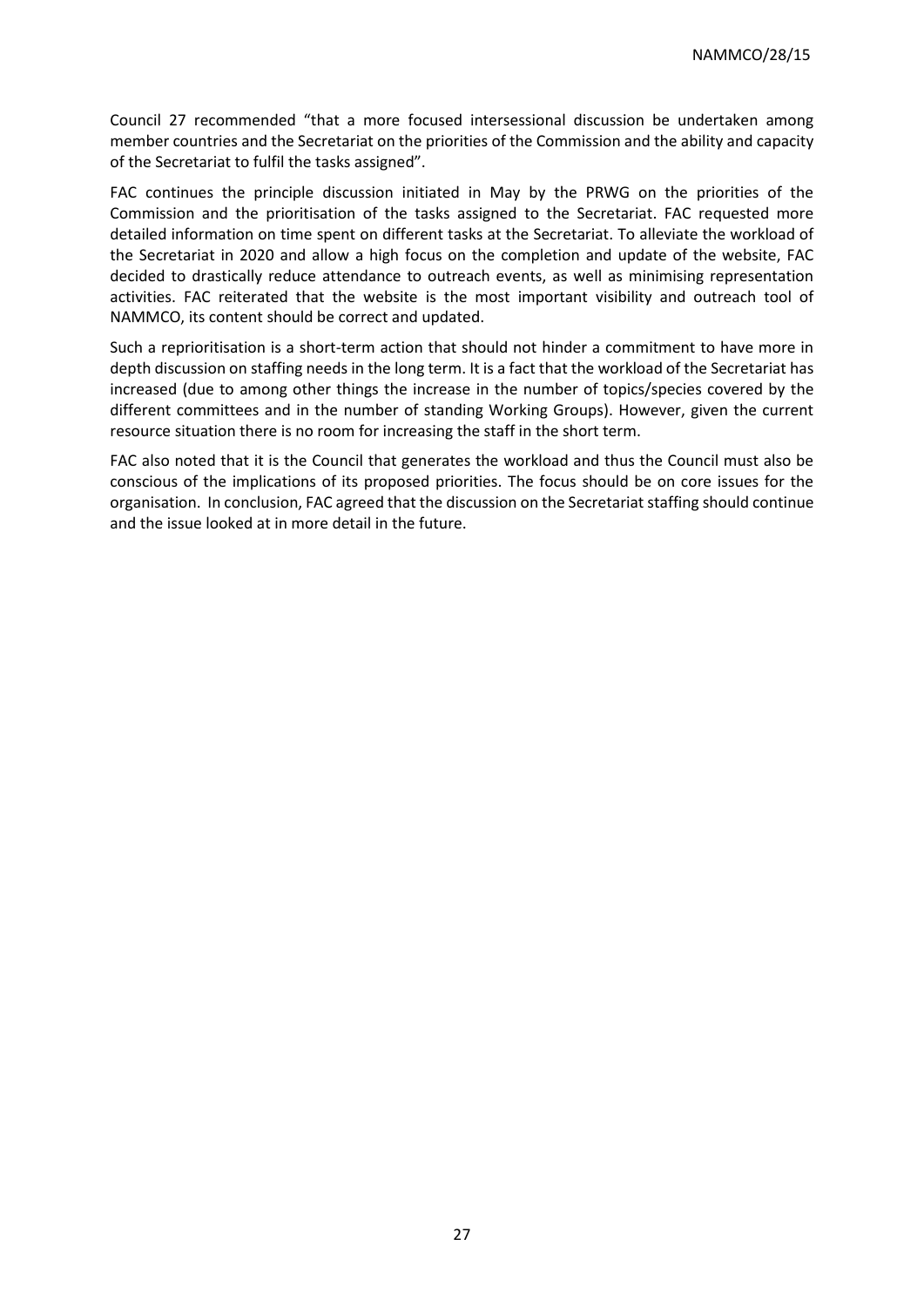Council 27 recommended "that a more focused intersessional discussion be undertaken among member countries and the Secretariat on the priorities of the Commission and the ability and capacity of the Secretariat to fulfil the tasks assigned".

FAC continues the principle discussion initiated in May by the PRWG on the priorities of the Commission and the prioritisation of the tasks assigned to the Secretariat. FAC requested more detailed information on time spent on different tasks at the Secretariat. To alleviate the workload of the Secretariat in 2020 and allow a high focus on the completion and update of the website, FAC decided to drastically reduce attendance to outreach events, as well as minimising representation activities. FAC reiterated that the website is the most important visibility and outreach tool of NAMMCO, its content should be correct and updated.

Such a reprioritisation is a short-term action that should not hinder a commitment to have more in depth discussion on staffing needs in the long term. It is a fact that the workload of the Secretariat has increased (due to among other things the increase in the number of topics/species covered by the different committees and in the number of standing Working Groups). However, given the current resource situation there is no room for increasing the staff in the short term.

FAC also noted that it is the Council that generates the workload and thus the Council must also be conscious of the implications of its proposed priorities. The focus should be on core issues for the organisation. In conclusion, FAC agreed that the discussion on the Secretariat staffing should continue and the issue looked at in more detail in the future.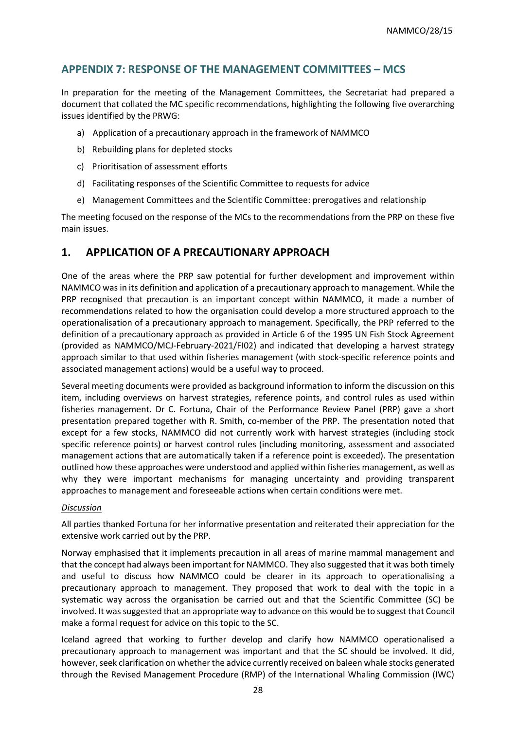## APPENDIX 7: RESPONSE OF THE MANAGEMENT COMMITTEES – MCS

In preparation for the meeting of the Management Committees, the Secretariat had prepared a document that collated the MC specific recommendations, highlighting the following five overarching issues identified by the PRWG:

a) Application of a precautionary approach in the framework of NAMMCO
b) Rebuilding plans for depleted stocks
c) Prioritisation of assessment efforts
d) Facilitating responses of the Scientific Committee to requests for advice
e) Management Committees and the Scientific Committee: prerogatives and relationship

The meeting focused on the response of the MCs to the recommendations from the PRP on these five main issues.

## 1. APPLICATION OF A PRECAUTIONARY APPROACH

One of the areas where the PRP saw potential for further development and improvement within NAMMCO was in its definition and application of a precautionary approach to management. While the PRP recognised that precaution is an important concept within NAMMCO, it made a number of recommendations related to how the organisation could develop a more structured approach to the operationalisation of a precautionary approach to management. Specifically, the PRP referred to the definition of a precautionary approach as provided in Article 6 of the 1995 UN Fish Stock Agreement (provided as NAMMCO/MCJ-February-2021/FI02) and indicated that developing a harvest strategy approach similar to that used within fisheries management (with stock-specific reference points and associated management actions) would be a useful way to proceed.

Several meeting documents were provided as background information to inform the discussion on this item, including overviews on harvest strategies, reference points, and control rules as used within fisheries management. Dr C. Fortuna, Chair of the Performance Review Panel (PRP) gave a short presentation prepared together with R. Smith, co-member of the PRP. The presentation noted that except for a few stocks, NAMMCO did not currently work with harvest strategies (including stock specific reference points) or harvest control rules (including monitoring, assessment and associated management actions that are automatically taken if a reference point is exceeded). The presentation outlined how these approaches were understood and applied within fisheries management, as well as why they were important mechanisms for managing uncertainty and providing transparent approaches to management and foreseeable actions when certain conditions were met.

*Discussion*

All parties thanked Fortuna for her informative presentation and reiterated their appreciation for the extensive work carried out by the PRP.

Norway emphasised that it implements precaution in all areas of marine mammal management and that the concept had always been important for NAMMCO. They also suggested that it was both timely and useful to discuss how NAMMCO could be clearer in its approach to operationalising a precautionary approach to management. They proposed that work to deal with the topic in a systematic way across the organisation be carried out and that the Scientific Committee (SC) be involved. It was suggested that an appropriate way to advance on this would be to suggest that Council make a formal request for advice on this topic to the SC.

Iceland agreed that working to further develop and clarify how NAMMCO operationalised a precautionary approach to management was important and that the SC should be involved. It did, however, seek clarification on whether the advice currently received on baleen whale stocks generated through the Revised Management Procedure (RMP) of the International Whaling Commission (IWC)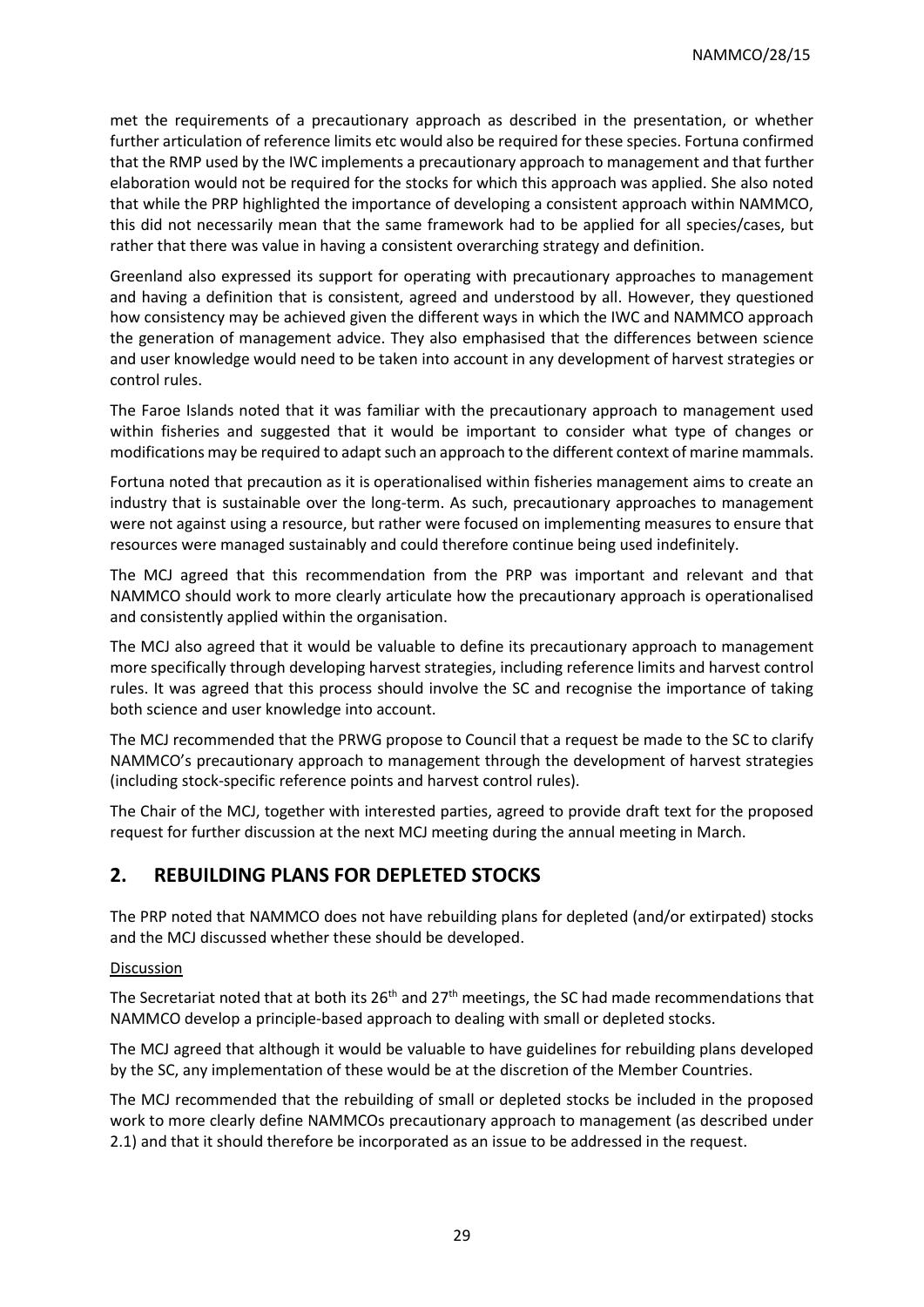met the requirements of a precautionary approach as described in the presentation, or whether further articulation of reference limits etc would also be required for these species. Fortuna confirmed that the RMP used by the IWC implements a precautionary approach to management and that further elaboration would not be required for the stocks for which this approach was applied. She also noted that while the PRP highlighted the importance of developing a consistent approach within NAMMCO, this did not necessarily mean that the same framework had to be applied for all species/cases, but rather that there was value in having a consistent overarching strategy and definition.

Greenland also expressed its support for operating with precautionary approaches to management and having a definition that is consistent, agreed and understood by all. However, they questioned how consistency may be achieved given the different ways in which the IWC and NAMMCO approach the generation of management advice. They also emphasised that the differences between science and user knowledge would need to be taken into account in any development of harvest strategies or control rules.

The Faroe Islands noted that it was familiar with the precautionary approach to management used within fisheries and suggested that it would be important to consider what type of changes or modifications may be required to adapt such an approach to the different context of marine mammals.

Fortuna noted that precaution as it is operationalised within fisheries management aims to create an industry that is sustainable over the long-term. As such, precautionary approaches to management were not against using a resource, but rather were focused on implementing measures to ensure that resources were managed sustainably and could therefore continue being used indefinitely.

The MCJ agreed that this recommendation from the PRP was important and relevant and that NAMMCO should work to more clearly articulate how the precautionary approach is operationalised and consistently applied within the organisation.

The MCJ also agreed that it would be valuable to define its precautionary approach to management more specifically through developing harvest strategies, including reference limits and harvest control rules. It was agreed that this process should involve the SC and recognise the importance of taking both science and user knowledge into account.

The MCJ recommended that the PRWG propose to Council that a request be made to the SC to clarify NAMMCO's precautionary approach to management through the development of harvest strategies (including stock-specific reference points and harvest control rules).

The Chair of the MCJ, together with interested parties, agreed to provide draft text for the proposed request for further discussion at the next MCJ meeting during the annual meeting in March.

## 2. REBUILDING PLANS FOR DEPLETED STOCKS

The PRP noted that NAMMCO does not have rebuilding plans for depleted (and/or extirpated) stocks and the MCJ discussed whether these should be developed.

Discussion

The Secretariat noted that at both its 26th and 27th meetings, the SC had made recommendations that NAMMCO develop a principle-based approach to dealing with small or depleted stocks.

The MCJ agreed that although it would be valuable to have guidelines for rebuilding plans developed by the SC, any implementation of these would be at the discretion of the Member Countries.

The MCJ recommended that the rebuilding of small or depleted stocks be included in the proposed work to more clearly define NAMMCOs precautionary approach to management (as described under 2.1) and that it should therefore be incorporated as an issue to be addressed in the request.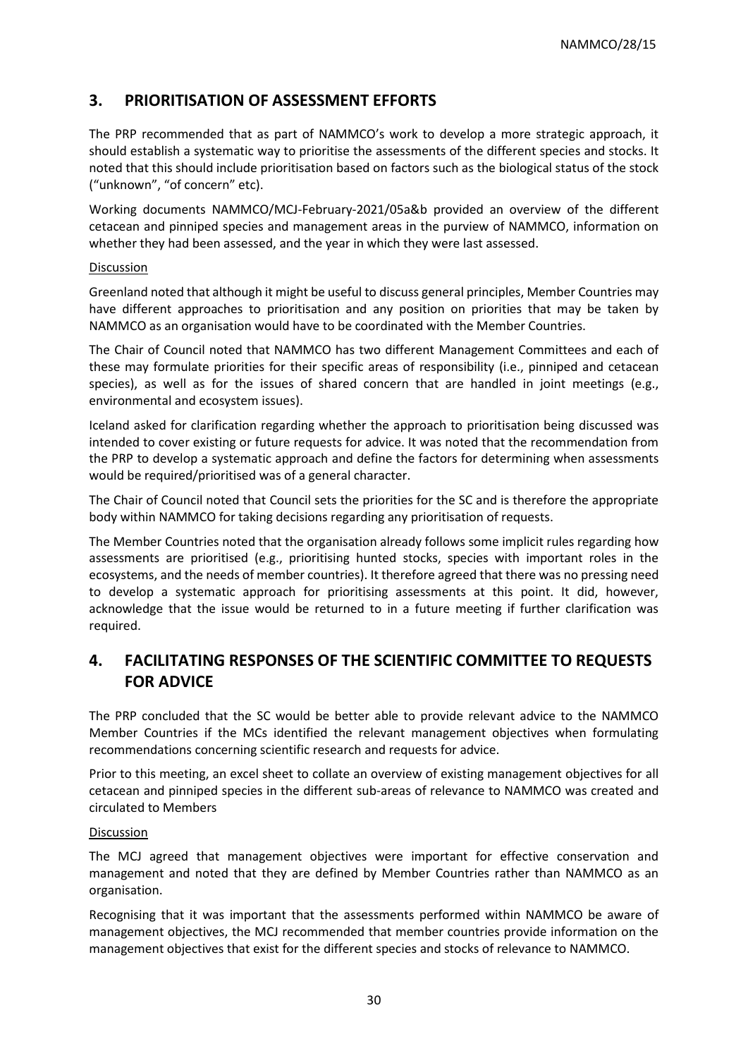## 3. PRIORITISATION OF ASSESSMENT EFFORTS

The PRP recommended that as part of NAMMCO's work to develop a more strategic approach, it should establish a systematic way to prioritise the assessments of the different species and stocks. It noted that this should include prioritisation based on factors such as the biological status of the stock ("unknown", "of concern" etc).

Working documents NAMMCO/MCJ-February-2021/05a&b provided an overview of the different cetacean and pinniped species and management areas in the purview of NAMMCO, information on whether they had been assessed, and the year in which they were last assessed.

Discussion

Greenland noted that although it might be useful to discuss general principles, Member Countries may have different approaches to prioritisation and any position on priorities that may be taken by NAMMCO as an organisation would have to be coordinated with the Member Countries.

The Chair of Council noted that NAMMCO has two different Management Committees and each of these may formulate priorities for their specific areas of responsibility (i.e., pinniped and cetacean species), as well as for the issues of shared concern that are handled in joint meetings (e.g., environmental and ecosystem issues).

Iceland asked for clarification regarding whether the approach to prioritisation being discussed was intended to cover existing or future requests for advice. It was noted that the recommendation from the PRP to develop a systematic approach and define the factors for determining when assessments would be required/prioritised was of a general character.

The Chair of Council noted that Council sets the priorities for the SC and is therefore the appropriate body within NAMMCO for taking decisions regarding any prioritisation of requests.

The Member Countries noted that the organisation already follows some implicit rules regarding how assessments are prioritised (e.g., prioritising hunted stocks, species with important roles in the ecosystems, and the needs of member countries). It therefore agreed that there was no pressing need to develop a systematic approach for prioritising assessments at this point. It did, however, acknowledge that the issue would be returned to in a future meeting if further clarification was required.

## 4. FACILITATING RESPONSES OF THE SCIENTIFIC COMMITTEE TO REQUESTS FOR ADVICE

The PRP concluded that the SC would be better able to provide relevant advice to the NAMMCO Member Countries if the MCs identified the relevant management objectives when formulating recommendations concerning scientific research and requests for advice.

Prior to this meeting, an excel sheet to collate an overview of existing management objectives for all cetacean and pinniped species in the different sub-areas of relevance to NAMMCO was created and circulated to Members

Discussion

The MCJ agreed that management objectives were important for effective conservation and management and noted that they are defined by Member Countries rather than NAMMCO as an organisation.

Recognising that it was important that the assessments performed within NAMMCO be aware of management objectives, the MCJ recommended that member countries provide information on the management objectives that exist for the different species and stocks of relevance to NAMMCO.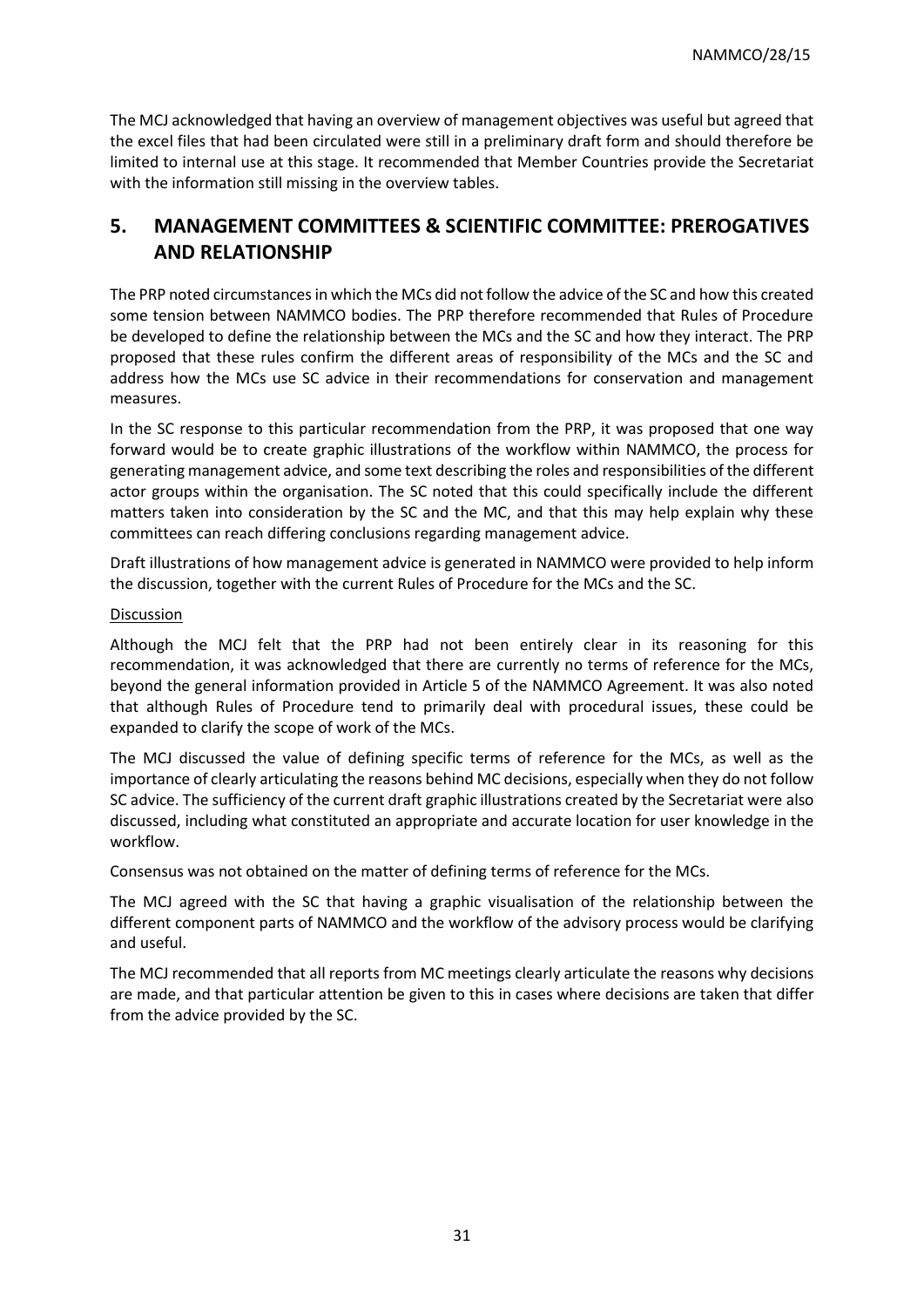The MCJ acknowledged that having an overview of management objectives was useful but agreed that the excel files that had been circulated were still in a preliminary draft form and should therefore be limited to internal use at this stage. It recommended that Member Countries provide the Secretariat with the information still missing in the overview tables.

## 5. MANAGEMENT COMMITTEES & SCIENTIFIC COMMITTEE: PREROGATIVES AND RELATIONSHIP

The PRP noted circumstances in which the MCs did not follow the advice of the SC and how this created some tension between NAMMCO bodies. The PRP therefore recommended that Rules of Procedure be developed to define the relationship between the MCs and the SC and how they interact. The PRP proposed that these rules confirm the different areas of responsibility of the MCs and the SC and address how the MCs use SC advice in their recommendations for conservation and management measures.

In the SC response to this particular recommendation from the PRP, it was proposed that one way forward would be to create graphic illustrations of the workflow within NAMMCO, the process for generating management advice, and some text describing the roles and responsibilities of the different actor groups within the organisation. The SC noted that this could specifically include the different matters taken into consideration by the SC and the MC, and that this may help explain why these committees can reach differing conclusions regarding management advice.

Draft illustrations of how management advice is generated in NAMMCO were provided to help inform the discussion, together with the current Rules of Procedure for the MCs and the SC.

Discussion

Although the MCJ felt that the PRP had not been entirely clear in its reasoning for this recommendation, it was acknowledged that there are currently no terms of reference for the MCs, beyond the general information provided in Article 5 of the NAMMCO Agreement. It was also noted that although Rules of Procedure tend to primarily deal with procedural issues, these could be expanded to clarify the scope of work of the MCs.

The MCJ discussed the value of defining specific terms of reference for the MCs, as well as the importance of clearly articulating the reasons behind MC decisions, especially when they do not follow SC advice. The sufficiency of the current draft graphic illustrations created by the Secretariat were also discussed, including what constituted an appropriate and accurate location for user knowledge in the workflow.

Consensus was not obtained on the matter of defining terms of reference for the MCs.

The MCJ agreed with the SC that having a graphic visualisation of the relationship between the different component parts of NAMMCO and the workflow of the advisory process would be clarifying and useful.

The MCJ recommended that all reports from MC meetings clearly articulate the reasons why decisions are made, and that particular attention be given to this in cases where decisions are taken that differ from the advice provided by the SC.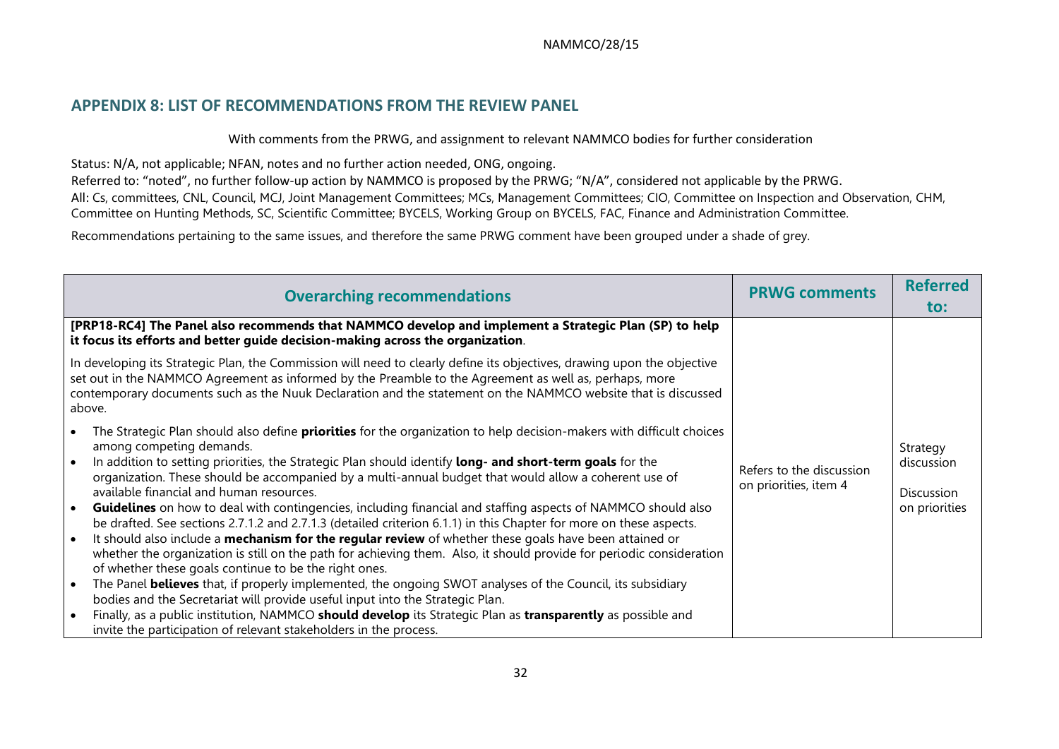## APPENDIX 8: LIST OF RECOMMENDATIONS FROM THE REVIEW PANEL

With comments from the PRWG, and assignment to relevant NAMMCO bodies for further consideration

Status: N/A, not applicable; NFAN, notes and no further action needed, ONG, ongoing.
Referred to: "noted", no further follow-up action by NAMMCO is proposed by the PRWG; "N/A", considered not applicable by the PRWG.
All: Cs, committees, CNL, Council, MCJ, Joint Management Committees; MCs, Management Committees; CIO, Committee on Inspection and Observation, CHM, Committee on Hunting Methods, SC, Scientific Committee; BYCELS, Working Group on BYCELS, FAC, Finance and Administration Committee.

Recommendations pertaining to the same issues, and therefore the same PRWG comment have been grouped under a shade of grey.

| Overarching recommendations | PRWG comments | Referred to: |
|---|---|---|
| **[PRP18-RC4] The Panel also recommends that NAMMCO develop and implement a Strategic Plan (SP) to help it focus its efforts and better guide decision-making across the organization**.<br><br>In developing its Strategic Plan, the Commission will need to clearly define its objectives, drawing upon the objective set out in the NAMMCO Agreement as informed by the Preamble to the Agreement as well as, perhaps, more contemporary documents such as the Nuuk Declaration and the statement on the NAMMCO website that is discussed above.<br><br>• The Strategic Plan should also define **priorities** for the organization to help decision-makers with difficult choices among competing demands.<br>• In addition to setting priorities, the Strategic Plan should identify **long- and short-term goals** for the organization. These should be accompanied by a multi-annual budget that would allow a coherent use of available financial and human resources.<br>• **Guidelines** on how to deal with contingencies, including financial and staffing aspects of NAMMCO should also be drafted. See sections 2.7.1.2 and 2.7.1.3 (detailed criterion 6.1.1) in this Chapter for more on these aspects.<br>• It should also include a **mechanism for the regular review** of whether these goals have been attained or whether the organization is still on the path for achieving them. Also, it should provide for periodic consideration of whether these goals continue to be the right ones.<br>• The Panel **believes** that, if properly implemented, the ongoing SWOT analyses of the Council, its subsidiary bodies and the Secretariat will provide useful input into the Strategic Plan.<br>• Finally, as a public institution, NAMMCO **should develop** its Strategic Plan as **transparently** as possible and invite the participation of relevant stakeholders in the process. | Refers to the discussion on priorities, item 4 | Strategy discussion<br><br>Discussion on priorities |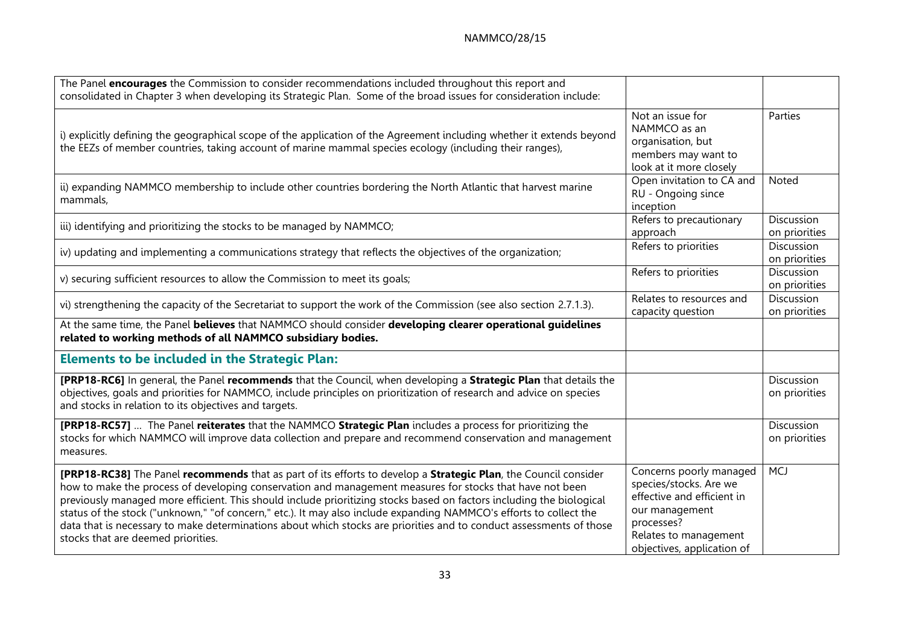| | | |
|---|---|---|
| The Panel **encourages** the Commission to consider recommendations included throughout this report and consolidated in Chapter 3 when developing its Strategic Plan. Some of the broad issues for consideration include: | | |
| i) explicitly defining the geographical scope of the application of the Agreement including whether it extends beyond the EEZs of member countries, taking account of marine mammal species ecology (including their ranges), | Not an issue for NAMMCO as an organisation, but members may want to look at it more closely | Parties |
| ii) expanding NAMMCO membership to include other countries bordering the North Atlantic that harvest marine mammals, | Open invitation to CA and RU - Ongoing since inception | Noted |
| iii) identifying and prioritizing the stocks to be managed by NAMMCO; | Refers to precautionary approach | Discussion on priorities |
| iv) updating and implementing a communications strategy that reflects the objectives of the organization; | Refers to priorities | Discussion on priorities |
| v) securing sufficient resources to allow the Commission to meet its goals; | Refers to priorities | Discussion on priorities |
| vi) strengthening the capacity of the Secretariat to support the work of the Commission (see also section 2.7.1.3). | Relates to resources and capacity question | Discussion on priorities |
| At the same time, the Panel **believes** that NAMMCO should consider **developing clearer operational guidelines related to working methods of all NAMMCO subsidiary bodies.** | | |
| **Elements to be included in the Strategic Plan:** | | |
| **[PRP18-RC6]** In general, the Panel **recommends** that the Council, when developing a **Strategic Plan** that details the objectives, goals and priorities for NAMMCO, include principles on prioritization of research and advice on species and stocks in relation to its objectives and targets. | | Discussion on priorities |
| **[PRP18-RC57]** … The Panel **reiterates** that the NAMMCO **Strategic Plan** includes a process for prioritizing the stocks for which NAMMCO will improve data collection and prepare and recommend conservation and management measures. | | Discussion on priorities |
| **[PRP18-RC38]** The Panel **recommends** that as part of its efforts to develop a **Strategic Plan**, the Council consider how to make the process of developing conservation and management measures for stocks that have not been previously managed more efficient. This should include prioritizing stocks based on factors including the biological status of the stock ("unknown," "of concern," etc.). It may also include expanding NAMMCO's efforts to collect the data that is necessary to make determinations about which stocks are priorities and to conduct assessments of those stocks that are deemed priorities. | Concerns poorly managed species/stocks. Are we effective and efficient in our management processes? Relates to management objectives, application of | MCJ |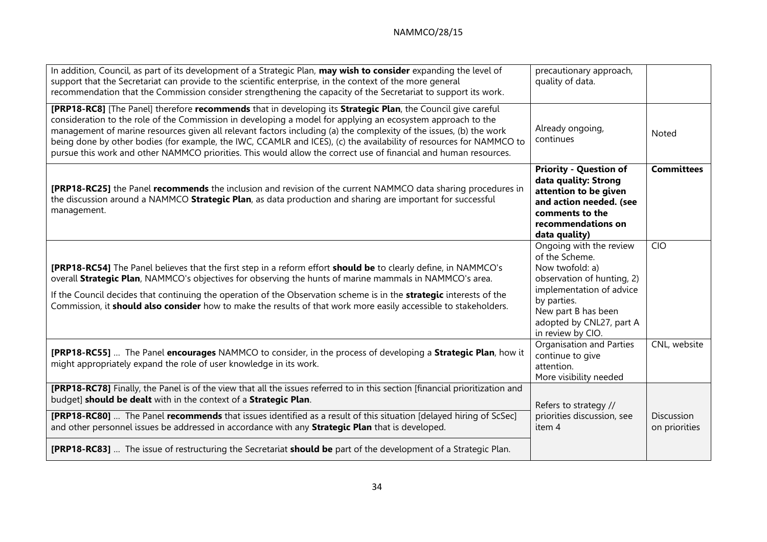| | | |
|---|---|---|
| In addition, Council, as part of its development of a Strategic Plan, **may wish to consider** expanding the level of support that the Secretariat can provide to the scientific enterprise, in the context of the more general recommendation that the Commission consider strengthening the capacity of the Secretariat to support its work. | precautionary approach, quality of data. | |
| **[PRP18-RC8]** [The Panel] therefore **recommends** that in developing its **Strategic Plan**, the Council give careful consideration to the role of the Commission in developing a model for applying an ecosystem approach to the management of marine resources given all relevant factors including (a) the complexity of the issues, (b) the work being done by other bodies (for example, the IWC, CCAMLR and ICES), (c) the availability of resources for NAMMCO to pursue this work and other NAMMCO priorities. This would allow the correct use of financial and human resources. | Already ongoing, continues | Noted |
| **[PRP18-RC25]** the Panel **recommends** the inclusion and revision of the current NAMMCO data sharing procedures in the discussion around a NAMMCO **Strategic Plan**, as data production and sharing are important for successful management. | **Priority - Question of data quality: Strong attention to be given and action needed. (see comments to the recommendations on data quality)** | **Committees** |
| **[PRP18-RC54]** The Panel believes that the first step in a reform effort **should be** to clearly define, in NAMMCO's overall **Strategic Plan**, NAMMCO's objectives for observing the hunts of marine mammals in NAMMCO's area. If the Council decides that continuing the operation of the Observation scheme is in the **strategic** interests of the Commission, it **should also consider** how to make the results of that work more easily accessible to stakeholders. | Ongoing with the review of the Scheme. Now twofold: a) observation of hunting, 2) implementation of advice by parties. New part B has been adopted by CNL27, part A in review by CIO. | CIO |
| **[PRP18-RC55]** … The Panel **encourages** NAMMCO to consider, in the process of developing a **Strategic Plan**, how it might appropriately expand the role of user knowledge in its work. | Organisation and Parties continue to give attention. More visibility needed | CNL, website |
| **[PRP18-RC78]** Finally, the Panel is of the view that all the issues referred to in this section [financial prioritization and budget] **should be dealt** with in the context of a **Strategic Plan**. | Refers to strategy // priorities discussion, see item 4 | Discussion on priorities |
| **[PRP18-RC80]** … The Panel **recommends** that issues identified as a result of this situation [delayed hiring of ScSec] and other personnel issues be addressed in accordance with any **Strategic Plan** that is developed. | | |
| **[PRP18-RC83]** … The issue of restructuring the Secretariat **should be** part of the development of a Strategic Plan. | | |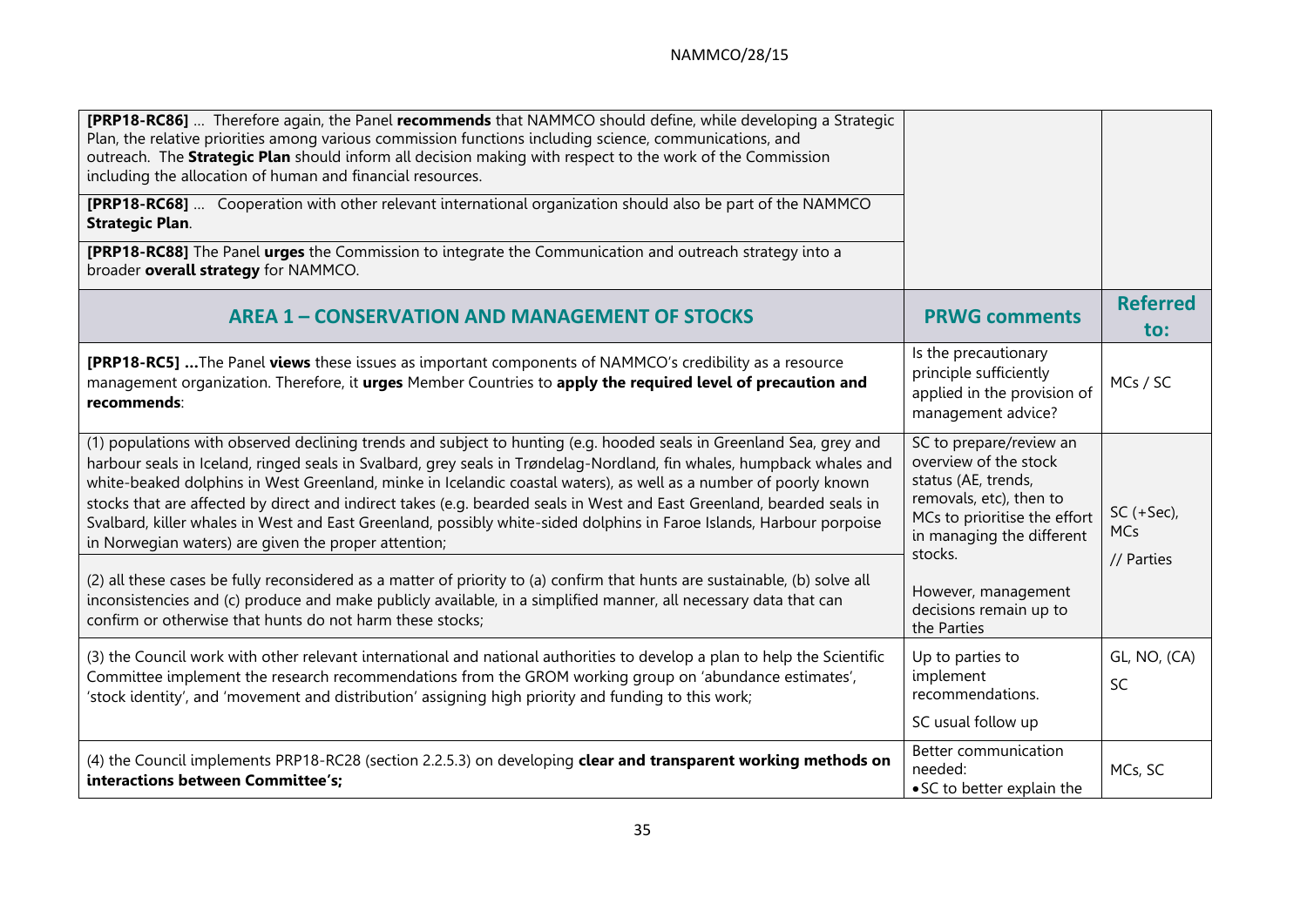| | | |
|---|---|---|
| **[PRP18-RC86]** … Therefore again, the Panel **recommends** that NAMMCO should define, while developing a Strategic Plan, the relative priorities among various commission functions including science, communications, and outreach. The **Strategic Plan** should inform all decision making with respect to the work of the Commission including the allocation of human and financial resources. | | |
| **[PRP18-RC68]** … Cooperation with other relevant international organization should also be part of the NAMMCO **Strategic Plan**. | | |
| **[PRP18-RC88]** The Panel **urges** the Commission to integrate the Communication and outreach strategy into a broader **overall strategy** for NAMMCO. | | |
| **AREA 1 – CONSERVATION AND MANAGEMENT OF STOCKS** | **PRWG comments** | **Referred to:** |
| **[PRP18-RC5] …**The Panel **views** these issues as important components of NAMMCO's credibility as a resource management organization. Therefore, it **urges** Member Countries to **apply the required level of precaution and recommends**: | Is the precautionary principle sufficiently applied in the provision of management advice? | MCs / SC |
| (1) populations with observed declining trends and subject to hunting (e.g. hooded seals in Greenland Sea, grey and harbour seals in Iceland, ringed seals in Svalbard, grey seals in Trøndelag-Nordland, fin whales, humpback whales and white-beaked dolphins in West Greenland, minke in Icelandic coastal waters), as well as a number of poorly known stocks that are affected by direct and indirect takes (e.g. bearded seals in West and East Greenland, bearded seals in Svalbard, killer whales in West and East Greenland, possibly white-sided dolphins in Faroe Islands, Harbour porpoise in Norwegian waters) are given the proper attention;<br><br>(2) all these cases be fully reconsidered as a matter of priority to (a) confirm that hunts are sustainable, (b) solve all inconsistencies and (c) produce and make publicly available, in a simplified manner, all necessary data that can confirm or otherwise that hunts do not harm these stocks; | SC to prepare/review an overview of the stock status (AE, trends, removals, etc), then to MCs to prioritise the effort in managing the different stocks.<br><br>However, management decisions remain up to the Parties | SC (+Sec), MCs<br><br>// Parties |
| (3) the Council work with other relevant international and national authorities to develop a plan to help the Scientific Committee implement the research recommendations from the GROM working group on 'abundance estimates', 'stock identity', and 'movement and distribution' assigning high priority and funding to this work; | Up to parties to implement recommendations.<br><br>SC usual follow up | GL, NO, (CA)<br>SC |
| (4) the Council implements PRP18-RC28 (section 2.2.5.3) on developing **clear and transparent working methods on interactions between Committee's;** | Better communication needed:<br>• SC to better explain the | MCs, SC |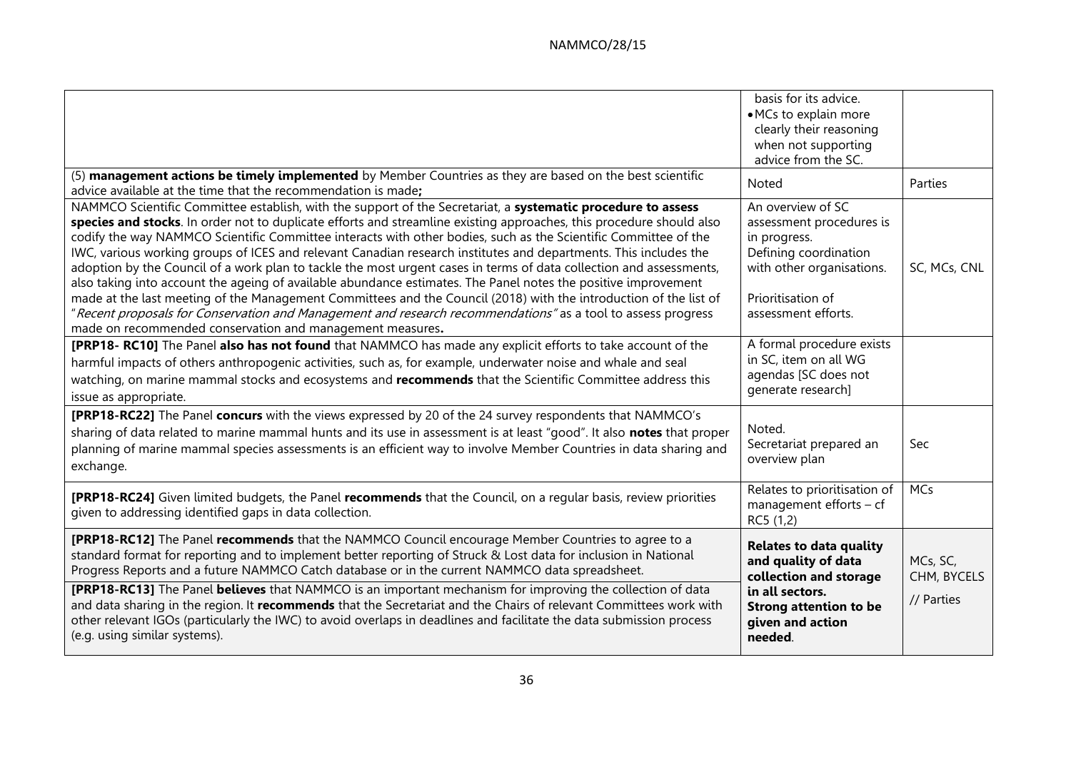| | | |
|---|---|---|
| | basis for its advice.<br>• MCs to explain more clearly their reasoning when not supporting advice from the SC. | |
| (5) **management actions be timely implemented** by Member Countries as they are based on the best scientific advice available at the time that the recommendation is made**;** | Noted | Parties |
| NAMMCO Scientific Committee establish, with the support of the Secretariat, a **systematic procedure to assess species and stocks**. In order not to duplicate efforts and streamline existing approaches, this procedure should also codify the way NAMMCO Scientific Committee interacts with other bodies, such as the Scientific Committee of the IWC, various working groups of ICES and relevant Canadian research institutes and departments. This includes the adoption by the Council of a work plan to tackle the most urgent cases in terms of data collection and assessments, also taking into account the ageing of available abundance estimates. The Panel notes the positive improvement made at the last meeting of the Management Committees and the Council (2018) with the introduction of the list of "*Recent proposals for Conservation and Management and research recommendations*" as a tool to assess progress made on recommended conservation and management measures**.** | An overview of SC assessment procedures is in progress.<br>Defining coordination with other organisations.<br><br>Prioritisation of assessment efforts. | SC, MCs, CNL |
| **[PRP18- RC10]** The Panel **also has not found** that NAMMCO has made any explicit efforts to take account of the harmful impacts of others anthropogenic activities, such as, for example, underwater noise and whale and seal watching, on marine mammal stocks and ecosystems and **recommends** that the Scientific Committee address this issue as appropriate. | A formal procedure exists in SC, item on all WG agendas [SC does not generate research] | |
| **[PRP18-RC22]** The Panel **concurs** with the views expressed by 20 of the 24 survey respondents that NAMMCO's sharing of data related to marine mammal hunts and its use in assessment is at least "good". It also **notes** that proper planning of marine mammal species assessments is an efficient way to involve Member Countries in data sharing and exchange. | Noted.<br>Secretariat prepared an overview plan | Sec |
| **[PRP18-RC24]** Given limited budgets, the Panel **recommends** that the Council, on a regular basis, review priorities given to addressing identified gaps in data collection. | Relates to prioritisation of management efforts – cf RC5 (1,2) | MCs |
| **[PRP18-RC12]** The Panel **recommends** that the NAMMCO Council encourage Member Countries to agree to a standard format for reporting and to implement better reporting of Struck & Lost data for inclusion in National Progress Reports and a future NAMMCO Catch database or in the current NAMMCO data spreadsheet.<br><br>**[PRP18-RC13]** The Panel **believes** that NAMMCO is an important mechanism for improving the collection of data and data sharing in the region. It **recommends** that the Secretariat and the Chairs of relevant Committees work with other relevant IGOs (particularly the IWC) to avoid overlaps in deadlines and facilitate the data submission process (e.g. using similar systems). | **Relates to data quality and quality of data collection and storage in all sectors.**<br>**Strong attention to be given and action needed**. | MCs, SC, CHM, BYCELS<br><br>// Parties |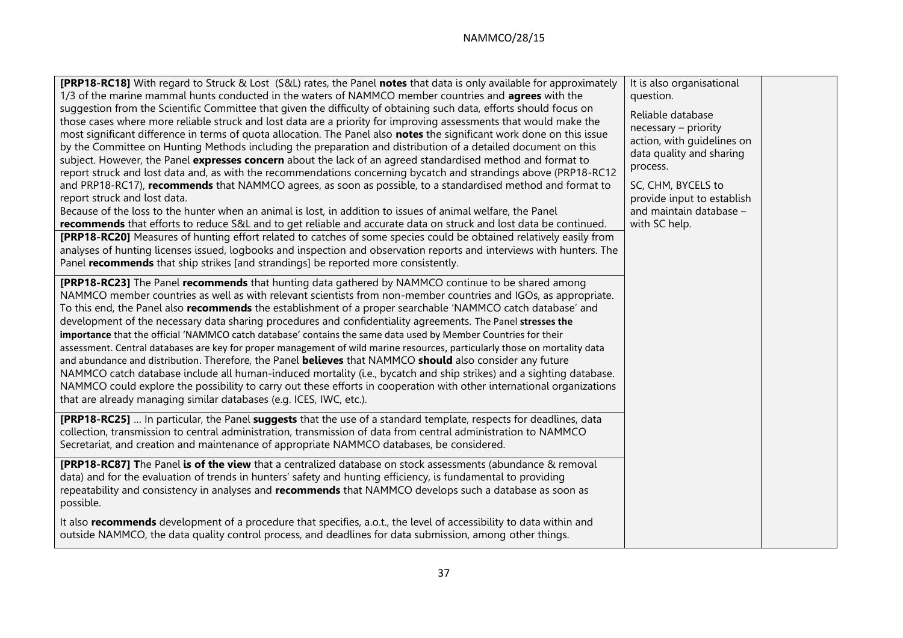| | | |
|---|---|---|
| **[PRP18-RC18]** With regard to Struck & Lost (S&L) rates, the Panel **notes** that data is only available for approximately 1/3 of the marine mammal hunts conducted in the waters of NAMMCO member countries and **agrees** with the suggestion from the Scientific Committee that given the difficulty of obtaining such data, efforts should focus on those cases where more reliable struck and lost data are a priority for improving assessments that would make the most significant difference in terms of quota allocation. The Panel also **notes** the significant work done on this issue by the Committee on Hunting Methods including the preparation and distribution of a detailed document on this subject. However, the Panel **expresses concern** about the lack of an agreed standardised method and format to report struck and lost data and, as with the recommendations concerning bycatch and strandings above (PRP18-RC12 and PRP18-RC17), **recommends** that NAMMCO agrees, as soon as possible, to a standardised method and format to report struck and lost data.<br>Because of the loss to the hunter when an animal is lost, in addition to issues of animal welfare, the Panel **recommends** that efforts to reduce S&L and to get reliable and accurate data on struck and lost data be continued.<br>**[PRP18-RC20]** Measures of hunting effort related to catches of some species could be obtained relatively easily from analyses of hunting licenses issued, logbooks and inspection and observation reports and interviews with hunters. The Panel **recommends** that ship strikes [and strandings] be reported more consistently.<br><br>**[PRP18-RC23]** The Panel **recommends** that hunting data gathered by NAMMCO continue to be shared among NAMMCO member countries as well as with relevant scientists from non-member countries and IGOs, as appropriate. To this end, the Panel also **recommends** the establishment of a proper searchable 'NAMMCO catch database' and development of the necessary data sharing procedures and confidentiality agreements. The Panel **stresses the importance** that the official 'NAMMCO catch database' contains the same data used by Member Countries for their assessment. Central databases are key for proper management of wild marine resources, particularly those on mortality data and abundance and distribution. Therefore, the Panel **believes** that NAMMCO **should** also consider any future NAMMCO catch database include all human-induced mortality (i.e., bycatch and ship strikes) and a sighting database. NAMMCO could explore the possibility to carry out these efforts in cooperation with other international organizations that are already managing similar databases (e.g. ICES, IWC, etc.).<br><br>**[PRP18-RC25]** … In particular, the Panel **suggests** that the use of a standard template, respects for deadlines, data collection, transmission to central administration, transmission of data from central administration to NAMMCO Secretariat, and creation and maintenance of appropriate NAMMCO databases, be considered.<br><br>**[PRP18-RC87]** **T**he Panel **is of the view** that a centralized database on stock assessments (abundance & removal data) and for the evaluation of trends in hunters' safety and hunting efficiency, is fundamental to providing repeatability and consistency in analyses and **recommends** that NAMMCO develops such a database as soon as possible.<br><br>It also **recommends** development of a procedure that specifies, a.o.t., the level of accessibility to data within and outside NAMMCO, the data quality control process, and deadlines for data submission, among other things. | It is also organisational question.<br><br>Reliable database necessary – priority action, with guidelines on data quality and sharing process.<br><br>SC, CHM, BYCELS to provide input to establish and maintain database – with SC help. | |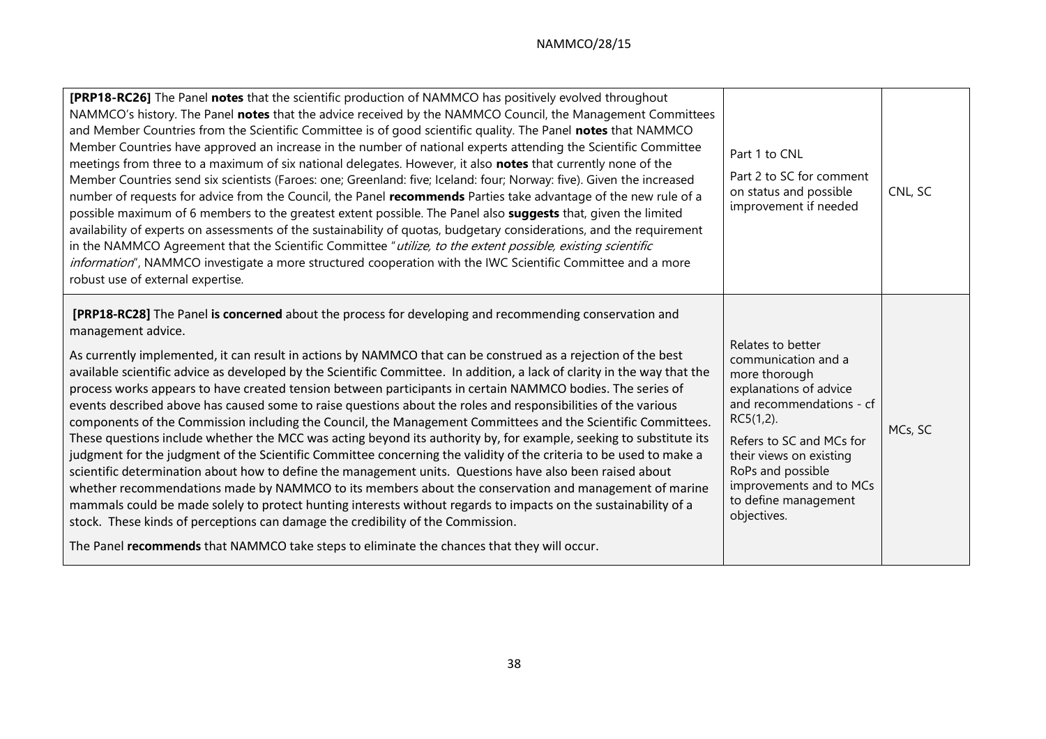| | | |
|---|---|---|
| **[PRP18-RC26]** The Panel **notes** that the scientific production of NAMMCO has positively evolved throughout NAMMCO's history. The Panel **notes** that the advice received by the NAMMCO Council, the Management Committees and Member Countries from the Scientific Committee is of good scientific quality. The Panel **notes** that NAMMCO Member Countries have approved an increase in the number of national experts attending the Scientific Committee meetings from three to a maximum of six national delegates. However, it also **notes** that currently none of the Member Countries send six scientists (Faroes: one; Greenland: five; Iceland: four; Norway: five). Given the increased number of requests for advice from the Council, the Panel **recommends** Parties take advantage of the new rule of a possible maximum of 6 members to the greatest extent possible. The Panel also **suggests** that, given the limited availability of experts on assessments of the sustainability of quotas, budgetary considerations, and the requirement in the NAMMCO Agreement that the Scientific Committee "*utilize, to the extent possible, existing scientific information*", NAMMCO investigate a more structured cooperation with the IWC Scientific Committee and a more robust use of external expertise. | Part 1 to CNL<br><br>Part 2 to SC for comment on status and possible improvement if needed | CNL, SC |
| **[PRP18-RC28]** The Panel **is concerned** about the process for developing and recommending conservation and management advice.<br><br>As currently implemented, it can result in actions by NAMMCO that can be construed as a rejection of the best available scientific advice as developed by the Scientific Committee. In addition, a lack of clarity in the way that the process works appears to have created tension between participants in certain NAMMCO bodies. The series of events described above has caused some to raise questions about the roles and responsibilities of the various components of the Commission including the Council, the Management Committees and the Scientific Committees. These questions include whether the MCC was acting beyond its authority by, for example, seeking to substitute its judgment for the judgment of the Scientific Committee concerning the validity of the criteria to be used to make a scientific determination about how to define the management units. Questions have also been raised about whether recommendations made by NAMMCO to its members about the conservation and management of marine mammals could be made solely to protect hunting interests without regards to impacts on the sustainability of a stock. These kinds of perceptions can damage the credibility of the Commission.<br><br>The Panel **recommends** that NAMMCO take steps to eliminate the chances that they will occur. | Relates to better communication and a more thorough explanations of advice and recommendations - cf RC5(1,2).<br><br>Refers to SC and MCs for their views on existing RoPs and possible improvements and to MCs to define management objectives. | MCs, SC |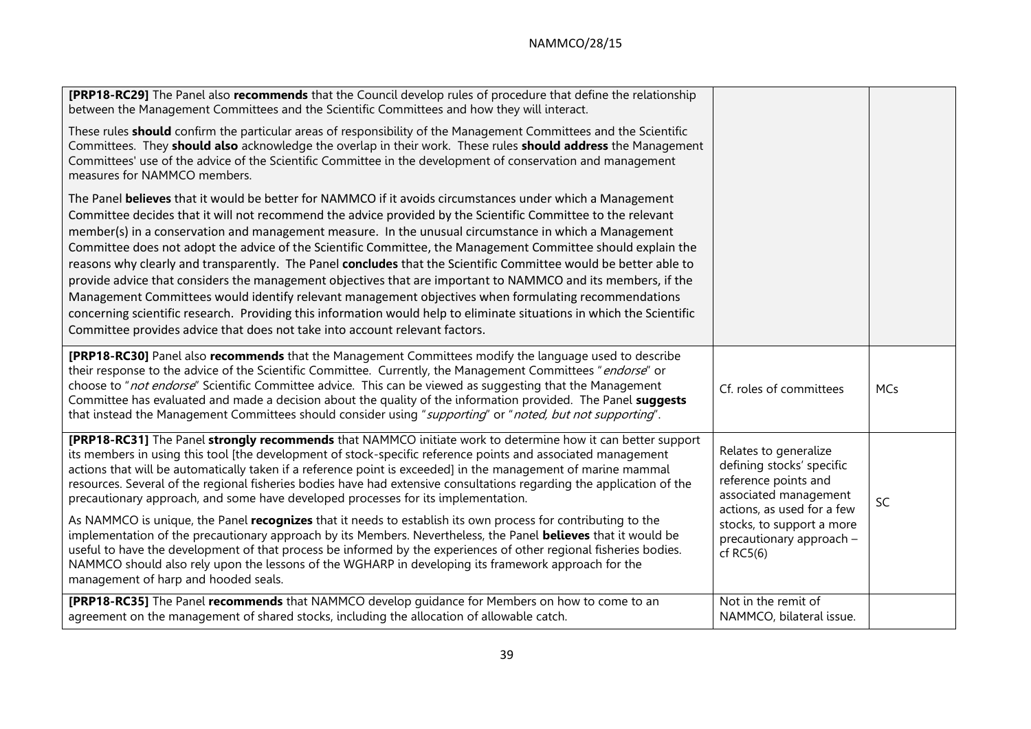| | | |
|---|---|---|
| **[PRP18-RC29]** The Panel also **recommends** that the Council develop rules of procedure that define the relationship between the Management Committees and the Scientific Committees and how they will interact.<br><br>These rules **should** confirm the particular areas of responsibility of the Management Committees and the Scientific Committees. They **should also** acknowledge the overlap in their work. These rules **should address** the Management Committees' use of the advice of the Scientific Committee in the development of conservation and management measures for NAMMCO members.<br><br>The Panel **believes** that it would be better for NAMMCO if it avoids circumstances under which a Management Committee decides that it will not recommend the advice provided by the Scientific Committee to the relevant member(s) in a conservation and management measure. In the unusual circumstance in which a Management Committee does not adopt the advice of the Scientific Committee, the Management Committee should explain the reasons why clearly and transparently. The Panel **concludes** that the Scientific Committee would be better able to provide advice that considers the management objectives that are important to NAMMCO and its members, if the Management Committees would identify relevant management objectives when formulating recommendations concerning scientific research. Providing this information would help to eliminate situations in which the Scientific Committee provides advice that does not take into account relevant factors. | | |
| **[PRP18-RC30]** Panel also **recommends** that the Management Committees modify the language used to describe their response to the advice of the Scientific Committee. Currently, the Management Committees "*endorse*" or choose to "*not endorse*" Scientific Committee advice. This can be viewed as suggesting that the Management Committee has evaluated and made a decision about the quality of the information provided. The Panel **suggests** that instead the Management Committees should consider using "*supporting*" or "*noted, but not supporting*". | Cf. roles of committees | MCs |
| **[PRP18-RC31]** The Panel **strongly recommends** that NAMMCO initiate work to determine how it can better support its members in using this tool [the development of stock-specific reference points and associated management actions that will be automatically taken if a reference point is exceeded] in the management of marine mammal resources. Several of the regional fisheries bodies have had extensive consultations regarding the application of the precautionary approach, and some have developed processes for its implementation.<br><br>As NAMMCO is unique, the Panel **recognizes** that it needs to establish its own process for contributing to the implementation of the precautionary approach by its Members. Nevertheless, the Panel **believes** that it would be useful to have the development of that process be informed by the experiences of other regional fisheries bodies. NAMMCO should also rely upon the lessons of the WGHARP in developing its framework approach for the management of harp and hooded seals. | Relates to generalize defining stocks' specific reference points and associated management actions, as used for a few stocks, to support a more precautionary approach – cf RC5(6) | SC |
| **[PRP18-RC35]** The Panel **recommends** that NAMMCO develop guidance for Members on how to come to an agreement on the management of shared stocks, including the allocation of allowable catch. | Not in the remit of NAMMCO, bilateral issue. | |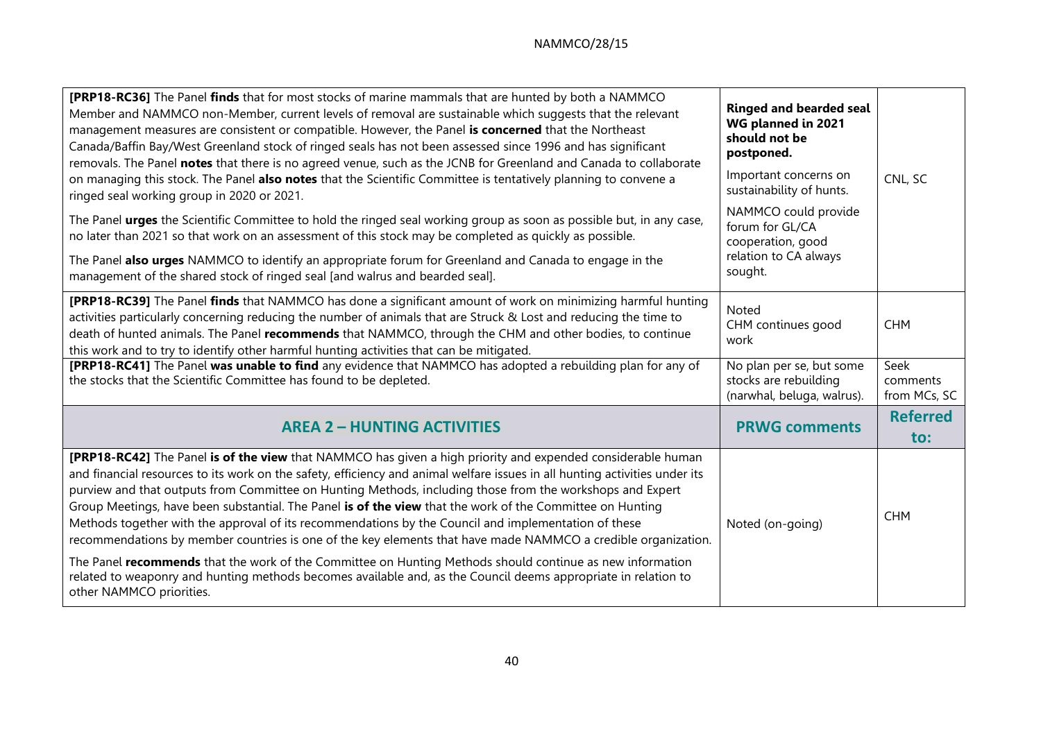| | | |
|---|---|---|
| **[PRP18-RC36]** The Panel **finds** that for most stocks of marine mammals that are hunted by both a NAMMCO Member and NAMMCO non-Member, current levels of removal are sustainable which suggests that the relevant management measures are consistent or compatible. However, the Panel **is concerned** that the Northeast Canada/Baffin Bay/West Greenland stock of ringed seals has not been assessed since 1996 and has significant removals. The Panel **notes** that there is no agreed venue, such as the JCNB for Greenland and Canada to collaborate on managing this stock. The Panel **also notes** that the Scientific Committee is tentatively planning to convene a ringed seal working group in 2020 or 2021.<br><br>The Panel **urges** the Scientific Committee to hold the ringed seal working group as soon as possible but, in any case, no later than 2021 so that work on an assessment of this stock may be completed as quickly as possible.<br><br>The Panel **also urges** NAMMCO to identify an appropriate forum for Greenland and Canada to engage in the management of the shared stock of ringed seal [and walrus and bearded seal]. | **Ringed and bearded seal WG planned in 2021 should not be postponed.**<br><br>Important concerns on sustainability of hunts.<br><br>NAMMCO could provide forum for GL/CA cooperation, good relation to CA always sought. | CNL, SC |
| **[PRP18-RC39]** The Panel **finds** that NAMMCO has done a significant amount of work on minimizing harmful hunting activities particularly concerning reducing the number of animals that are Struck & Lost and reducing the time to death of hunted animals. The Panel **recommends** that NAMMCO, through the CHM and other bodies, to continue this work and to try to identify other harmful hunting activities that can be mitigated. | Noted<br>CHM continues good work | CHM |
| **[PRP18-RC41]** The Panel **was unable to find** any evidence that NAMMCO has adopted a rebuilding plan for any of the stocks that the Scientific Committee has found to be depleted. | No plan per se, but some stocks are rebuilding (narwhal, beluga, walrus). | Seek comments from MCs, SC |
| **AREA 2 – HUNTING ACTIVITIES** | **PRWG comments** | **Referred to:** |
| **[PRP18-RC42]** The Panel **is of the view** that NAMMCO has given a high priority and expended considerable human and financial resources to its work on the safety, efficiency and animal welfare issues in all hunting activities under its purview and that outputs from Committee on Hunting Methods, including those from the workshops and Expert Group Meetings, have been substantial. The Panel **is of the view** that the work of the Committee on Hunting Methods together with the approval of its recommendations by the Council and implementation of these recommendations by member countries is one of the key elements that have made NAMMCO a credible organization.<br><br>The Panel **recommends** that the work of the Committee on Hunting Methods should continue as new information related to weaponry and hunting methods becomes available and, as the Council deems appropriate in relation to other NAMMCO priorities. | Noted (on-going) | CHM |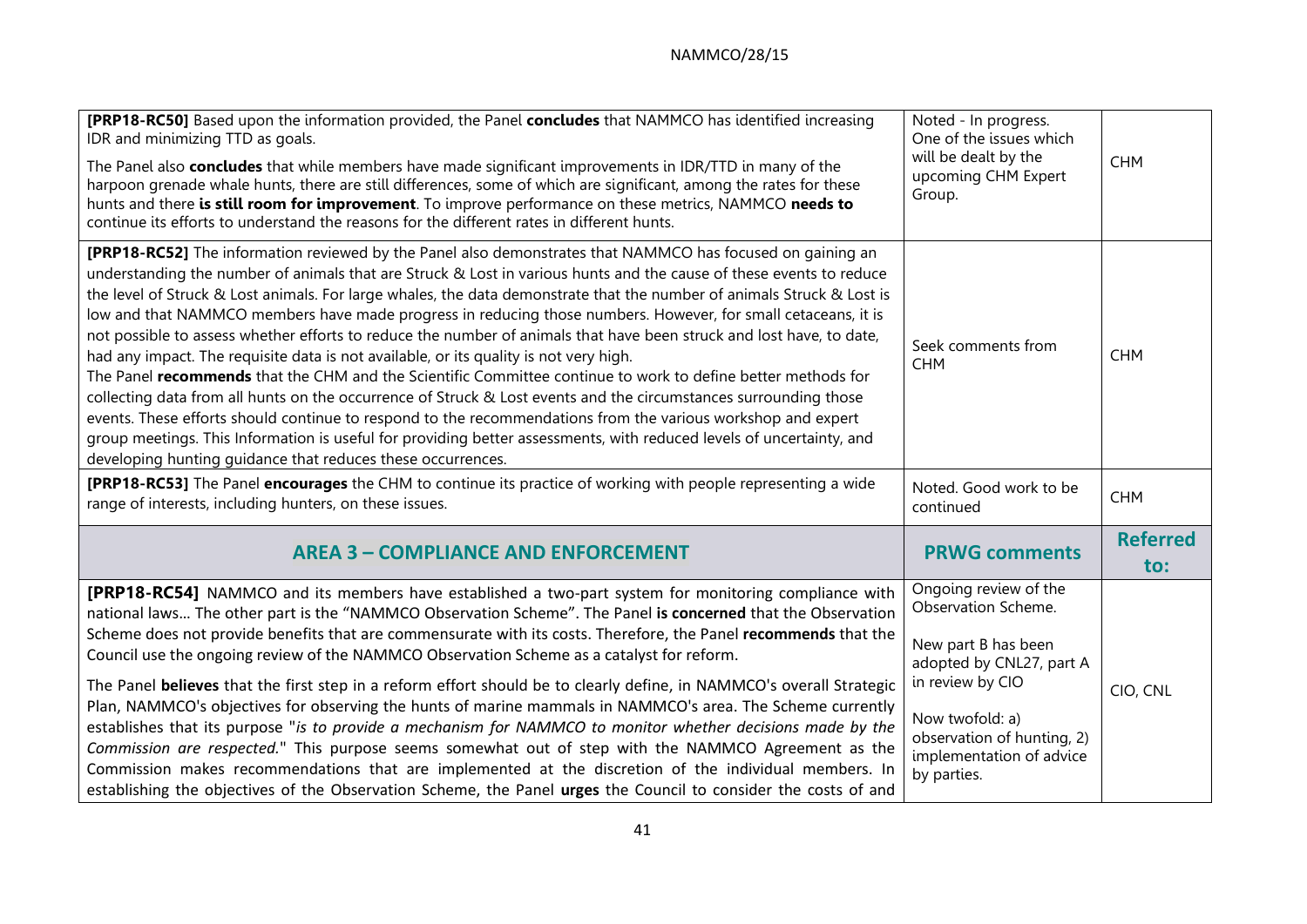| | | |
|---|---|---|
| **[PRP18-RC50]** Based upon the information provided, the Panel **concludes** that NAMMCO has identified increasing IDR and minimizing TTD as goals.<br><br>The Panel also **concludes** that while members have made significant improvements in IDR/TTD in many of the harpoon grenade whale hunts, there are still differences, some of which are significant, among the rates for these hunts and there **is still room for improvement**. To improve performance on these metrics, NAMMCO **needs to** continue its efforts to understand the reasons for the different rates in different hunts. | Noted - In progress. One of the issues which will be dealt by the upcoming CHM Expert Group. | CHM |
| **[PRP18-RC52]** The information reviewed by the Panel also demonstrates that NAMMCO has focused on gaining an understanding the number of animals that are Struck & Lost in various hunts and the cause of these events to reduce the level of Struck & Lost animals. For large whales, the data demonstrate that the number of animals Struck & Lost is low and that NAMMCO members have made progress in reducing those numbers. However, for small cetaceans, it is not possible to assess whether efforts to reduce the number of animals that have been struck and lost have, to date, had any impact. The requisite data is not available, or its quality is not very high.<br>The Panel **recommends** that the CHM and the Scientific Committee continue to work to define better methods for collecting data from all hunts on the occurrence of Struck & Lost events and the circumstances surrounding those events. These efforts should continue to respond to the recommendations from the various workshop and expert group meetings. This Information is useful for providing better assessments, with reduced levels of uncertainty, and developing hunting guidance that reduces these occurrences. | Seek comments from CHM | CHM |
| **[PRP18-RC53]** The Panel **encourages** the CHM to continue its practice of working with people representing a wide range of interests, including hunters, on these issues. | Noted. Good work to be continued | CHM |
| **AREA 3 – COMPLIANCE AND ENFORCEMENT** | **PRWG comments** | **Referred to:** |
| **[PRP18-RC54]** NAMMCO and its members have established a two-part system for monitoring compliance with national laws... The other part is the "NAMMCO Observation Scheme". The Panel **is concerned** that the Observation Scheme does not provide benefits that are commensurate with its costs. Therefore, the Panel **recommends** that the Council use the ongoing review of the NAMMCO Observation Scheme as a catalyst for reform.<br><br>The Panel **believes** that the first step in a reform effort should be to clearly define, in NAMMCO's overall Strategic Plan, NAMMCO's objectives for observing the hunts of marine mammals in NAMMCO's area. The Scheme currently establishes that its purpose "*is to provide a mechanism for NAMMCO to monitor whether decisions made by the Commission are respected.*" This purpose seems somewhat out of step with the NAMMCO Agreement as the Commission makes recommendations that are implemented at the discretion of the individual members. In establishing the objectives of the Observation Scheme, the Panel **urges** the Council to consider the costs of and | Ongoing review of the Observation Scheme.<br><br>New part B has been adopted by CNL27, part A in review by CIO<br><br>Now twofold: a) observation of hunting, 2) implementation of advice by parties. | CIO, CNL |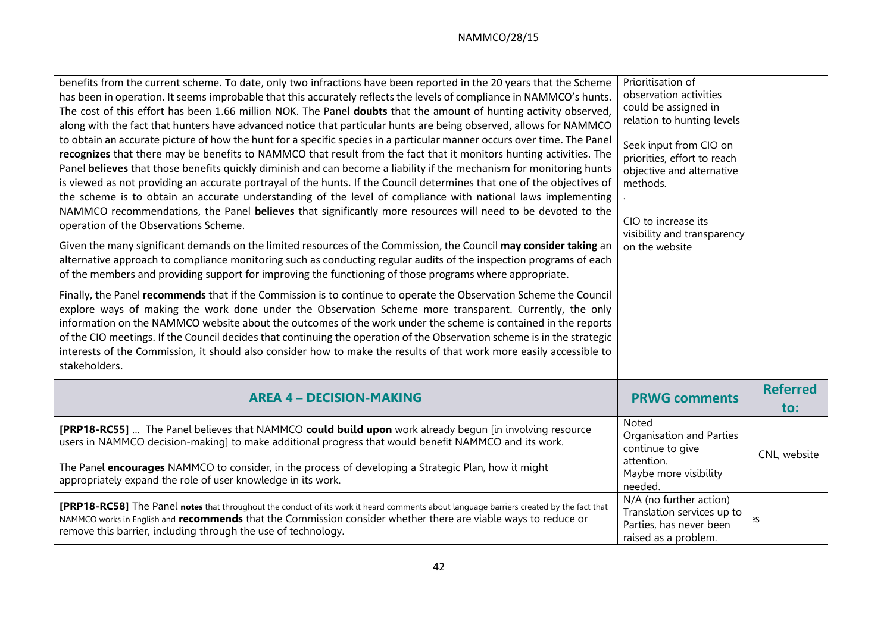| | | |
|---|---|---|
| benefits from the current scheme. To date, only two infractions have been reported in the 20 years that the Scheme has been in operation. It seems improbable that this accurately reflects the levels of compliance in NAMMCO's hunts. The cost of this effort has been 1.66 million NOK. The Panel **doubts** that the amount of hunting activity observed, along with the fact that hunters have advanced notice that particular hunts are being observed, allows for NAMMCO to obtain an accurate picture of how the hunt for a specific species in a particular manner occurs over time. The Panel **recognizes** that there may be benefits to NAMMCO that result from the fact that it monitors hunting activities. The Panel **believes** that those benefits quickly diminish and can become a liability if the mechanism for monitoring hunts is viewed as not providing an accurate portrayal of the hunts. If the Council determines that one of the objectives of the scheme is to obtain an accurate understanding of the level of compliance with national laws implementing NAMMCO recommendations, the Panel **believes** that significantly more resources will need to be devoted to the operation of the Observations Scheme.<br><br>Given the many significant demands on the limited resources of the Commission, the Council **may consider taking** an alternative approach to compliance monitoring such as conducting regular audits of the inspection programs of each of the members and providing support for improving the functioning of those programs where appropriate.<br><br>Finally, the Panel **recommends** that if the Commission is to continue to operate the Observation Scheme the Council explore ways of making the work done under the Observation Scheme more transparent. Currently, the only information on the NAMMCO website about the outcomes of the work under the scheme is contained in the reports of the CIO meetings. If the Council decides that continuing the operation of the Observation scheme is in the strategic interests of the Commission, it should also consider how to make the results of that work more easily accessible to stakeholders. | Prioritisation of observation activities could be assigned in relation to hunting levels<br><br>Seek input from CIO on priorities, effort to reach objective and alternative methods.<br>.<br><br>CIO to increase its visibility and transparency on the website | |
| **AREA 4 – DECISION-MAKING** | **PRWG comments** | **Referred to:** |
| **[PRP18-RC55]** … The Panel believes that NAMMCO **could build upon** work already begun [in involving resource users in NAMMCO decision-making] to make additional progress that would benefit NAMMCO and its work.<br><br>The Panel **encourages** NAMMCO to consider, in the process of developing a Strategic Plan, how it might appropriately expand the role of user knowledge in its work. | Noted<br>Organisation and Parties continue to give attention.<br>Maybe more visibility needed. | CNL, website |
| **[PRP18-RC58]** The Panel **notes** that throughout the conduct of its work it heard comments about language barriers created by the fact that NAMMCO works in English and **recommends** that the Commission consider whether there are viable ways to reduce or remove this barrier, including through the use of technology. | N/A (no further action)<br>Translation services up to Parties, has never been raised as a problem. | es |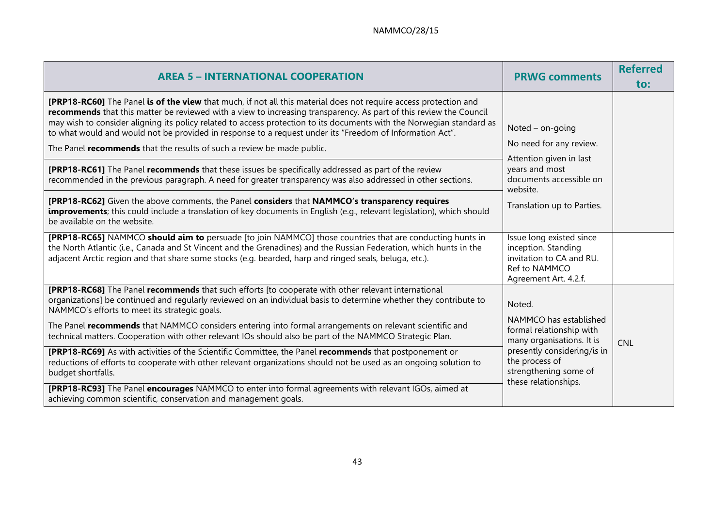| AREA 5 – INTERNATIONAL COOPERATION | PRWG comments | Referred to: |
|---|---|---|
| **[PRP18-RC60]** The Panel **is of the view** that much, if not all this material does not require access protection and **recommends** that this matter be reviewed with a view to increasing transparency. As part of this review the Council may wish to consider aligning its policy related to access protection to its documents with the Norwegian standard as to what would and would not be provided in response to a request under its "Freedom of Information Act".<br><br>The Panel **recommends** that the results of such a review be made public. | Noted – on-going<br><br>No need for any review.<br><br>Attention given in last years and most documents accessible on website.<br><br>Translation up to Parties. | |
| **[PRP18-RC61]** The Panel **recommends** that these issues be specifically addressed as part of the review recommended in the previous paragraph. A need for greater transparency was also addressed in other sections. | | |
| **[PRP18-RC62]** Given the above comments, the Panel **considers** that **NAMMCO's transparency requires improvements**; this could include a translation of key documents in English (e.g., relevant legislation), which should be available on the website. | | |
| **[PRP18-RC65]** NAMMCO **should aim to** persuade [to join NAMMCO] those countries that are conducting hunts in the North Atlantic (i.e., Canada and St Vincent and the Grenadines) and the Russian Federation, which hunts in the adjacent Arctic region and that share some stocks (e.g. bearded, harp and ringed seals, beluga, etc.). | Issue long existed since inception. Standing invitation to CA and RU. Ref to NAMMCO Agreement Art. 4.2.f. | |
| **[PRP18-RC68]** The Panel **recommends** that such efforts [to cooperate with other relevant international organizations] be continued and regularly reviewed on an individual basis to determine whether they contribute to NAMMCO's efforts to meet its strategic goals.<br><br>The Panel **recommends** that NAMMCO considers entering into formal arrangements on relevant scientific and technical matters. Cooperation with other relevant IOs should also be part of the NAMMCO Strategic Plan. | Noted.<br><br>NAMMCO has established formal relationship with many organisations. It is presently considering/is in the process of strengthening some of these relationships. | CNL |
| **[PRP18-RC69]** As with activities of the Scientific Committee, the Panel **recommends** that postponement or reductions of efforts to cooperate with other relevant organizations should not be used as an ongoing solution to budget shortfalls. | | |
| **[PRP18-RC93]** The Panel **encourages** NAMMCO to enter into formal agreements with relevant IGOs, aimed at achieving common scientific, conservation and management goals. | | |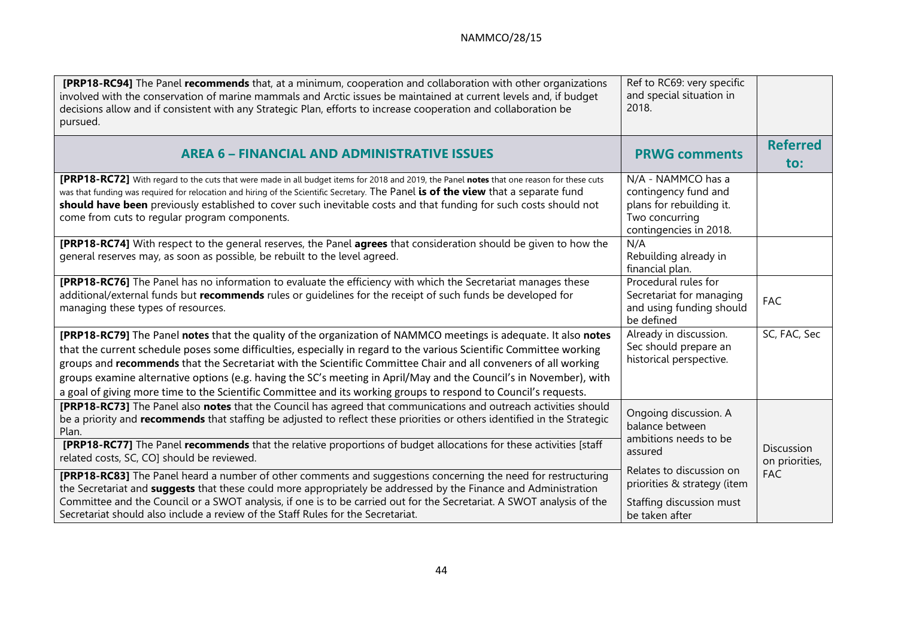| **[PRP18-RC94]** The Panel **recommends** that, at a minimum, cooperation and collaboration with other organizations involved with the conservation of marine mammals and Arctic issues be maintained at current levels and, if budget decisions allow and if consistent with any Strategic Plan, efforts to increase cooperation and collaboration be pursued. | Ref to RC69: very specific and special situation in 2018. | |
|---|---|---|
| **AREA 6 – FINANCIAL AND ADMINISTRATIVE ISSUES** | **PRWG comments** | **Referred to:** |
| **[PRP18-RC72]** With regard to the cuts that were made in all budget items for 2018 and 2019, the Panel **notes** that one reason for these cuts was that funding was required for relocation and hiring of the Scientific Secretary. The Panel **is of the view** that a separate fund **should have been** previously established to cover such inevitable costs and that funding for such costs should not come from cuts to regular program components. | N/A - NAMMCO has a contingency fund and plans for rebuilding it. Two concurring contingencies in 2018. | |
| **[PRP18-RC74]** With respect to the general reserves, the Panel **agrees** that consideration should be given to how the general reserves may, as soon as possible, be rebuilt to the level agreed. | N/A<br>Rebuilding already in financial plan. | |
| **[PRP18-RC76]** The Panel has no information to evaluate the efficiency with which the Secretariat manages these additional/external funds but **recommends** rules or guidelines for the receipt of such funds be developed for managing these types of resources. | Procedural rules for Secretariat for managing and using funding should be defined | FAC |
| **[PRP18-RC79]** The Panel **notes** that the quality of the organization of NAMMCO meetings is adequate. It also **notes** that the current schedule poses some difficulties, especially in regard to the various Scientific Committee working groups and **recommends** that the Secretariat with the Scientific Committee Chair and all conveners of all working groups examine alternative options (e.g. having the SC's meeting in April/May and the Council's in November), with a goal of giving more time to the Scientific Committee and its working groups to respond to Council's requests. | Already in discussion. Sec should prepare an historical perspective. | SC, FAC, Sec |
| **[PRP18-RC73]** The Panel also **notes** that the Council has agreed that communications and outreach activities should be a priority and **recommends** that staffing be adjusted to reflect these priorities or others identified in the Strategic Plan. | Ongoing discussion. A balance between ambitions needs to be assured | Discussion on priorities, FAC |
| **[PRP18-RC77]** The Panel **recommends** that the relative proportions of budget allocations for these activities [staff related costs, SC, CO] should be reviewed. | Relates to discussion on priorities & strategy (item | |
| **[PRP18-RC83]** The Panel heard a number of other comments and suggestions concerning the need for restructuring the Secretariat and **suggests** that these could more appropriately be addressed by the Finance and Administration Committee and the Council or a SWOT analysis, if one is to be carried out for the Secretariat. A SWOT analysis of the Secretariat should also include a review of the Staff Rules for the Secretariat. | Staffing discussion must be taken after | |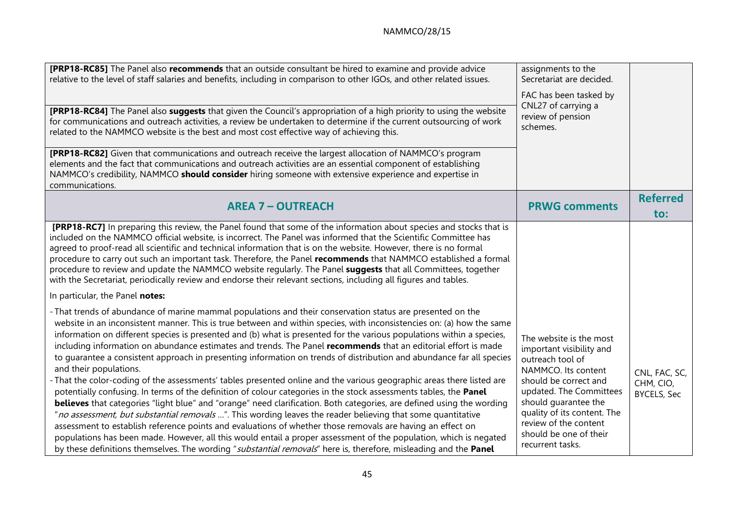| | | |
|---|---|---|
| **[PRP18-RC85]** The Panel also **recommends** that an outside consultant be hired to examine and provide advice relative to the level of staff salaries and benefits, including in comparison to other IGOs, and other related issues.<br><br>**[PRP18-RC84]** The Panel also **suggests** that given the Council's appropriation of a high priority to using the website for communications and outreach activities, a review be undertaken to determine if the current outsourcing of work related to the NAMMCO website is the best and most cost effective way of achieving this.<br><br>**[PRP18-RC82]** Given that communications and outreach receive the largest allocation of NAMMCO's program elements and the fact that communications and outreach activities are an essential component of establishing NAMMCO's credibility, NAMMCO **should consider** hiring someone with extensive experience and expertise in communications. | assignments to the Secretariat are decided.<br><br>FAC has been tasked by CNL27 of carrying a review of pension schemes. | |
| **AREA 7 – OUTREACH** | **PRWG comments** | **Referred to:** |
| **[PRP18-RC7]** In preparing this review, the Panel found that some of the information about species and stocks that is included on the NAMMCO official website, is incorrect. The Panel was informed that the Scientific Committee has agreed to proof-read all scientific and technical information that is on the website. However, there is no formal procedure to carry out such an important task. Therefore, the Panel **recommends** that NAMMCO established a formal procedure to review and update the NAMMCO website regularly. The Panel **suggests** that all Committees, together with the Secretariat, periodically review and endorse their relevant sections, including all figures and tables.<br><br>In particular, the Panel **notes:**<br><br>- That trends of abundance of marine mammal populations and their conservation status are presented on the website in an inconsistent manner. This is true between and within species, with inconsistencies on: (a) how the same information on different species is presented and (b) what is presented for the various populations within a species, including information on abundance estimates and trends. The Panel **recommends** that an editorial effort is made to guarantee a consistent approach in presenting information on trends of distribution and abundance far all species and their populations.<br>- That the color-coding of the assessments' tables presented online and the various geographic areas there listed are potentially confusing. In terms of the definition of colour categories in the stock assessments tables, the **Panel believes** that categories "light blue" and "orange" need clarification. Both categories, are defined using the wording "*no assessment, but substantial removals …*". This wording leaves the reader believing that some quantitative assessment to establish reference points and evaluations of whether those removals are having an effect on populations has been made. However, all this would entail a proper assessment of the population, which is negated by these definitions themselves. The wording "*substantial removals*" here is, therefore, misleading and the **Panel** | The website is the most important visibility and outreach tool of NAMMCO. Its content should be correct and updated. The Committees should guarantee the quality of its content. The review of the content should be one of their recurrent tasks. | CNL, FAC, SC, CHM, CIO, BYCELS, Sec |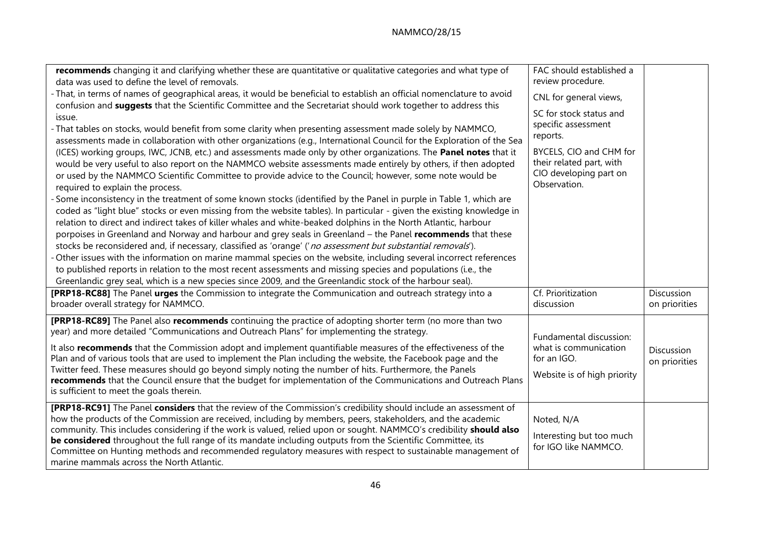| | | |
|---|---|---|
| **recommends** changing it and clarifying whether these are quantitative or qualitative categories and what type of data was used to define the level of removals.<br>- That, in terms of names of geographical areas, it would be beneficial to establish an official nomenclature to avoid confusion and **suggests** that the Scientific Committee and the Secretariat should work together to address this issue.<br>- That tables on stocks, would benefit from some clarity when presenting assessment made solely by NAMMCO, assessments made in collaboration with other organizations (e.g., International Council for the Exploration of the Sea (ICES) working groups, IWC, JCNB, etc.) and assessments made only by other organizations. The **Panel notes** that it would be very useful to also report on the NAMMCO website assessments made entirely by others, if then adopted or used by the NAMMCO Scientific Committee to provide advice to the Council; however, some note would be required to explain the process.<br>- Some inconsistency in the treatment of some known stocks (identified by the Panel in purple in Table 1, which are coded as "light blue" stocks or even missing from the website tables). In particular - given the existing knowledge in relation to direct and indirect takes of killer whales and white-beaked dolphins in the North Atlantic, harbour porpoises in Greenland and Norway and harbour and grey seals in Greenland – the Panel **recommends** that these stocks be reconsidered and, if necessary, classified as 'orange' ('*no assessment but substantial removals*').<br>- Other issues with the information on marine mammal species on the website, including several incorrect references to published reports in relation to the most recent assessments and missing species and populations (i.e., the Greenlandic grey seal, which is a new species since 2009, and the Greenlandic stock of the harbour seal). | FAC should established a review procedure.<br>CNL for general views,<br>SC for stock status and specific assessment reports.<br>BYCELS, CIO and CHM for their related part, with CIO developing part on Observation. | |
| **[PRP18-RC88]** The Panel **urges** the Commission to integrate the Communication and outreach strategy into a broader overall strategy for NAMMCO. | Cf. Prioritization discussion | Discussion on priorities |
| **[PRP18-RC89]** The Panel also **recommends** continuing the practice of adopting shorter term (no more than two year) and more detailed "Communications and Outreach Plans" for implementing the strategy.<br>It also **recommends** that the Commission adopt and implement quantifiable measures of the effectiveness of the Plan and of various tools that are used to implement the Plan including the website, the Facebook page and the Twitter feed. These measures should go beyond simply noting the number of hits. Furthermore, the Panels **recommends** that the Council ensure that the budget for implementation of the Communications and Outreach Plans is sufficient to meet the goals therein. | Fundamental discussion: what is communication for an IGO.<br>Website is of high priority | Discussion on priorities |
| **[PRP18-RC91]** The Panel **considers** that the review of the Commission's credibility should include an assessment of how the products of the Commission are received, including by members, peers, stakeholders, and the academic community. This includes considering if the work is valued, relied upon or sought. NAMMCO's credibility **should also be considered** throughout the full range of its mandate including outputs from the Scientific Committee, its Committee on Hunting methods and recommended regulatory measures with respect to sustainable management of marine mammals across the North Atlantic. | Noted, N/A<br>Interesting but too much for IGO like NAMMCO. | |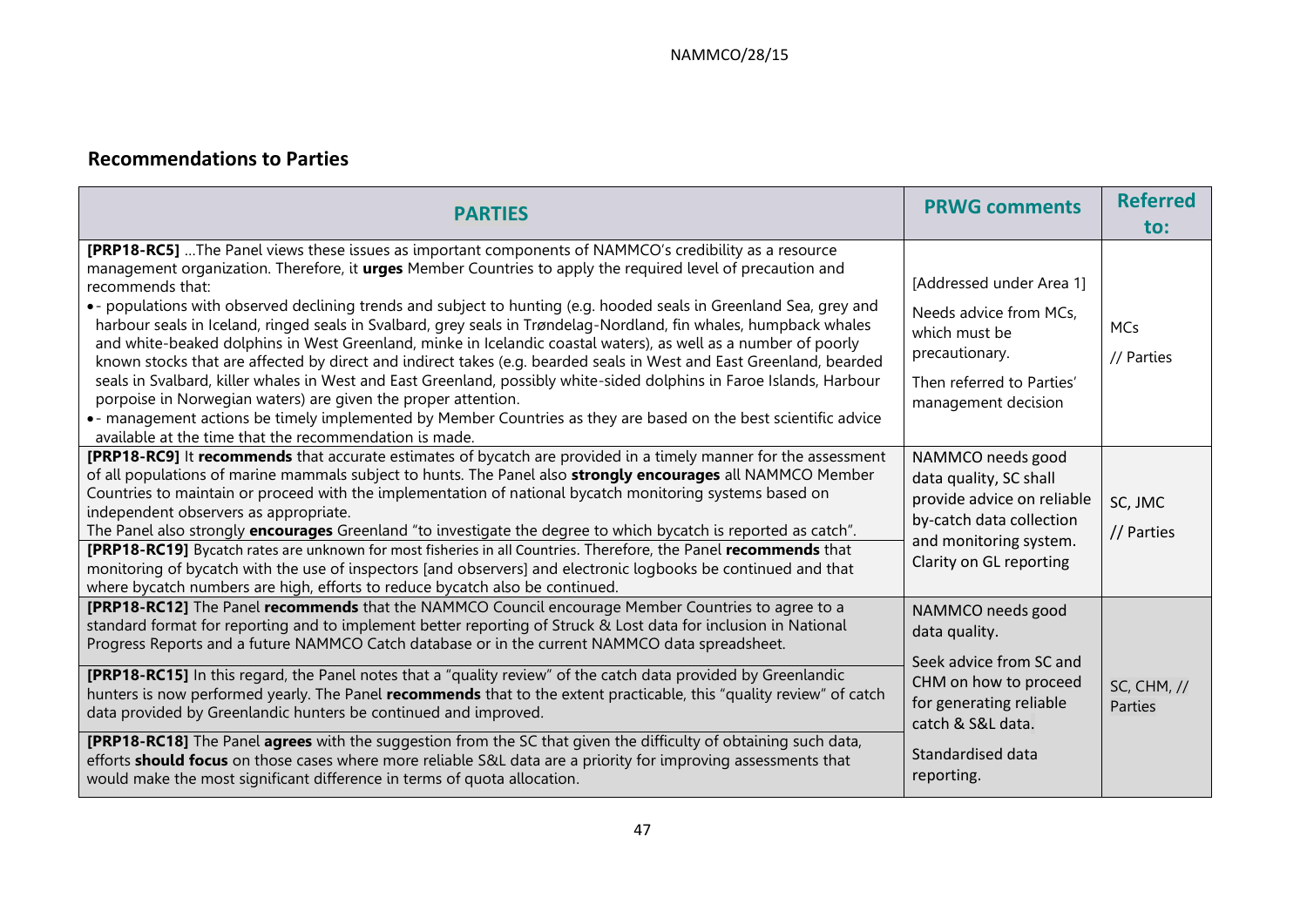## Recommendations to Parties

| PARTIES | PRWG comments | Referred to: |
|---|---|---|
| **[PRP18-RC5]** …The Panel views these issues as important components of NAMMCO's credibility as a resource management organization. Therefore, it **urges** Member Countries to apply the required level of precaution and recommends that:<br>• - populations with observed declining trends and subject to hunting (e.g. hooded seals in Greenland Sea, grey and harbour seals in Iceland, ringed seals in Svalbard, grey seals in Trøndelag-Nordland, fin whales, humpback whales and white-beaked dolphins in West Greenland, minke in Icelandic coastal waters), as well as a number of poorly known stocks that are affected by direct and indirect takes (e.g. bearded seals in West and East Greenland, bearded seals in Svalbard, killer whales in West and East Greenland, possibly white-sided dolphins in Faroe Islands, Harbour porpoise in Norwegian waters) are given the proper attention.<br>• - management actions be timely implemented by Member Countries as they are based on the best scientific advice available at the time that the recommendation is made. | [Addressed under Area 1]<br>Needs advice from MCs, which must be precautionary.<br>Then referred to Parties' management decision | MCs<br>// Parties |
| **[PRP18-RC9]** It **recommends** that accurate estimates of bycatch are provided in a timely manner for the assessment of all populations of marine mammals subject to hunts. The Panel also **strongly encourages** all NAMMCO Member Countries to maintain or proceed with the implementation of national bycatch monitoring systems based on independent observers as appropriate.<br>The Panel also strongly **encourages** Greenland "to investigate the degree to which bycatch is reported as catch".<br>**[PRP18-RC19]** Bycatch rates are unknown for most fisheries in all Countries. Therefore, the Panel **recommends** that monitoring of bycatch with the use of inspectors [and observers] and electronic logbooks be continued and that where bycatch numbers are high, efforts to reduce bycatch also be continued. | NAMMCO needs good data quality, SC shall provide advice on reliable by-catch data collection and monitoring system. Clarity on GL reporting | SC, JMC<br>// Parties |
| **[PRP18-RC12]** The Panel **recommends** that the NAMMCO Council encourage Member Countries to agree to a standard format for reporting and to implement better reporting of Struck & Lost data for inclusion in National Progress Reports and a future NAMMCO Catch database or in the current NAMMCO data spreadsheet.<br>**[PRP18-RC15]** In this regard, the Panel notes that a "quality review" of the catch data provided by Greenlandic hunters is now performed yearly. The Panel **recommends** that to the extent practicable, this "quality review" of catch data provided by Greenlandic hunters be continued and improved.<br>**[PRP18-RC18]** The Panel **agrees** with the suggestion from the SC that given the difficulty of obtaining such data, efforts **should focus** on those cases where more reliable S&L data are a priority for improving assessments that would make the most significant difference in terms of quota allocation. | NAMMCO needs good data quality.<br>Seek advice from SC and CHM on how to proceed for generating reliable catch & S&L data.<br>Standardised data reporting. | SC, CHM, //<br>Parties |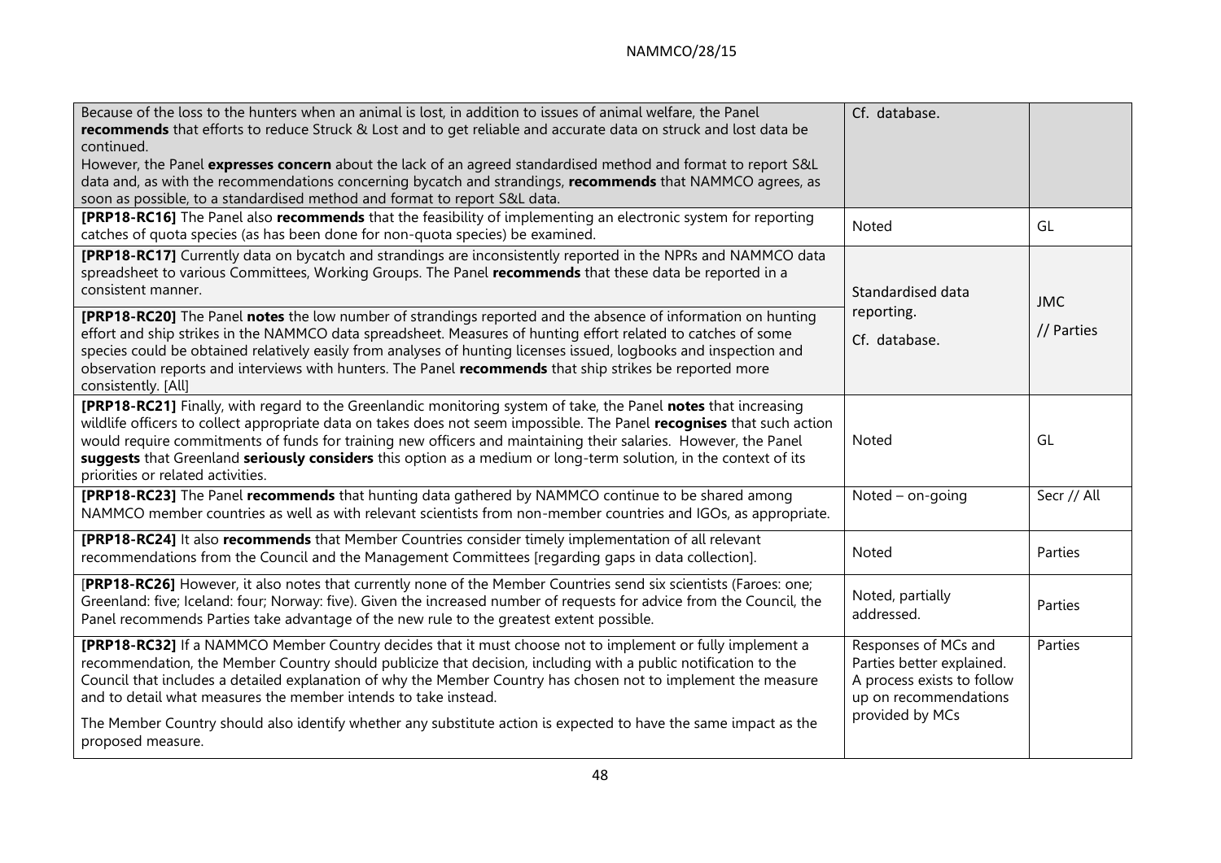| | | |
|---|---|---|
| Because of the loss to the hunters when an animal is lost, in addition to issues of animal welfare, the Panel **recommends** that efforts to reduce Struck & Lost and to get reliable and accurate data on struck and lost data be continued.<br>However, the Panel **expresses concern** about the lack of an agreed standardised method and format to report S&L data and, as with the recommendations concerning bycatch and strandings, **recommends** that NAMMCO agrees, as soon as possible, to a standardised method and format to report S&L data. | Cf. database. | |
| **[PRP18-RC16]** The Panel also **recommends** that the feasibility of implementing an electronic system for reporting catches of quota species (as has been done for non-quota species) be examined. | Noted | GL |
| **[PRP18-RC17]** Currently data on bycatch and strandings are inconsistently reported in the NPRs and NAMMCO data spreadsheet to various Committees, Working Groups. The Panel **recommends** that these data be reported in a consistent manner.<br>**[PRP18-RC20]** The Panel **notes** the low number of strandings reported and the absence of information on hunting effort and ship strikes in the NAMMCO data spreadsheet. Measures of hunting effort related to catches of some species could be obtained relatively easily from analyses of hunting licenses issued, logbooks and inspection and observation reports and interviews with hunters. The Panel **recommends** that ship strikes be reported more consistently. [All] | Standardised data reporting.<br>Cf. database. | JMC<br>// Parties |
| **[PRP18-RC21]** Finally, with regard to the Greenlandic monitoring system of take, the Panel **notes** that increasing wildlife officers to collect appropriate data on takes does not seem impossible. The Panel **recognises** that such action would require commitments of funds for training new officers and maintaining their salaries. However, the Panel **suggests** that Greenland **seriously considers** this option as a medium or long-term solution, in the context of its priorities or related activities. | Noted | GL |
| **[PRP18-RC23]** The Panel **recommends** that hunting data gathered by NAMMCO continue to be shared among NAMMCO member countries as well as with relevant scientists from non-member countries and IGOs, as appropriate. | Noted – on-going | Secr // All |
| **[PRP18-RC24]** It also **recommends** that Member Countries consider timely implementation of all relevant recommendations from the Council and the Management Committees [regarding gaps in data collection]. | Noted | Parties |
| [**PRP18-RC26]** However, it also notes that currently none of the Member Countries send six scientists (Faroes: one; Greenland: five; Iceland: four; Norway: five). Given the increased number of requests for advice from the Council, the Panel recommends Parties take advantage of the new rule to the greatest extent possible. | Noted, partially addressed. | Parties |
| **[PRP18-RC32]** If a NAMMCO Member Country decides that it must choose not to implement or fully implement a recommendation, the Member Country should publicize that decision, including with a public notification to the Council that includes a detailed explanation of why the Member Country has chosen not to implement the measure and to detail what measures the member intends to take instead.<br>The Member Country should also identify whether any substitute action is expected to have the same impact as the proposed measure. | Responses of MCs and Parties better explained. A process exists to follow up on recommendations provided by MCs | Parties |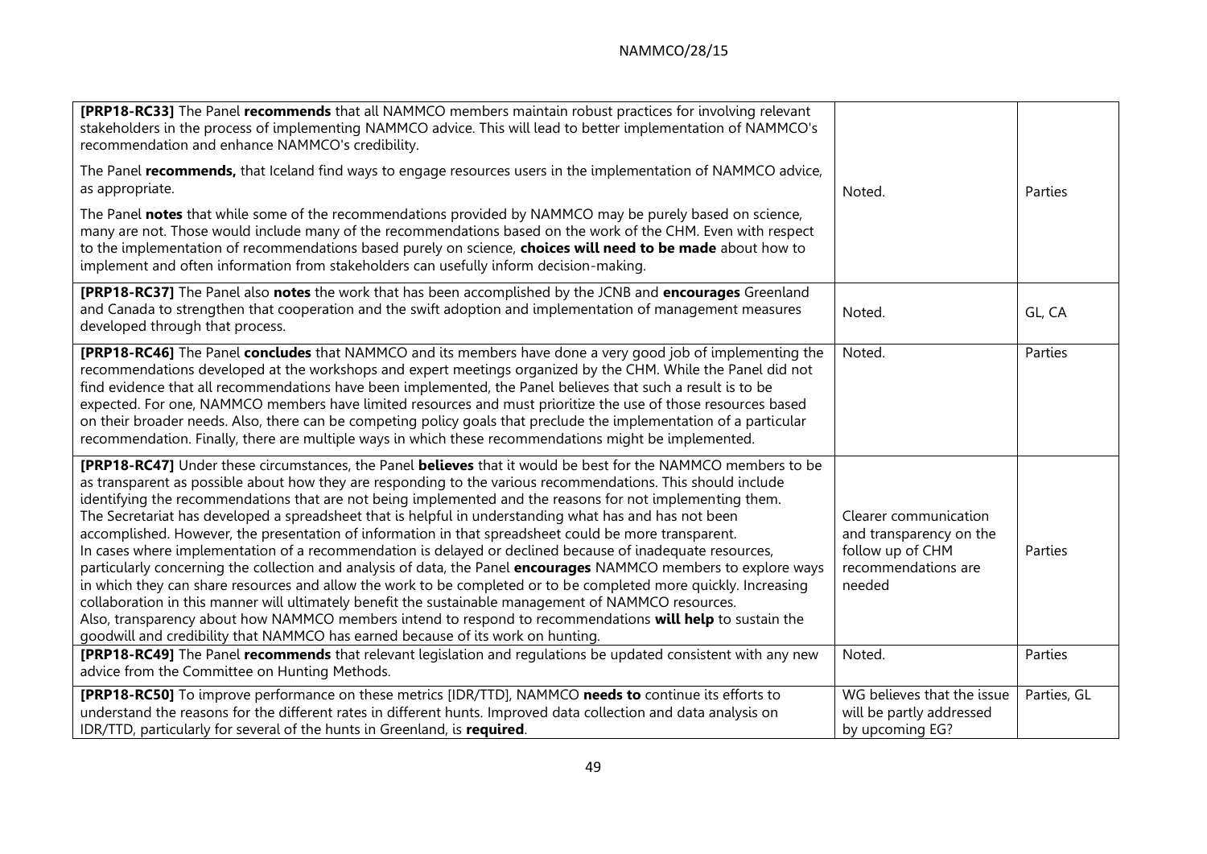| | | |
|---|---|---|
| **[PRP18-RC33]** The Panel **recommends** that all NAMMCO members maintain robust practices for involving relevant stakeholders in the process of implementing NAMMCO advice. This will lead to better implementation of NAMMCO's recommendation and enhance NAMMCO's credibility.<br><br>The Panel **recommends,** that Iceland find ways to engage resources users in the implementation of NAMMCO advice, as appropriate.<br><br>The Panel **notes** that while some of the recommendations provided by NAMMCO may be purely based on science, many are not. Those would include many of the recommendations based on the work of the CHM. Even with respect to the implementation of recommendations based purely on science, **choices will need to be made** about how to implement and often information from stakeholders can usefully inform decision-making. | Noted. | Parties |
| **[PRP18-RC37]** The Panel also **notes** the work that has been accomplished by the JCNB and **encourages** Greenland and Canada to strengthen that cooperation and the swift adoption and implementation of management measures developed through that process. | Noted. | GL, CA |
| **[PRP18-RC46]** The Panel **concludes** that NAMMCO and its members have done a very good job of implementing the recommendations developed at the workshops and expert meetings organized by the CHM. While the Panel did not find evidence that all recommendations have been implemented, the Panel believes that such a result is to be expected. For one, NAMMCO members have limited resources and must prioritize the use of those resources based on their broader needs. Also, there can be competing policy goals that preclude the implementation of a particular recommendation. Finally, there are multiple ways in which these recommendations might be implemented. | Noted. | Parties |
| **[PRP18-RC47]** Under these circumstances, the Panel **believes** that it would be best for the NAMMCO members to be as transparent as possible about how they are responding to the various recommendations. This should include identifying the recommendations that are not being implemented and the reasons for not implementing them.<br>The Secretariat has developed a spreadsheet that is helpful in understanding what has and has not been accomplished. However, the presentation of information in that spreadsheet could be more transparent.<br>In cases where implementation of a recommendation is delayed or declined because of inadequate resources, particularly concerning the collection and analysis of data, the Panel **encourages** NAMMCO members to explore ways in which they can share resources and allow the work to be completed or to be completed more quickly. Increasing collaboration in this manner will ultimately benefit the sustainable management of NAMMCO resources.<br>Also, transparency about how NAMMCO members intend to respond to recommendations **will help** to sustain the goodwill and credibility that NAMMCO has earned because of its work on hunting. | Clearer communication and transparency on the follow up of CHM recommendations are needed | Parties |
| **[PRP18-RC49]** The Panel **recommends** that relevant legislation and regulations be updated consistent with any new advice from the Committee on Hunting Methods. | Noted. | Parties |
| **[PRP18-RC50]** To improve performance on these metrics [IDR/TTD], NAMMCO **needs to** continue its efforts to understand the reasons for the different rates in different hunts. Improved data collection and data analysis on IDR/TTD, particularly for several of the hunts in Greenland, is **required**. | WG believes that the issue will be partly addressed by upcoming EG? | Parties, GL |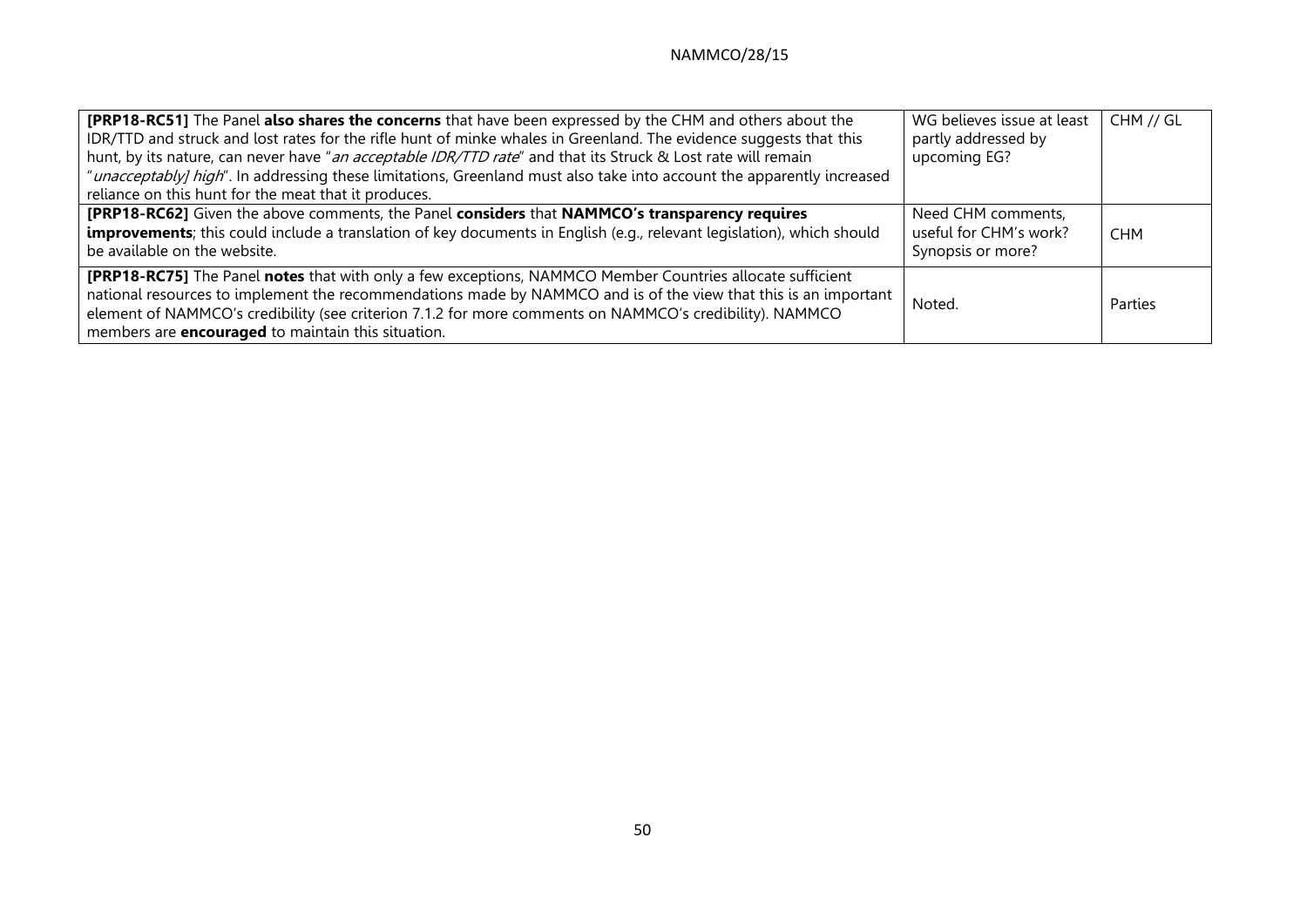| | | |
|---|---|---|
| **[PRP18-RC51]** The Panel **also shares the concerns** that have been expressed by the CHM and others about the IDR/TTD and struck and lost rates for the rifle hunt of minke whales in Greenland. The evidence suggests that this hunt, by its nature, can never have "*an acceptable IDR/TTD rate*" and that its Struck & Lost rate will remain "*unacceptably] high*". In addressing these limitations, Greenland must also take into account the apparently increased reliance on this hunt for the meat that it produces. | WG believes issue at least partly addressed by upcoming EG? | CHM // GL |
| **[PRP18-RC62]** Given the above comments, the Panel **considers** that **NAMMCO's transparency requires improvements**; this could include a translation of key documents in English (e.g., relevant legislation), which should be available on the website. | Need CHM comments, useful for CHM's work? Synopsis or more? | CHM |
| **[PRP18-RC75]** The Panel **notes** that with only a few exceptions, NAMMCO Member Countries allocate sufficient national resources to implement the recommendations made by NAMMCO and is of the view that this is an important element of NAMMCO's credibility (see criterion 7.1.2 for more comments on NAMMCO's credibility). NAMMCO members are **encouraged** to maintain this situation. | Noted. | Parties |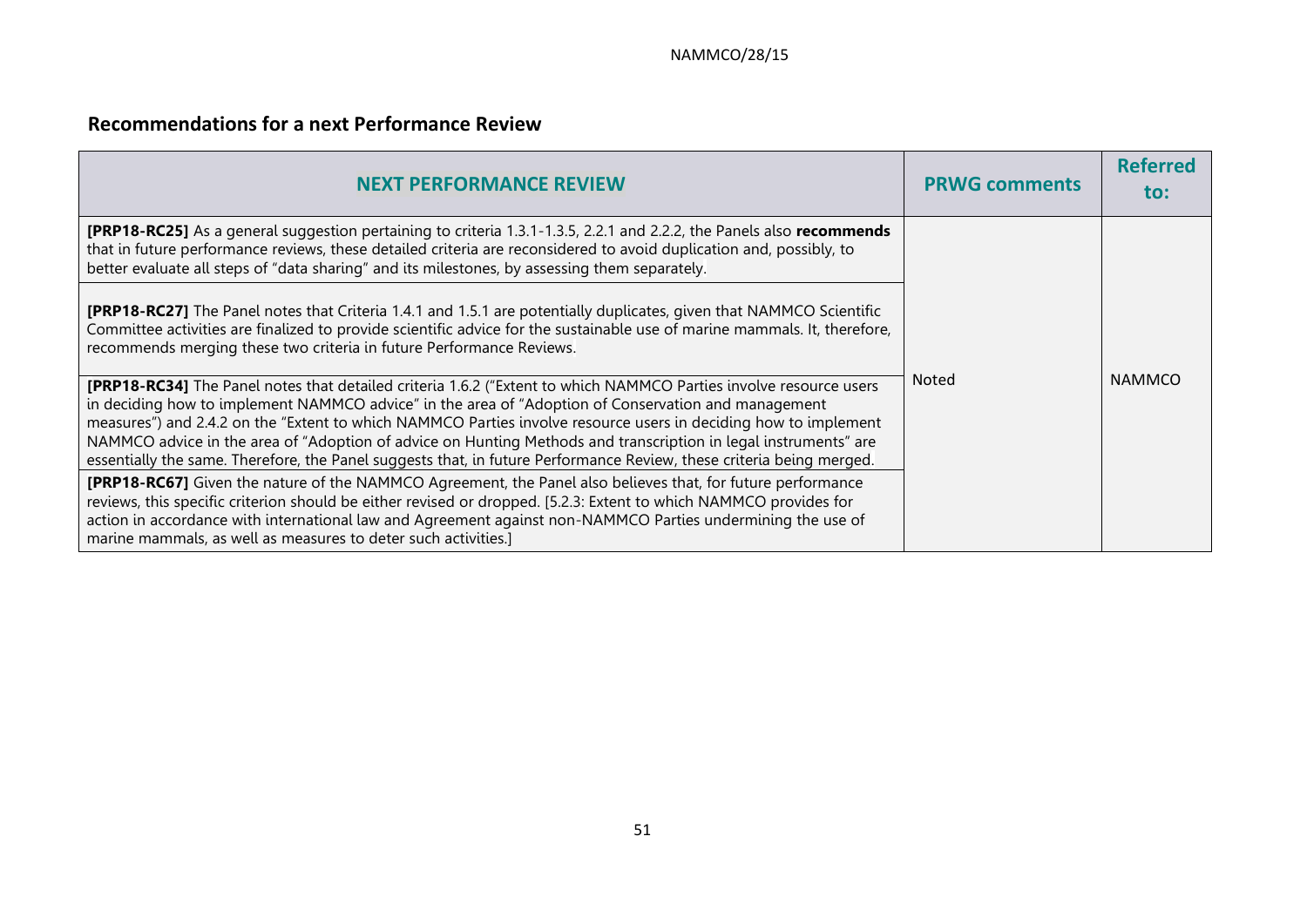## Recommendations for a next Performance Review

| NEXT PERFORMANCE REVIEW | PRWG comments | Referred to: |
|---|---|---|
| **[PRP18-RC25]** As a general suggestion pertaining to criteria 1.3.1-1.3.5, 2.2.1 and 2.2.2, the Panels also **recommends** that in future performance reviews, these detailed criteria are reconsidered to avoid duplication and, possibly, to better evaluate all steps of "data sharing" and its milestones, by assessing them separately. | Noted | NAMMCO |
| **[PRP18-RC27]** The Panel notes that Criteria 1.4.1 and 1.5.1 are potentially duplicates, given that NAMMCO Scientific Committee activities are finalized to provide scientific advice for the sustainable use of marine mammals. It, therefore, recommends merging these two criteria in future Performance Reviews. | | |
| **[PRP18-RC34]** The Panel notes that detailed criteria 1.6.2 ("Extent to which NAMMCO Parties involve resource users in deciding how to implement NAMMCO advice" in the area of "Adoption of Conservation and management measures") and 2.4.2 on the "Extent to which NAMMCO Parties involve resource users in deciding how to implement NAMMCO advice in the area of "Adoption of advice on Hunting Methods and transcription in legal instruments" are essentially the same. Therefore, the Panel suggests that, in future Performance Review, these criteria being merged. | | |
| **[PRP18-RC67]** Given the nature of the NAMMCO Agreement, the Panel also believes that, for future performance reviews, this specific criterion should be either revised or dropped. [5.2.3: Extent to which NAMMCO provides for action in accordance with international law and Agreement against non-NAMMCO Parties undermining the use of marine mammals, as well as measures to deter such activities.] | | |